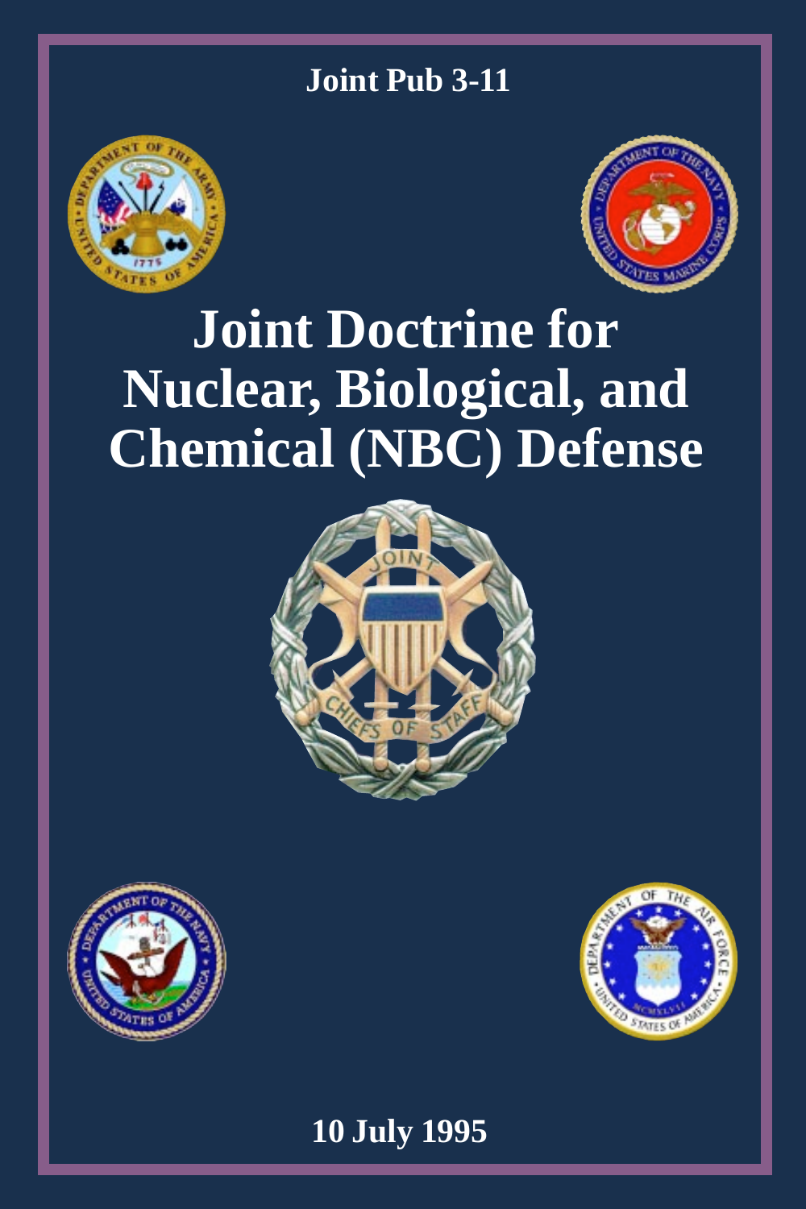Joint Pub 3-11

# Joint Doctrine for Nuclear, Biological, and Chemical (NBC) Defense

10 July 1995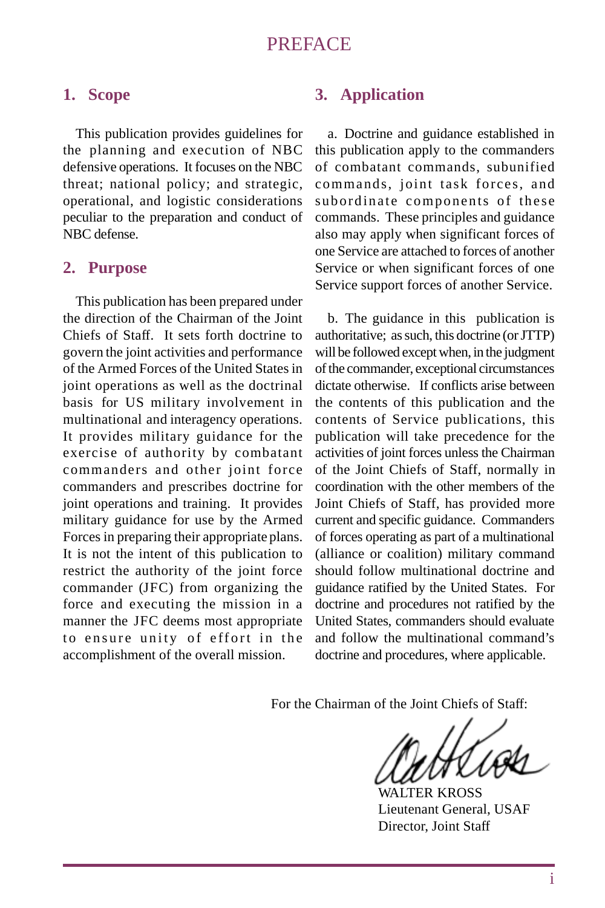# PREFACE

## 1. Scope

This publication provides guidelines for the planning and execution of NBC defensive operations. It focuses on the NBC threat; national policy; and strategic, operational, and logistic considerations peculiar to the preparation and conduct of NBC defense.

## 2. Purpose

This publication has been prepared under the direction of the Chairman of the Joint Chiefs of Staff. It sets forth doctrine to govern the joint activities and performance of the Armed Forces of the United States in joint operations as well as the doctrinal basis for US military involvement in multinational and interagency operations. It provides military guidance for the exercise of authority by combatant commanders and other joint force commanders and prescribes doctrine for joint operations and training. It provides military guidance for use by the Armed Forces in preparing their appropriate plans. It is not the intent of this publication to restrict the authority of the joint force commander (JFC) from organizing the force and executing the mission in a manner the JFC deems most appropriate to ensure unity of effort in the accomplishment of the overall mission.

## 3. Application

a. Doctrine and guidance established in this publication apply to the commanders of combatant commands, subunified commands, joint task forces, and subordinate components of these commands. These principles and guidance also may apply when significant forces of one Service are attached to forces of another Service or when significant forces of one Service support forces of another Service.

b. The guidance in this publication is authoritative; as such, this doctrine (or JTTP) will be followed except when, in the judgment of the commander, exceptional circumstances dictate otherwise. If conflicts arise between the contents of this publication and the contents of Service publications, this publication will take precedence for the activities of joint forces unless the Chairman of the Joint Chiefs of Staff, normally in coordination with the other members of the Joint Chiefs of Staff, has provided more current and specific guidance. Commanders of forces operating as part of a multinational (alliance or coalition) military command should follow multinational doctrine and guidance ratified by the United States. For doctrine and procedures not ratified by the United States, commanders should evaluate and follow the multinational command's doctrine and procedures, where applicable.

For the Chairman of the Joint Chiefs of Staff:

WALTER KROSS
Lieutenant General, USAF
Director, Joint Staff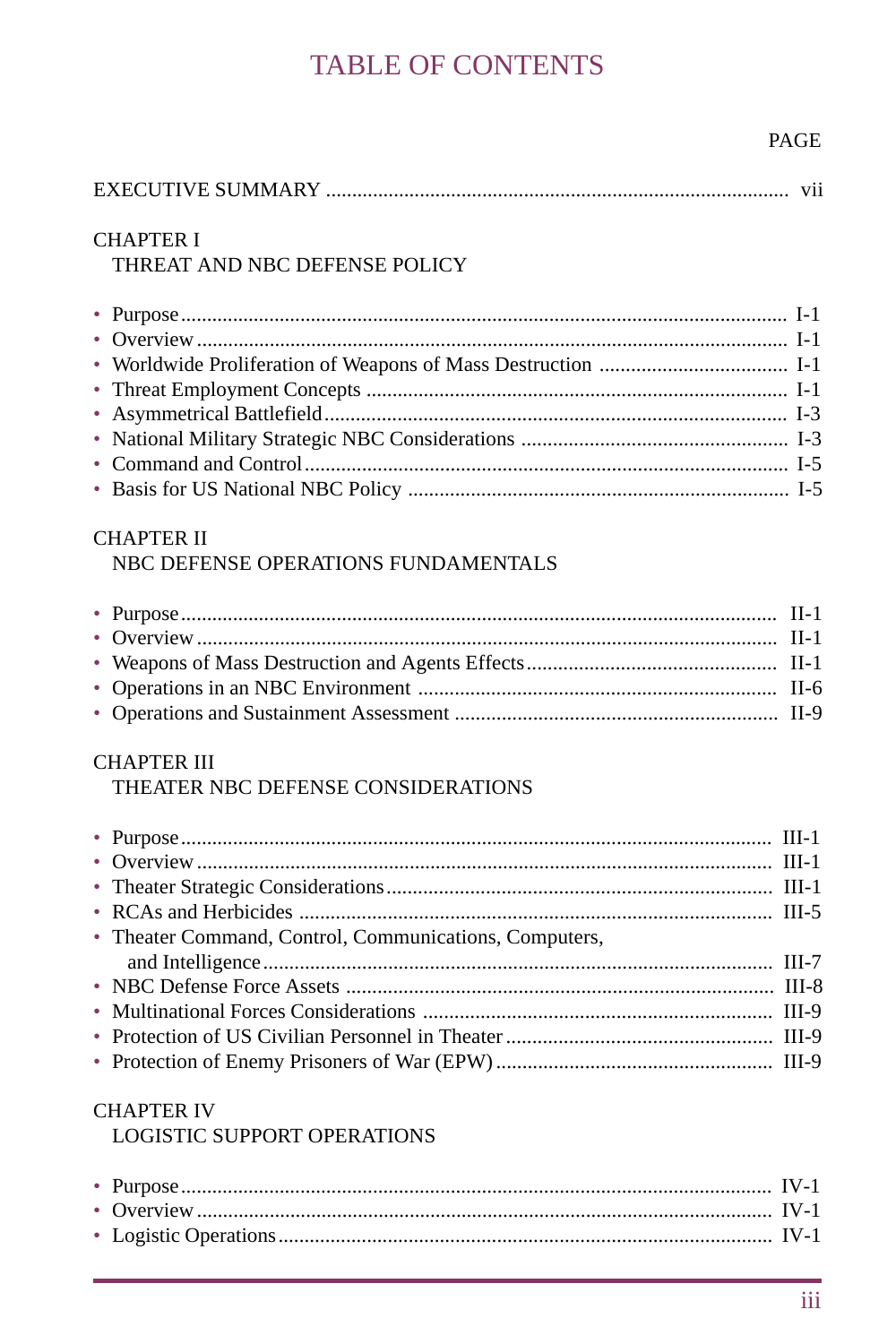# TABLE OF CONTENTS

PAGE

EXECUTIVE SUMMARY ........................................................................................ vii

CHAPTER I
THREAT AND NBC DEFENSE POLICY

- Purpose ........................................................................................................ I-1
- Overview ...................................................................................................... I-1
- Worldwide Proliferation of Weapons of Mass Destruction .................................... I-1
- Threat Employment Concepts ............................................................................ I-1
- Asymmetrical Battlefield .................................................................................. I-3
- National Military Strategic NBC Considerations .................................................. I-3
- Command and Control ..................................................................................... I-5
- Basis for US National NBC Policy ..................................................................... I-5

CHAPTER II
NBC DEFENSE OPERATIONS FUNDAMENTALS

- Purpose ........................................................................................................ II-1
- Overview ...................................................................................................... II-1
- Weapons of Mass Destruction and Agents Effects ............................................... II-1
- Operations in an NBC Environment .................................................................. II-6
- Operations and Sustainment Assessment ............................................................ II-9

CHAPTER III
THEATER NBC DEFENSE CONSIDERATIONS

- Purpose ........................................................................................................ III-1
- Overview ...................................................................................................... III-1
- Theater Strategic Considerations ....................................................................... III-1
- RCAs and Herbicides ...................................................................................... III-5
- Theater Command, Control, Communications, Computers, and Intelligence ................................................................................................ III-7
- NBC Defense Force Assets ............................................................................... III-8
- Multinational Forces Considerations .................................................................. III-9
- Protection of US Civilian Personnel in Theater .................................................. III-9
- Protection of Enemy Prisoners of War (EPW) ..................................................... III-9

CHAPTER IV
LOGISTIC SUPPORT OPERATIONS

- Purpose ........................................................................................................ IV-1
- Overview ...................................................................................................... IV-1
- Logistic Operations .......................................................................................... IV-1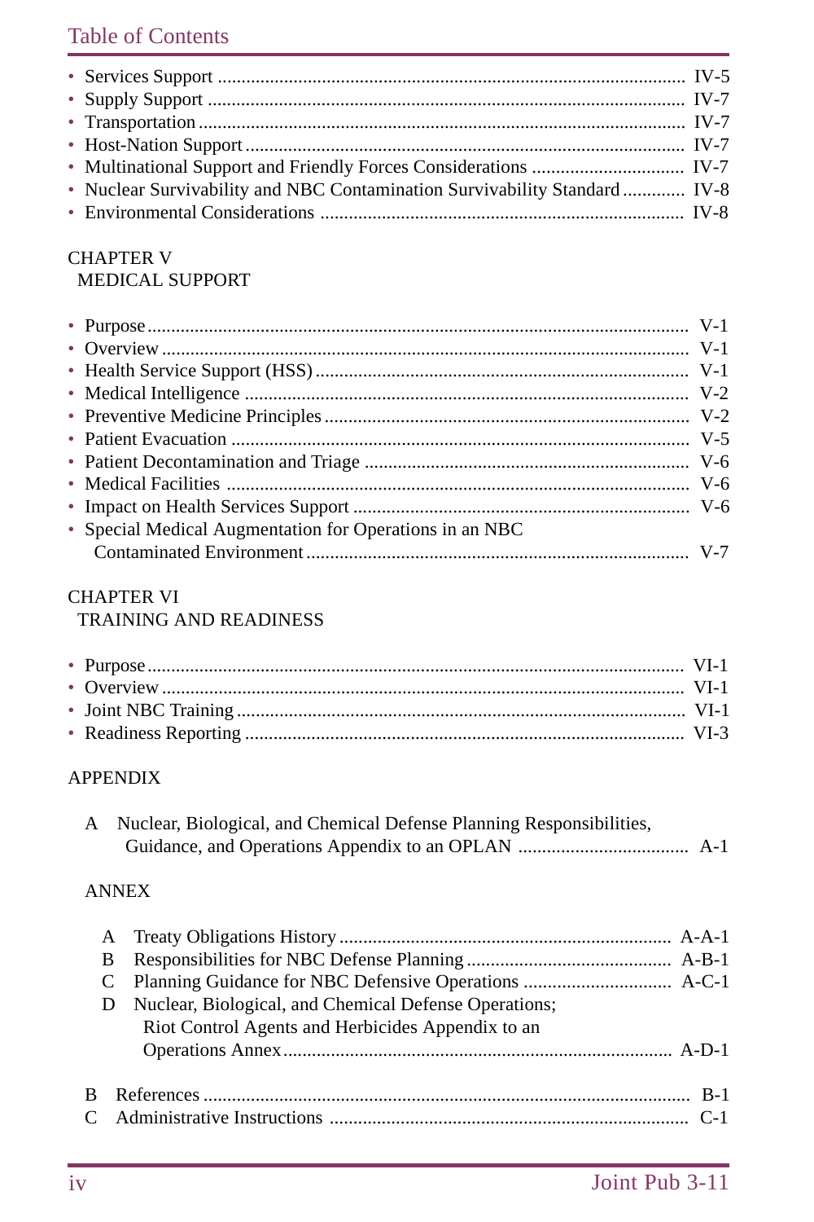## Table of Contents

- Services Support ................................................................................................ IV-5
- Supply Support .................................................................................................. IV-7
- Transportation ................................................................................................... IV-7
- Host-Nation Support ......................................................................................... IV-7
- Multinational Support and Friendly Forces Considerations ............................... IV-7
- Nuclear Survivability and NBC Contamination Survivability Standard ............ IV-8
- Environmental Considerations ........................................................................... IV-8

CHAPTER V
MEDICAL SUPPORT

- Purpose ................................................................................................................ V-1
- Overview ............................................................................................................. V-1
- Health Service Support (HSS) ............................................................................ V-1
- Medical Intelligence ........................................................................................... V-2
- Preventive Medicine Principles .......................................................................... V-2
- Patient Evacuation .............................................................................................. V-5
- Patient Decontamination and Triage .................................................................. V-6
- Medical Facilities ............................................................................................... V-6
- Impact on Health Services Support .................................................................... V-6
- Special Medical Augmentation for Operations in an NBC Contaminated Environment ............................................................................... V-7

CHAPTER VI
TRAINING AND READINESS

- Purpose ............................................................................................................... VI-1
- Overview ............................................................................................................ VI-1
- Joint NBC Training ............................................................................................ VI-1
- Readiness Reporting .......................................................................................... VI-3

APPENDIX

A Nuclear, Biological, and Chemical Defense Planning Responsibilities, Guidance, and Operations Appendix to an OPLAN ................................... A-1

ANNEX

A Treaty Obligations History .................................................................... A-A-1
B Responsibilities for NBC Defense Planning .......................................... A-B-1
C Planning Guidance for NBC Defensive Operations ............................... A-C-1
D Nuclear, Biological, and Chemical Defense Operations; Riot Control Agents and Herbicides Appendix to an Operations Annex ................................................................................ A-D-1

B References .................................................................................................... B-1
C Administrative Instructions ......................................................................... C-1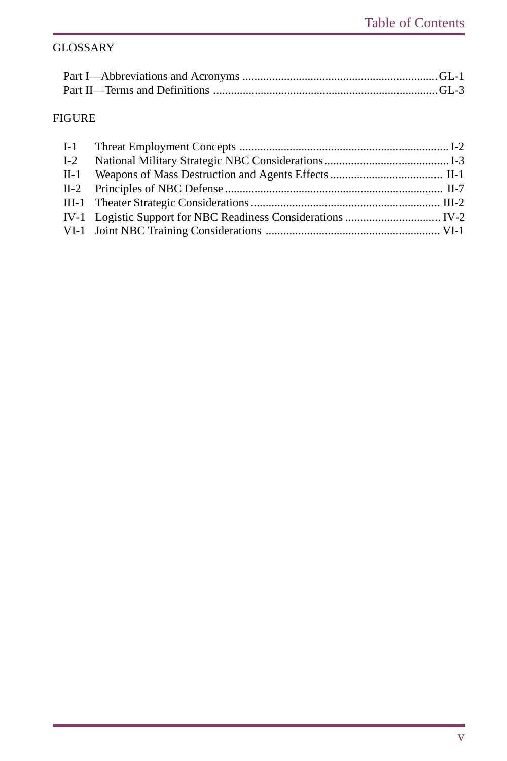## GLOSSARY

Part I—Abbreviations and Acronyms ........ GL-1
Part II—Terms and Definitions ........ GL-3

## FIGURE

I-1 Threat Employment Concepts ........ I-2
I-2 National Military Strategic NBC Considerations ........ I-3
II-1 Weapons of Mass Destruction and Agents Effects ........ II-1
II-2 Principles of NBC Defense ........ II-7
III-1 Theater Strategic Considerations ........ III-2
IV-1 Logistic Support for NBC Readiness Considerations ........ IV-2
VI-1 Joint NBC Training Considerations ........ VI-1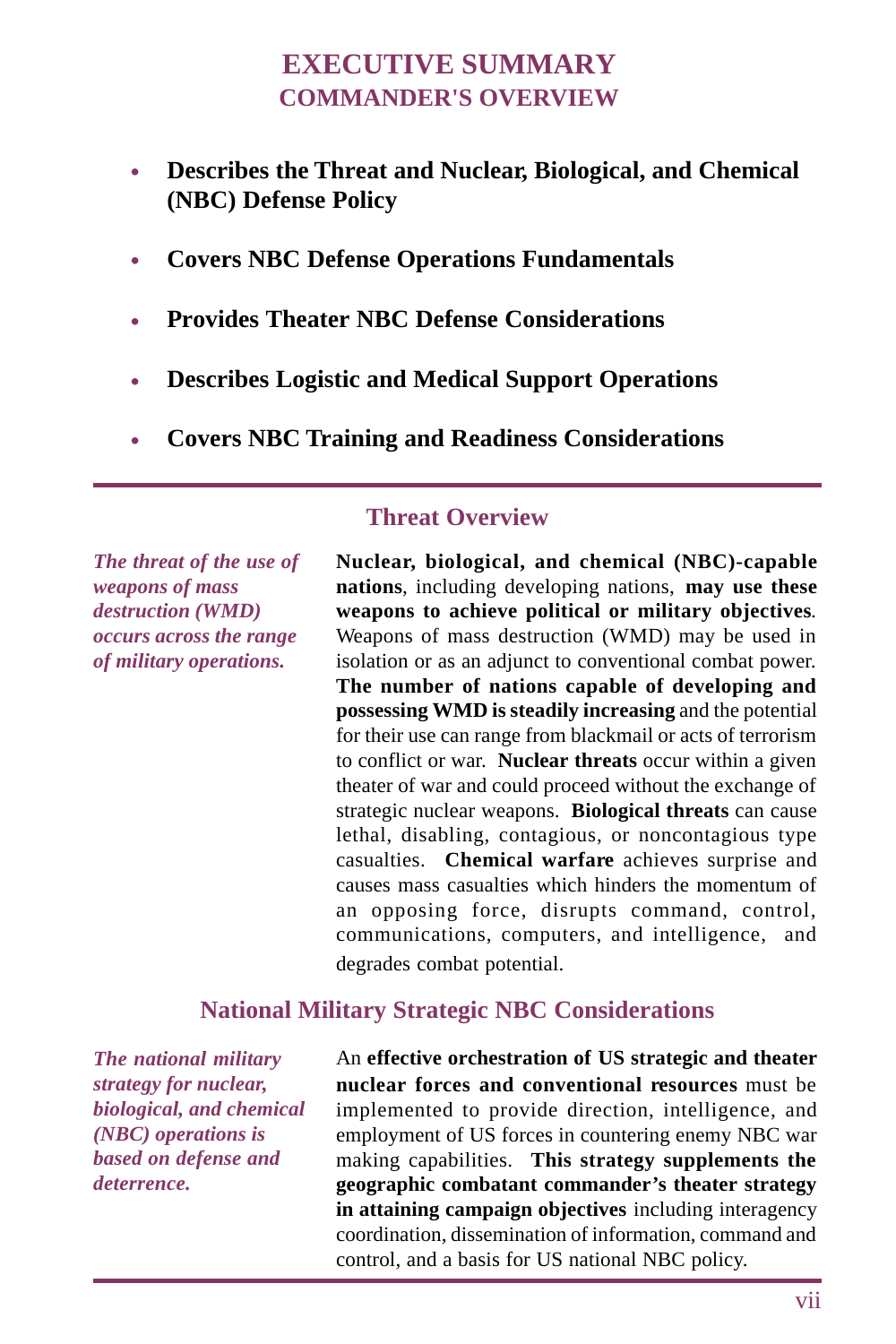# EXECUTIVE SUMMARY
## COMMANDER'S OVERVIEW

- **Describes the Threat and Nuclear, Biological, and Chemical (NBC) Defense Policy**
- **Covers NBC Defense Operations Fundamentals**
- **Provides Theater NBC Defense Considerations**
- **Describes Logistic and Medical Support Operations**
- **Covers NBC Training and Readiness Considerations**

---

### Threat Overview

***The threat of the use of weapons of mass destruction (WMD) occurs across the range of military operations.***

**Nuclear, biological, and chemical (NBC)-capable nations**, including developing nations, **may use these weapons to achieve political or military objectives**. Weapons of mass destruction (WMD) may be used in isolation or as an adjunct to conventional combat power. **The number of nations capable of developing and possessing WMD is steadily increasing** and the potential for their use can range from blackmail or acts of terrorism to conflict or war. **Nuclear threats** occur within a given theater of war and could proceed without the exchange of strategic nuclear weapons. **Biological threats** can cause lethal, disabling, contagious, or noncontagious type casualties. **Chemical warfare** achieves surprise and causes mass casualties which hinders the momentum of an opposing force, disrupts command, control, communications, computers, and intelligence, and degrades combat potential.

### National Military Strategic NBC Considerations

***The national military strategy for nuclear, biological, and chemical (NBC) operations is based on defense and deterrence.***

An **effective orchestration of US strategic and theater nuclear forces and conventional resources** must be implemented to provide direction, intelligence, and employment of US forces in countering enemy NBC war making capabilities. **This strategy supplements the geographic combatant commander's theater strategy in attaining campaign objectives** including interagency coordination, dissemination of information, command and control, and a basis for US national NBC policy.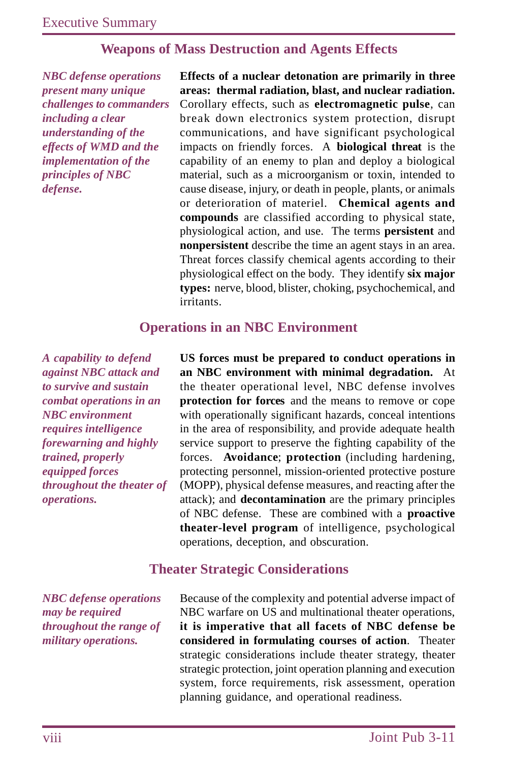## Weapons of Mass Destruction and Agents Effects

*NBC defense operations present many unique challenges to commanders including a clear understanding of the effects of WMD and the implementation of the principles of NBC defense.*

**Effects of a nuclear detonation are primarily in three areas: thermal radiation, blast, and nuclear radiation.** Corollary effects, such as **electromagnetic pulse**, can break down electronics system protection, disrupt communications, and have significant psychological impacts on friendly forces. A **biological threat** is the capability of an enemy to plan and deploy a biological material, such as a microorganism or toxin, intended to cause disease, injury, or death in people, plants, or animals or deterioration of materiel. **Chemical agents and compounds** are classified according to physical state, physiological action, and use. The terms **persistent** and **nonpersistent** describe the time an agent stays in an area. Threat forces classify chemical agents according to their physiological effect on the body. They identify **six major types:** nerve, blood, blister, choking, psychochemical, and irritants.

## Operations in an NBC Environment

*A capability to defend against NBC attack and to survive and sustain combat operations in an NBC environment requires intelligence forewarning and highly trained, properly equipped forces throughout the theater of operations.*

**US forces must be prepared to conduct operations in an NBC environment with minimal degradation.** At the theater operational level, NBC defense involves **protection for forces** and the means to remove or cope with operationally significant hazards, conceal intentions in the area of responsibility, and provide adequate health service support to preserve the fighting capability of the forces. **Avoidance**; **protection** (including hardening, protecting personnel, mission-oriented protective posture (MOPP), physical defense measures, and reacting after the attack); and **decontamination** are the primary principles of NBC defense. These are combined with a **proactive theater-level program** of intelligence, psychological operations, deception, and obscuration.

## Theater Strategic Considerations

*NBC defense operations may be required throughout the range of military operations.*

Because of the complexity and potential adverse impact of NBC warfare on US and multinational theater operations, **it is imperative that all facets of NBC defense be considered in formulating courses of action**. Theater strategic considerations include theater strategy, theater strategic protection, joint operation planning and execution system, force requirements, risk assessment, operation planning guidance, and operational readiness.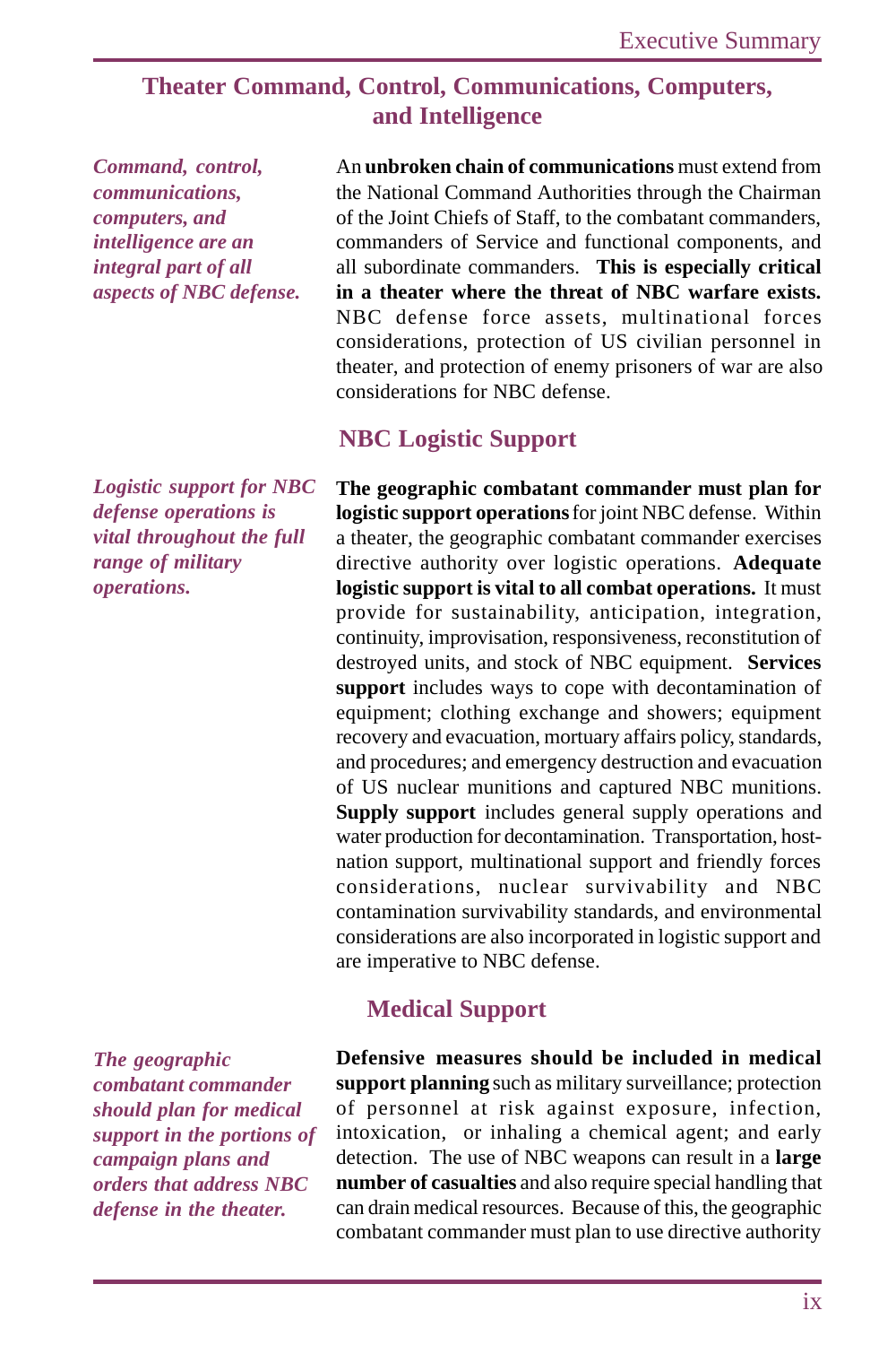## Theater Command, Control, Communications, Computers, and Intelligence

*Command, control, communications, computers, and intelligence are an integral part of all aspects of NBC defense.*

An **unbroken chain of communications** must extend from the National Command Authorities through the Chairman of the Joint Chiefs of Staff, to the combatant commanders, commanders of Service and functional components, and all subordinate commanders. **This is especially critical in a theater where the threat of NBC warfare exists.** NBC defense force assets, multinational forces considerations, protection of US civilian personnel in theater, and protection of enemy prisoners of war are also considerations for NBC defense.

## NBC Logistic Support

*Logistic support for NBC defense operations is vital throughout the full range of military operations.*

**The geographic combatant commander must plan for logistic support operations** for joint NBC defense. Within a theater, the geographic combatant commander exercises directive authority over logistic operations. **Adequate logistic support is vital to all combat operations.** It must provide for sustainability, anticipation, integration, continuity, improvisation, responsiveness, reconstitution of destroyed units, and stock of NBC equipment. **Services support** includes ways to cope with decontamination of equipment; clothing exchange and showers; equipment recovery and evacuation, mortuary affairs policy, standards, and procedures; and emergency destruction and evacuation of US nuclear munitions and captured NBC munitions. **Supply support** includes general supply operations and water production for decontamination. Transportation, host-nation support, multinational support and friendly forces considerations, nuclear survivability and NBC contamination survivability standards, and environmental considerations are also incorporated in logistic support and are imperative to NBC defense.

## Medical Support

*The geographic combatant commander should plan for medical support in the portions of campaign plans and orders that address NBC defense in the theater.*

**Defensive measures should be included in medical support planning** such as military surveillance; protection of personnel at risk against exposure, infection, intoxication, or inhaling a chemical agent; and early detection. The use of NBC weapons can result in a **large number of casualties** and also require special handling that can drain medical resources. Because of this, the geographic combatant commander must plan to use directive authority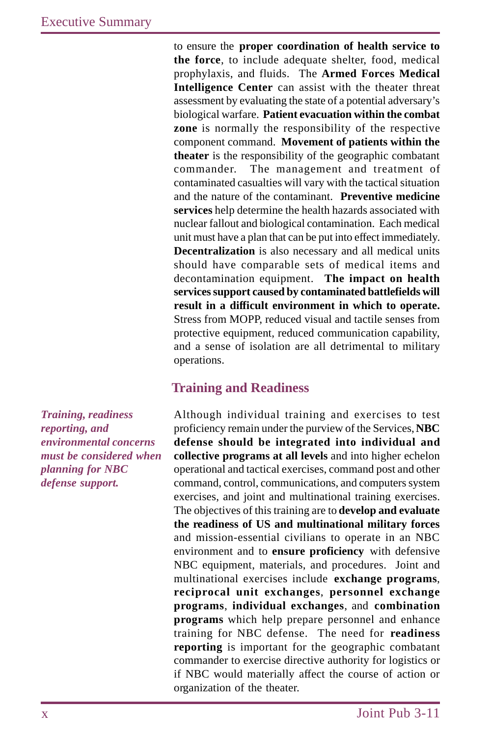to ensure the **proper coordination of health service to the force**, to include adequate shelter, food, medical prophylaxis, and fluids. The **Armed Forces Medical Intelligence Center** can assist with the theater threat assessment by evaluating the state of a potential adversary's biological warfare. **Patient evacuation within the combat zone** is normally the responsibility of the respective component command. **Movement of patients within the theater** is the responsibility of the geographic combatant commander. The management and treatment of contaminated casualties will vary with the tactical situation and the nature of the contaminant. **Preventive medicine services** help determine the health hazards associated with nuclear fallout and biological contamination. Each medical unit must have a plan that can be put into effect immediately. **Decentralization** is also necessary and all medical units should have comparable sets of medical items and decontamination equipment. **The impact on health services support caused by contaminated battlefields will result in a difficult environment in which to operate.** Stress from MOPP, reduced visual and tactile senses from protective equipment, reduced communication capability, and a sense of isolation are all detrimental to military operations.

## Training and Readiness

***Training, readiness reporting, and environmental concerns must be considered when planning for NBC defense support.***

Although individual training and exercises to test proficiency remain under the purview of the Services, **NBC defense should be integrated into individual and collective programs at all levels** and into higher echelon operational and tactical exercises, command post and other command, control, communications, and computers system exercises, and joint and multinational training exercises. The objectives of this training are to **develop and evaluate the readiness of US and multinational military forces** and mission-essential civilians to operate in an NBC environment and to **ensure proficiency** with defensive NBC equipment, materials, and procedures. Joint and multinational exercises include **exchange programs**, **reciprocal unit exchanges**, **personnel exchange programs**, **individual exchanges**, and **combination programs** which help prepare personnel and enhance training for NBC defense. The need for **readiness reporting** is important for the geographic combatant commander to exercise directive authority for logistics or if NBC would materially affect the course of action or organization of the theater.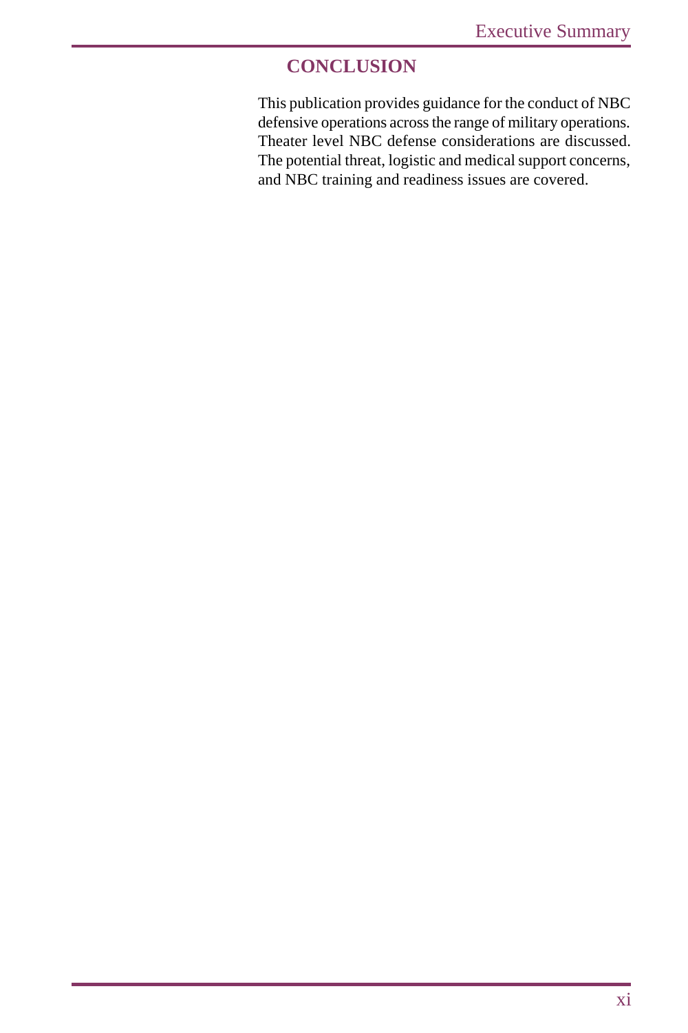## CONCLUSION

This publication provides guidance for the conduct of NBC defensive operations across the range of military operations. Theater level NBC defense considerations are discussed. The potential threat, logistic and medical support concerns, and NBC training and readiness issues are covered.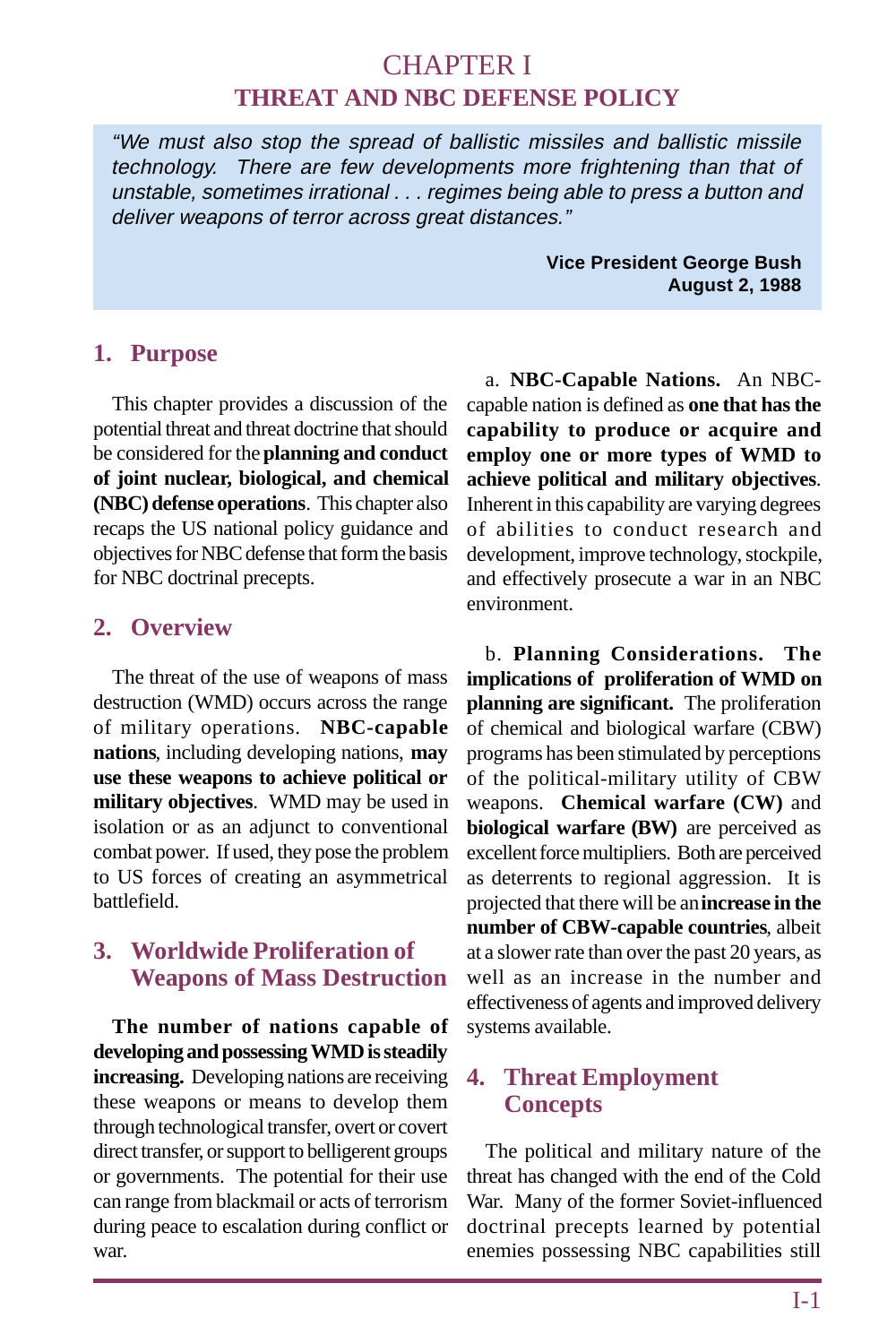# CHAPTER I
## THREAT AND NBC DEFENSE POLICY

> *"We must also stop the spread of ballistic missiles and ballistic missile technology. There are few developments more frightening than that of unstable, sometimes irrational . . . regimes being able to press a button and deliver weapons of terror across great distances."*
>
> **Vice President George Bush**
> **August 2, 1988**

### 1. Purpose

This chapter provides a discussion of the potential threat and threat doctrine that should be considered for the **planning and conduct of joint nuclear, biological, and chemical (NBC) defense operations**. This chapter also recaps the US national policy guidance and objectives for NBC defense that form the basis for NBC doctrinal precepts.

### 2. Overview

The threat of the use of weapons of mass destruction (WMD) occurs across the range of military operations. **NBC-capable nations**, including developing nations, **may use these weapons to achieve political or military objectives**. WMD may be used in isolation or as an adjunct to conventional combat power. If used, they pose the problem to US forces of creating an asymmetrical battlefield.

### 3. Worldwide Proliferation of Weapons of Mass Destruction

**The number of nations capable of developing and possessing WMD is steadily increasing.** Developing nations are receiving these weapons or means to develop them through technological transfer, overt or covert direct transfer, or support to belligerent groups or governments. The potential for their use can range from blackmail or acts of terrorism during peace to escalation during conflict or war.

a. **NBC-Capable Nations.** An NBC-capable nation is defined as **one that has the capability to produce or acquire and employ one or more types of WMD to achieve political and military objectives**. Inherent in this capability are varying degrees of abilities to conduct research and development, improve technology, stockpile, and effectively prosecute a war in an NBC environment.

b. **Planning Considerations. The implications of proliferation of WMD on planning are significant.** The proliferation of chemical and biological warfare (CBW) programs has been stimulated by perceptions of the political-military utility of CBW weapons. **Chemical warfare (CW)** and **biological warfare (BW)** are perceived as excellent force multipliers. Both are perceived as deterrents to regional aggression. It is projected that there will be an **increase in the number of CBW-capable countries**, albeit at a slower rate than over the past 20 years, as well as an increase in the number and effectiveness of agents and improved delivery systems available.

### 4. Threat Employment Concepts

The political and military nature of the threat has changed with the end of the Cold War. Many of the former Soviet-influenced doctrinal precepts learned by potential enemies possessing NBC capabilities still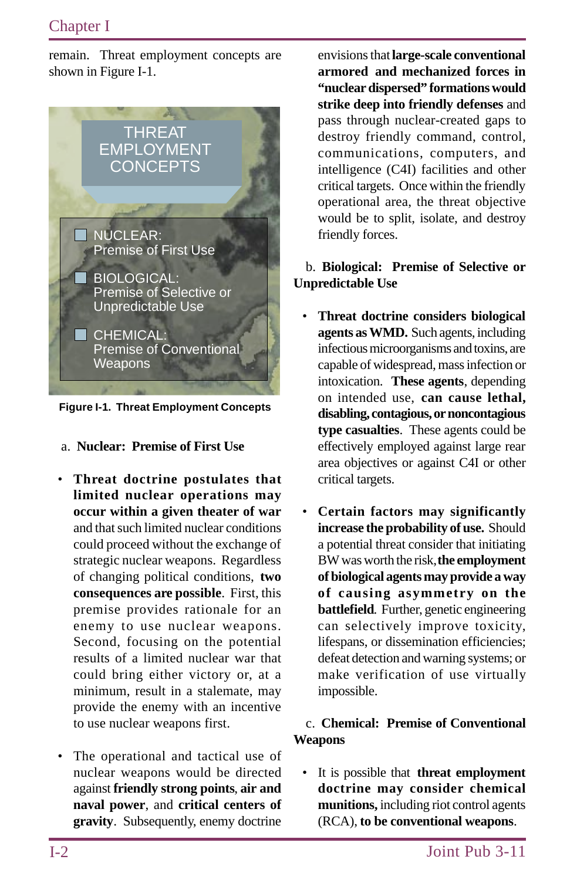remain. Threat employment concepts are shown in Figure I-1.

**THREAT EMPLOYMENT CONCEPTS**

- NUCLEAR: Premise of First Use
- BIOLOGICAL: Premise of Selective or Unpredictable Use
- CHEMICAL: Premise of Conventional Weapons

**Figure I-1. Threat Employment Concepts**

a. **Nuclear: Premise of First Use**

- **Threat doctrine postulates that limited nuclear operations may occur within a given theater of war** and that such limited nuclear conditions could proceed without the exchange of strategic nuclear weapons. Regardless of changing political conditions, **two consequences are possible**. First, this premise provides rationale for an enemy to use nuclear weapons. Second, focusing on the potential results of a limited nuclear war that could bring either victory or, at a minimum, result in a stalemate, may provide the enemy with an incentive to use nuclear weapons first.

- The operational and tactical use of nuclear weapons would be directed against **friendly strong points**, **air and naval power**, and **critical centers of gravity**. Subsequently, enemy doctrine envisions that **large-scale conventional armored and mechanized forces in "nuclear dispersed" formations would strike deep into friendly defenses** and pass through nuclear-created gaps to destroy friendly command, control, communications, computers, and intelligence (C4I) facilities and other critical targets. Once within the friendly operational area, the threat objective would be to split, isolate, and destroy friendly forces.

b. **Biological: Premise of Selective or Unpredictable Use**

- **Threat doctrine considers biological agents as WMD.** Such agents, including infectious microorganisms and toxins, are capable of widespread, mass infection or intoxication. **These agents**, depending on intended use, **can cause lethal, disabling, contagious, or noncontagious type casualties**. These agents could be effectively employed against large rear area objectives or against C4I or other critical targets.

- **Certain factors may significantly increase the probability of use.** Should a potential threat consider that initiating BW was worth the risk, **the employment of biological agents may provide a way of causing asymmetry on the battlefield**. Further, genetic engineering can selectively improve toxicity, lifespans, or dissemination efficiencies; defeat detection and warning systems; or make verification of use virtually impossible.

c. **Chemical: Premise of Conventional Weapons**

- It is possible that **threat employment doctrine may consider chemical munitions,** including riot control agents (RCA), **to be conventional weapons**.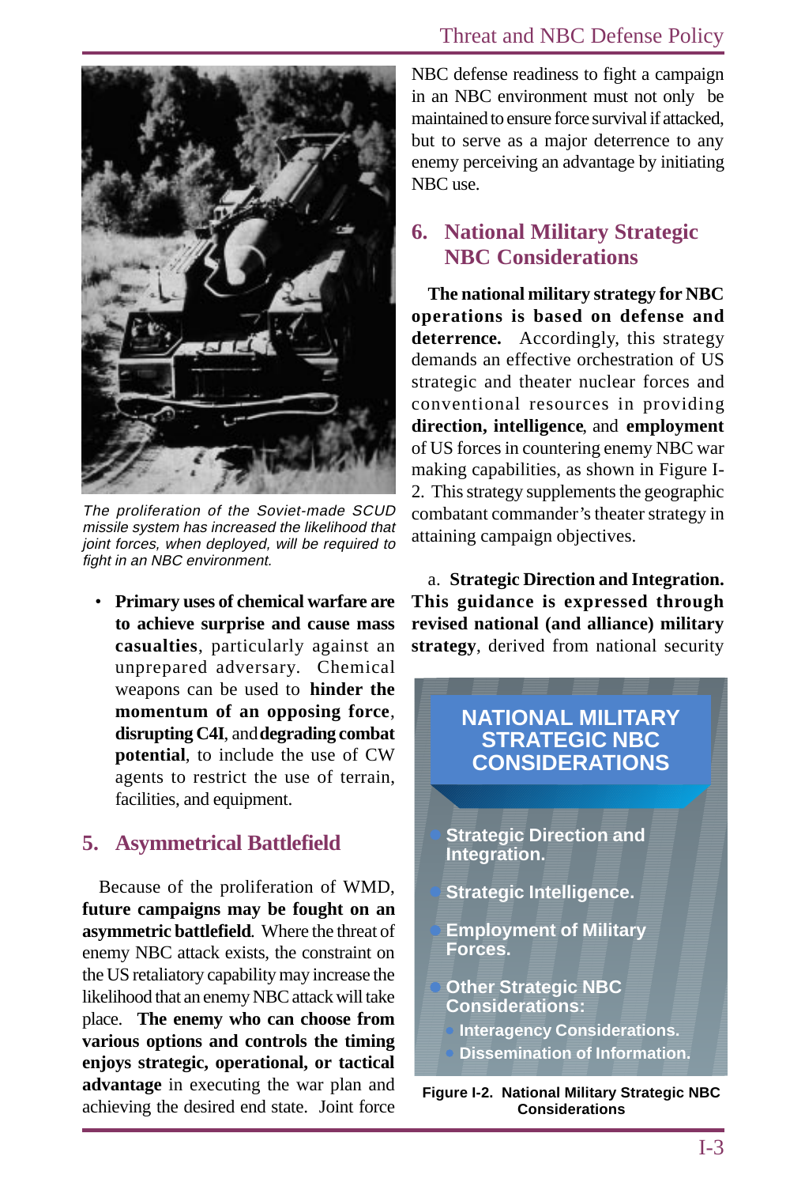*The proliferation of the Soviet-made SCUD missile system has increased the likelihood that joint forces, when deployed, will be required to fight in an NBC environment.*

- **Primary uses of chemical warfare are to achieve surprise and cause mass casualties**, particularly against an unprepared adversary. Chemical weapons can be used to **hinder the momentum of an opposing force**, **disrupting C4I**, and **degrading combat potential**, to include the use of CW agents to restrict the use of terrain, facilities, and equipment.

## 5. Asymmetrical Battlefield

Because of the proliferation of WMD, **future campaigns may be fought on an asymmetric battlefield**. Where the threat of enemy NBC attack exists, the constraint on the US retaliatory capability may increase the likelihood that an enemy NBC attack will take place. **The enemy who can choose from various options and controls the timing enjoys strategic, operational, or tactical advantage** in executing the war plan and achieving the desired end state. Joint force NBC defense readiness to fight a campaign in an NBC environment must not only be maintained to ensure force survival if attacked, but to serve as a major deterrence to any enemy perceiving an advantage by initiating NBC use.

## 6. National Military Strategic NBC Considerations

**The national military strategy for NBC operations is based on defense and deterrence.** Accordingly, this strategy demands an effective orchestration of US strategic and theater nuclear forces and conventional resources in providing **direction, intelligence**, and **employment** of US forces in countering enemy NBC war making capabilities, as shown in Figure I-2. This strategy supplements the geographic combatant commander's theater strategy in attaining campaign objectives.

a. **Strategic Direction and Integration. This guidance is expressed through revised national (and alliance) military strategy**, derived from national security

**NATIONAL MILITARY STRATEGIC NBC CONSIDERATIONS**

- Strategic Direction and Integration.
- Strategic Intelligence.
- Employment of Military Forces.
- Other Strategic NBC Considerations:
  - Interagency Considerations.
  - Dissemination of Information.

**Figure I-2. National Military Strategic NBC Considerations**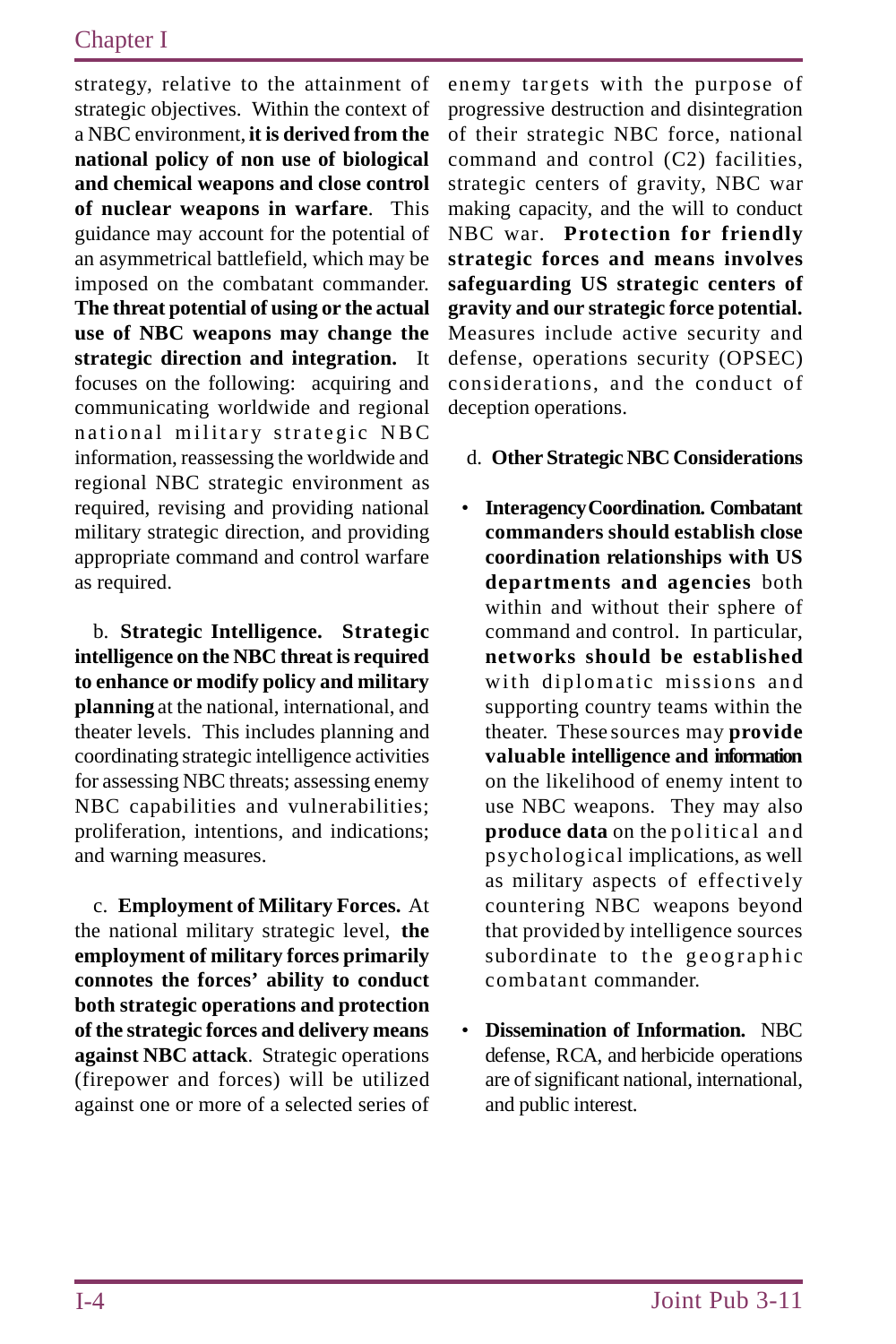strategy, relative to the attainment of strategic objectives. Within the context of a NBC environment, **it is derived from the national policy of non use of biological and chemical weapons and close control of nuclear weapons in warfare**. This guidance may account for the potential of an asymmetrical battlefield, which may be imposed on the combatant commander. **The threat potential of using or the actual use of NBC weapons may change the strategic direction and integration.** It focuses on the following: acquiring and communicating worldwide and regional national military strategic NBC information, reassessing the worldwide and regional NBC strategic environment as required, revising and providing national military strategic direction, and providing appropriate command and control warfare as required.

b. **Strategic Intelligence. Strategic intelligence on the NBC threat is required to enhance or modify policy and military planning** at the national, international, and theater levels. This includes planning and coordinating strategic intelligence activities for assessing NBC threats; assessing enemy NBC capabilities and vulnerabilities; proliferation, intentions, and indications; and warning measures.

c. **Employment of Military Forces.** At the national military strategic level, **the employment of military forces primarily connotes the forces' ability to conduct both strategic operations and protection of the strategic forces and delivery means against NBC attack**. Strategic operations (firepower and forces) will be utilized against one or more of a selected series of enemy targets with the purpose of progressive destruction and disintegration of their strategic NBC force, national command and control (C2) facilities, strategic centers of gravity, NBC war making capacity, and the will to conduct NBC war. **Protection for friendly strategic forces and means involves safeguarding US strategic centers of gravity and our strategic force potential.** Measures include active security and defense, operations security (OPSEC) considerations, and the conduct of deception operations.

d. **Other Strategic NBC Considerations**

- **Interagency Coordination. Combatant commanders should establish close coordination relationships with US departments and agencies** both within and without their sphere of command and control. In particular, **networks should be established** with diplomatic missions and supporting country teams within the theater. These sources may **provide valuable intelligence and information** on the likelihood of enemy intent to use NBC weapons. They may also **produce data** on the political and psychological implications, as well as military aspects of effectively countering NBC weapons beyond that provided by intelligence sources subordinate to the geographic combatant commander.

- **Dissemination of Information.** NBC defense, RCA, and herbicide operations are of significant national, international, and public interest.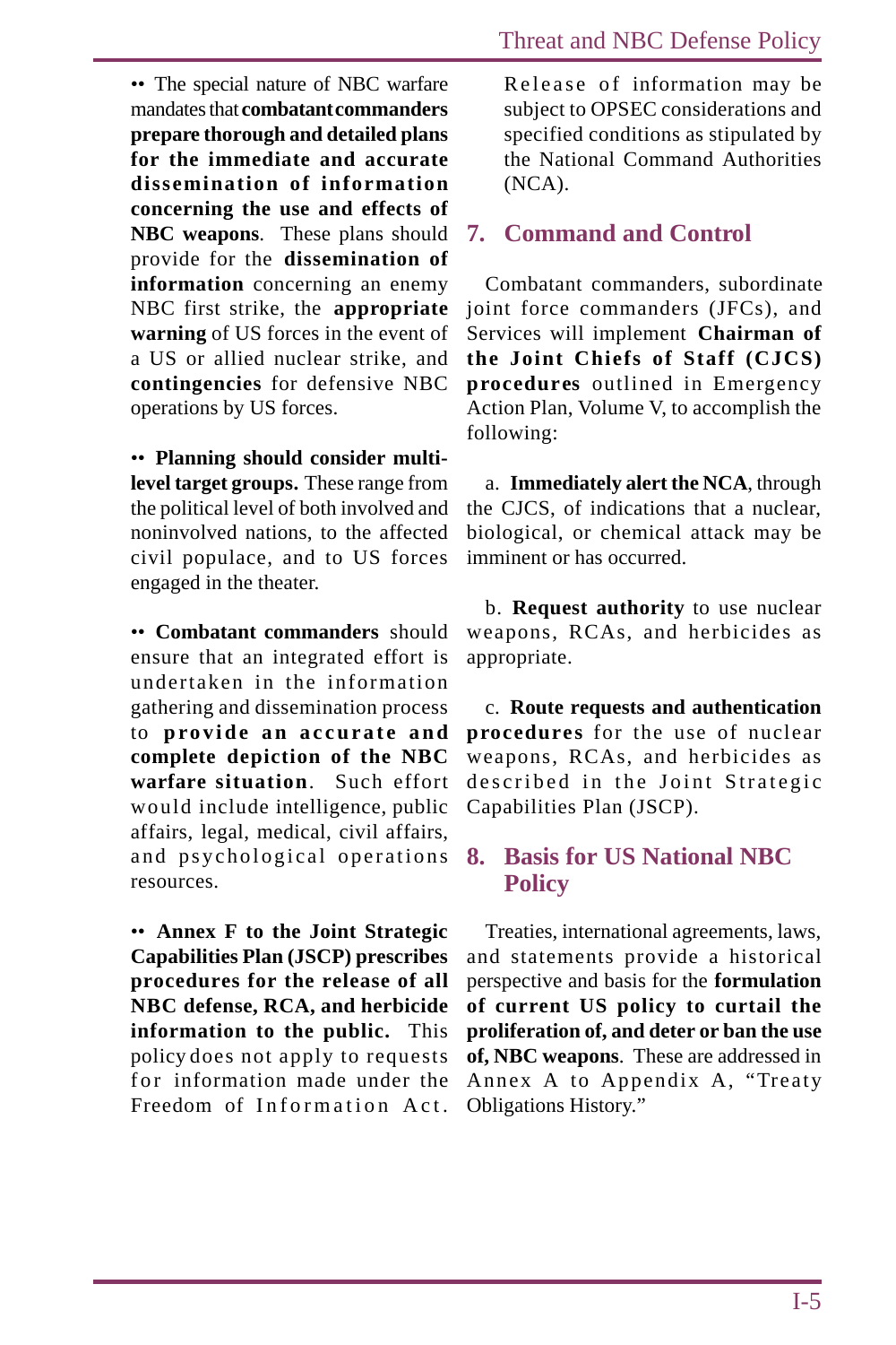•• The special nature of NBC warfare mandates that **combatant commanders prepare thorough and detailed plans for the immediate and accurate dissemination of information concerning the use and effects of NBC weapons**. These plans should provide for the **dissemination of information** concerning an enemy NBC first strike, the **appropriate warning** of US forces in the event of a US or allied nuclear strike, and **contingencies** for defensive NBC operations by US forces.

•• **Planning should consider multi-level target groups.** These range from the political level of both involved and noninvolved nations, to the affected civil populace, and to US forces engaged in the theater.

•• **Combatant commanders** should ensure that an integrated effort is undertaken in the information gathering and dissemination process to **provide an accurate and complete depiction of the NBC warfare situation**. Such effort would include intelligence, public affairs, legal, medical, civil affairs, and psychological operations resources.

•• **Annex F to the Joint Strategic Capabilities Plan (JSCP) prescribes procedures for the release of all NBC defense, RCA, and herbicide information to the public.** This policy does not apply to requests for information made under the Freedom of Information Act. Release of information may be subject to OPSEC considerations and specified conditions as stipulated by the National Command Authorities (NCA).

## 7. Command and Control

Combatant commanders, subordinate joint force commanders (JFCs), and Services will implement **Chairman of the Joint Chiefs of Staff (CJCS) procedures** outlined in Emergency Action Plan, Volume V, to accomplish the following:

a. **Immediately alert the NCA**, through the CJCS, of indications that a nuclear, biological, or chemical attack may be imminent or has occurred.

b. **Request authority** to use nuclear weapons, RCAs, and herbicides as appropriate.

c. **Route requests and authentication procedures** for the use of nuclear weapons, RCAs, and herbicides as described in the Joint Strategic Capabilities Plan (JSCP).

## 8. Basis for US National NBC Policy

Treaties, international agreements, laws, and statements provide a historical perspective and basis for the **formulation of current US policy to curtail the proliferation of, and deter or ban the use of, NBC weapons**. These are addressed in Annex A to Appendix A, "Treaty Obligations History."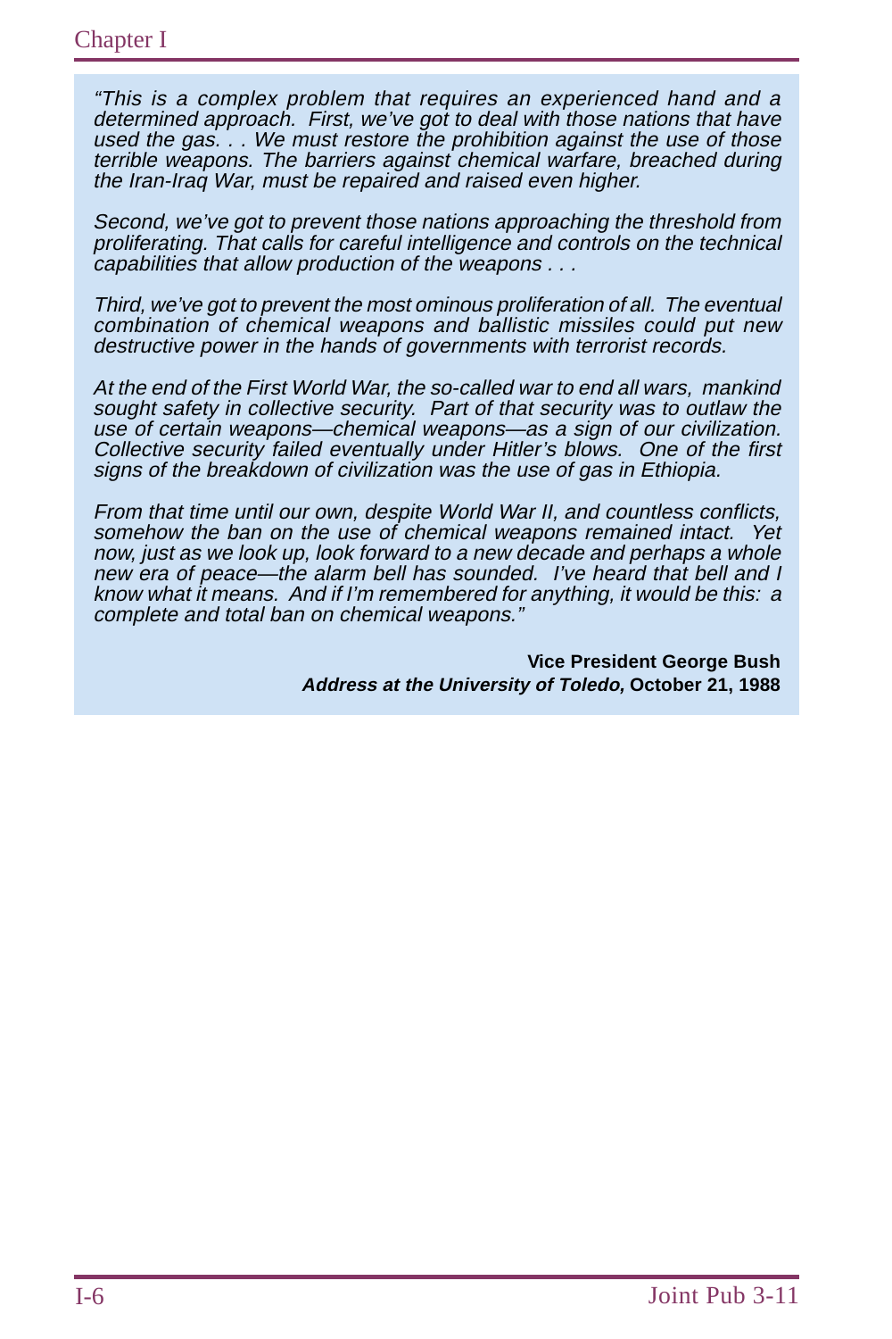*"This is a complex problem that requires an experienced hand and a determined approach. First, we've got to deal with those nations that have used the gas. . . We must restore the prohibition against the use of those terrible weapons. The barriers against chemical warfare, breached during the Iran-Iraq War, must be repaired and raised even higher.*

*Second, we've got to prevent those nations approaching the threshold from proliferating. That calls for careful intelligence and controls on the technical capabilities that allow production of the weapons . . .*

*Third, we've got to prevent the most ominous proliferation of all. The eventual combination of chemical weapons and ballistic missiles could put new destructive power in the hands of governments with terrorist records.*

*At the end of the First World War, the so-called war to end all wars, mankind sought safety in collective security. Part of that security was to outlaw the use of certain weapons—chemical weapons—as a sign of our civilization. Collective security failed eventually under Hitler's blows. One of the first signs of the breakdown of civilization was the use of gas in Ethiopia.*

*From that time until our own, despite World War II, and countless conflicts, somehow the ban on the use of chemical weapons remained intact. Yet now, just as we look up, look forward to a new decade and perhaps a whole new era of peace—the alarm bell has sounded. I've heard that bell and I know what it means. And if I'm remembered for anything, it would be this: a complete and total ban on chemical weapons."*

**Vice President George Bush**
***Address at the University of Toledo,* October 21, 1988**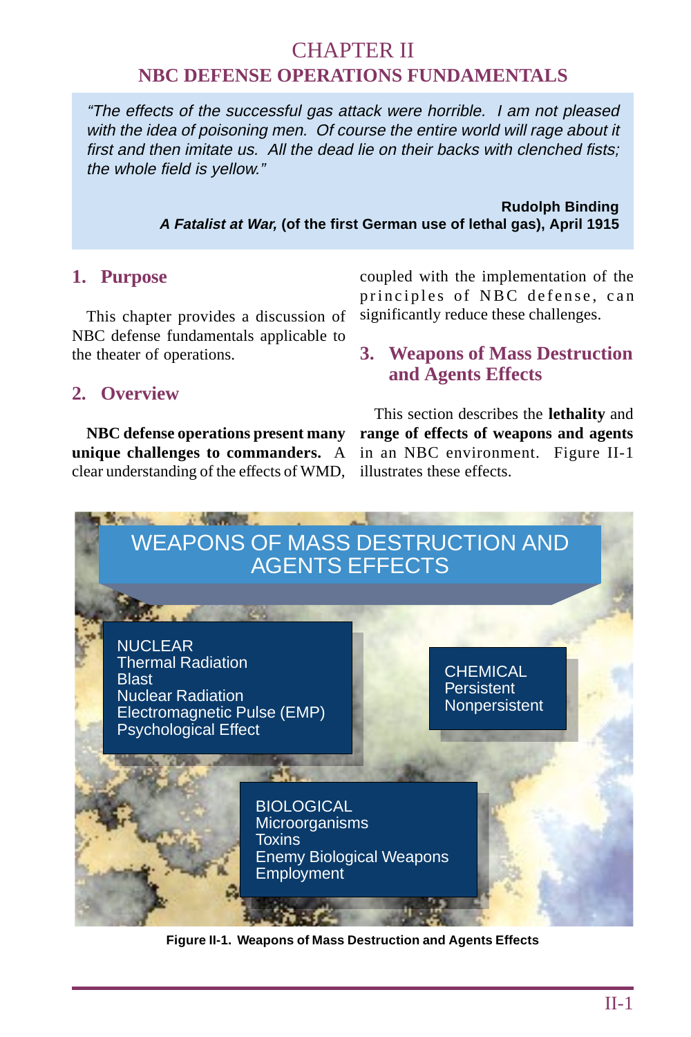# CHAPTER II
## NBC DEFENSE OPERATIONS FUNDAMENTALS

> *"The effects of the successful gas attack were horrible. I am not pleased with the idea of poisoning men. Of course the entire world will rage about it first and then imitate us. All the dead lie on their backs with clenched fists; the whole field is yellow."*
>
> **Rudolph Binding**
> ***A Fatalist at War,* (of the first German use of lethal gas), April 1915**

### 1. Purpose

This chapter provides a discussion of NBC defense fundamentals applicable to the theater of operations.

### 2. Overview

**NBC defense operations present many unique challenges to commanders.** A clear understanding of the effects of WMD, coupled with the implementation of the principles of NBC defense, can significantly reduce these challenges.

### 3. Weapons of Mass Destruction and Agents Effects

This section describes the **lethality** and **range of effects of weapons and agents** in an NBC environment. Figure II-1 illustrates these effects.

WEAPONS OF MASS DESTRUCTION AND AGENTS EFFECTS

NUCLEAR
- Thermal Radiation
- Blast
- Nuclear Radiation
- Electromagnetic Pulse (EMP)
- Psychological Effect

CHEMICAL
- Persistent
- Nonpersistent

BIOLOGICAL
- Microorganisms
- Toxins
- Enemy Biological Weapons Employment

**Figure II-1. Weapons of Mass Destruction and Agents Effects**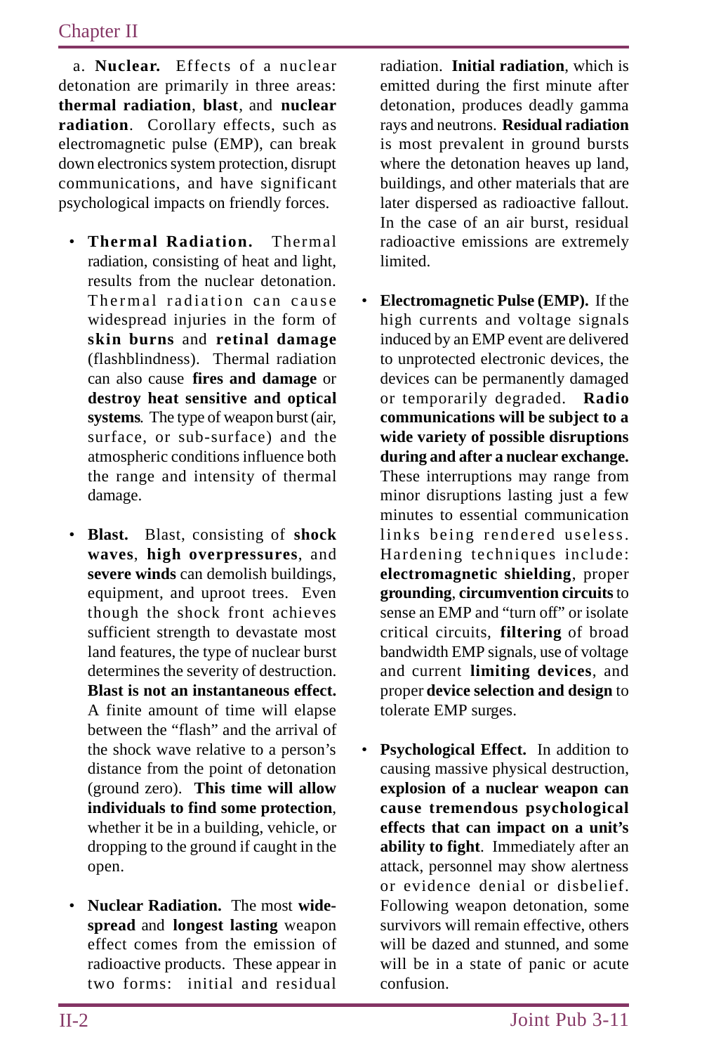a. **Nuclear.** Effects of a nuclear detonation are primarily in three areas: **thermal radiation**, **blast**, and **nuclear radiation**. Corollary effects, such as electromagnetic pulse (EMP), can break down electronics system protection, disrupt communications, and have significant psychological impacts on friendly forces.

- **Thermal Radiation.** Thermal radiation, consisting of heat and light, results from the nuclear detonation. Thermal radiation can cause widespread injuries in the form of **skin burns** and **retinal damage** (flashblindness). Thermal radiation can also cause **fires and damage** or **destroy heat sensitive and optical systems**. The type of weapon burst (air, surface, or sub-surface) and the atmospheric conditions influence both the range and intensity of thermal damage.

- **Blast.** Blast, consisting of **shock waves**, **high overpressures**, and **severe winds** can demolish buildings, equipment, and uproot trees. Even though the shock front achieves sufficient strength to devastate most land features, the type of nuclear burst determines the severity of destruction. **Blast is not an instantaneous effect.** A finite amount of time will elapse between the "flash" and the arrival of the shock wave relative to a person's distance from the point of detonation (ground zero). **This time will allow individuals to find some protection**, whether it be in a building, vehicle, or dropping to the ground if caught in the open.

- **Nuclear Radiation.** The most **wide-spread** and **longest lasting** weapon effect comes from the emission of radioactive products. These appear in two forms: initial and residual radiation. **Initial radiation**, which is emitted during the first minute after detonation, produces deadly gamma rays and neutrons. **Residual radiation** is most prevalent in ground bursts where the detonation heaves up land, buildings, and other materials that are later dispersed as radioactive fallout. In the case of an air burst, residual radioactive emissions are extremely limited.

- **Electromagnetic Pulse (EMP).** If the high currents and voltage signals induced by an EMP event are delivered to unprotected electronic devices, the devices can be permanently damaged or temporarily degraded. **Radio communications will be subject to a wide variety of possible disruptions during and after a nuclear exchange.** These interruptions may range from minor disruptions lasting just a few minutes to essential communication links being rendered useless. Hardening techniques include: **electromagnetic shielding**, proper **grounding**, **circumvention circuits** to sense an EMP and "turn off" or isolate critical circuits, **filtering** of broad bandwidth EMP signals, use of voltage and current **limiting devices**, and proper **device selection and design** to tolerate EMP surges.

- **Psychological Effect.** In addition to causing massive physical destruction, **explosion of a nuclear weapon can cause tremendous psychological effects that can impact on a unit's ability to fight**. Immediately after an attack, personnel may show alertness or evidence denial or disbelief. Following weapon detonation, some survivors will remain effective, others will be dazed and stunned, and some will be in a state of panic or acute confusion.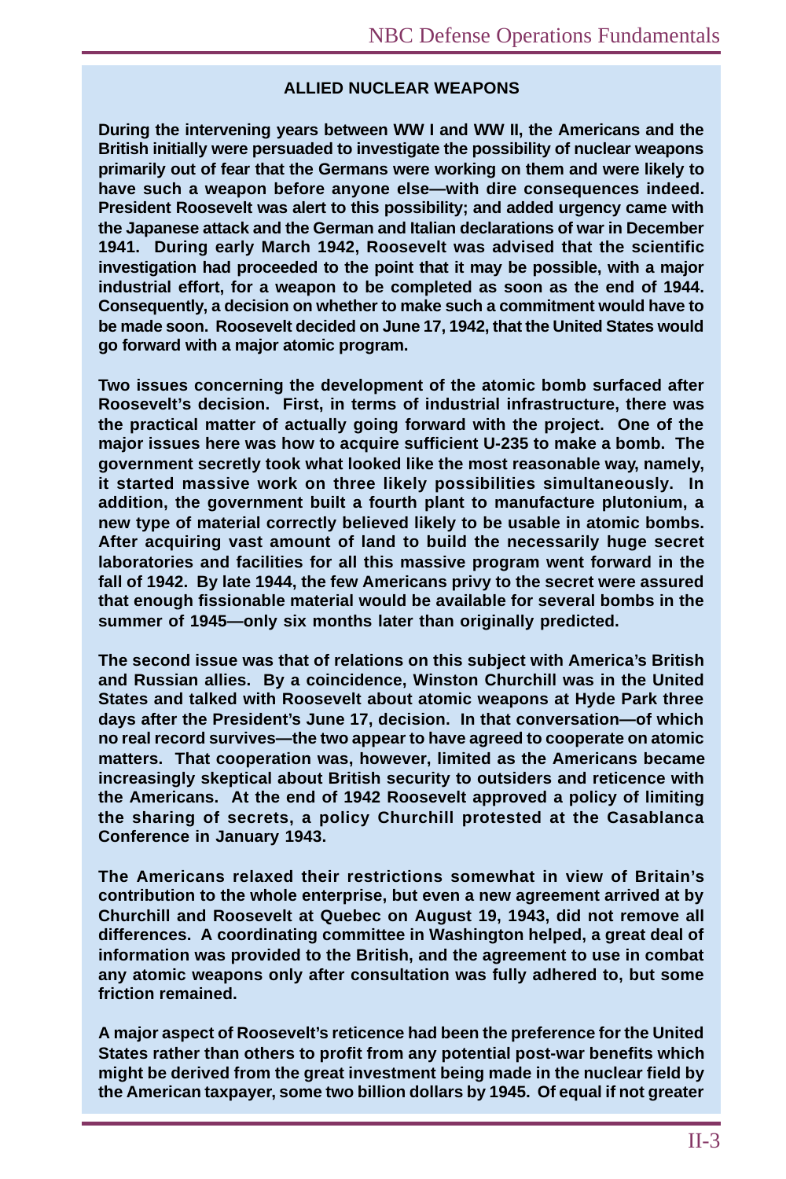## ALLIED NUCLEAR WEAPONS

**During the intervening years between WW I and WW II, the Americans and the British initially were persuaded to investigate the possibility of nuclear weapons primarily out of fear that the Germans were working on them and were likely to have such a weapon before anyone else—with dire consequences indeed. President Roosevelt was alert to this possibility; and added urgency came with the Japanese attack and the German and Italian declarations of war in December 1941. During early March 1942, Roosevelt was advised that the scientific investigation had proceeded to the point that it may be possible, with a major industrial effort, for a weapon to be completed as soon as the end of 1944. Consequently, a decision on whether to make such a commitment would have to be made soon. Roosevelt decided on June 17, 1942, that the United States would go forward with a major atomic program.**

**Two issues concerning the development of the atomic bomb surfaced after Roosevelt's decision. First, in terms of industrial infrastructure, there was the practical matter of actually going forward with the project. One of the major issues here was how to acquire sufficient U-235 to make a bomb. The government secretly took what looked like the most reasonable way, namely, it started massive work on three likely possibilities simultaneously. In addition, the government built a fourth plant to manufacture plutonium, a new type of material correctly believed likely to be usable in atomic bombs. After acquiring vast amount of land to build the necessarily huge secret laboratories and facilities for all this massive program went forward in the fall of 1942. By late 1944, the few Americans privy to the secret were assured that enough fissionable material would be available for several bombs in the summer of 1945—only six months later than originally predicted.**

**The second issue was that of relations on this subject with America's British and Russian allies. By a coincidence, Winston Churchill was in the United States and talked with Roosevelt about atomic weapons at Hyde Park three days after the President's June 17, decision. In that conversation—of which no real record survives—the two appear to have agreed to cooperate on atomic matters. That cooperation was, however, limited as the Americans became increasingly skeptical about British security to outsiders and reticence with the Americans. At the end of 1942 Roosevelt approved a policy of limiting the sharing of secrets, a policy Churchill protested at the Casablanca Conference in January 1943.**

**The Americans relaxed their restrictions somewhat in view of Britain's contribution to the whole enterprise, but even a new agreement arrived at by Churchill and Roosevelt at Quebec on August 19, 1943, did not remove all differences. A coordinating committee in Washington helped, a great deal of information was provided to the British, and the agreement to use in combat any atomic weapons only after consultation was fully adhered to, but some friction remained.**

**A major aspect of Roosevelt's reticence had been the preference for the United States rather than others to profit from any potential post-war benefits which might be derived from the great investment being made in the nuclear field by the American taxpayer, some two billion dollars by 1945. Of equal if not greater**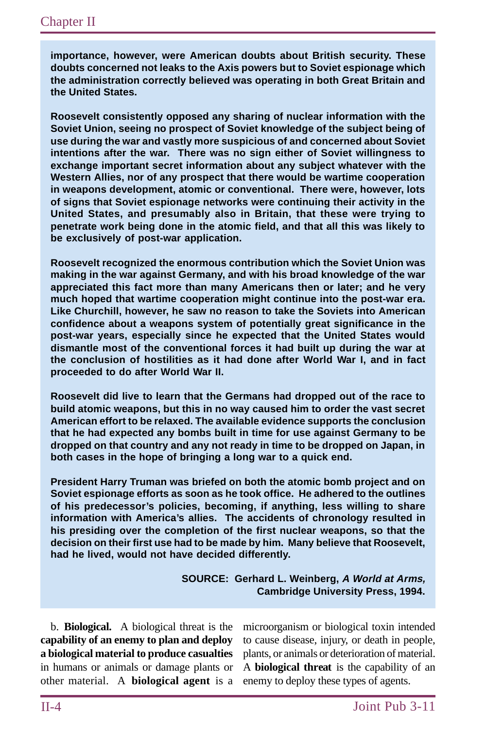**importance, however, were American doubts about British security. These doubts concerned not leaks to the Axis powers but to Soviet espionage which the administration correctly believed was operating in both Great Britain and the United States.**

**Roosevelt consistently opposed any sharing of nuclear information with the Soviet Union, seeing no prospect of Soviet knowledge of the subject being of use during the war and vastly more suspicious of and concerned about Soviet intentions after the war. There was no sign either of Soviet willingness to exchange important secret information about any subject whatever with the Western Allies, nor of any prospect that there would be wartime cooperation in weapons development, atomic or conventional. There were, however, lots of signs that Soviet espionage networks were continuing their activity in the United States, and presumably also in Britain, that these were trying to penetrate work being done in the atomic field, and that all this was likely to be exclusively of post-war application.**

**Roosevelt recognized the enormous contribution which the Soviet Union was making in the war against Germany, and with his broad knowledge of the war appreciated this fact more than many Americans then or later; and he very much hoped that wartime cooperation might continue into the post-war era. Like Churchill, however, he saw no reason to take the Soviets into American confidence about a weapons system of potentially great significance in the post-war years, especially since he expected that the United States would dismantle most of the conventional forces it had built up during the war at the conclusion of hostilities as it had done after World War I, and in fact proceeded to do after World War II.**

**Roosevelt did live to learn that the Germans had dropped out of the race to build atomic weapons, but this in no way caused him to order the vast secret American effort to be relaxed. The available evidence supports the conclusion that he had expected any bombs built in time for use against Germany to be dropped on that country and any not ready in time to be dropped on Japan, in both cases in the hope of bringing a long war to a quick end.**

**President Harry Truman was briefed on both the atomic bomb project and on Soviet espionage efforts as soon as he took office. He adhered to the outlines of his predecessor's policies, becoming, if anything, less willing to share information with America's allies. The accidents of chronology resulted in his presiding over the completion of the first nuclear weapons, so that the decision on their first use had to be made by him. Many believe that Roosevelt, had he lived, would not have decided differently.**

**SOURCE: Gerhard L. Weinberg, *A World at Arms,* Cambridge University Press, 1994.**

b. **Biological.** A biological threat is the **capability of an enemy to plan and deploy a biological material to produce casualties** in humans or animals or damage plants or other material. A **biological agent** is a microorganism or biological toxin intended to cause disease, injury, or death in people, plants, or animals or deterioration of material. A **biological threat** is the capability of an enemy to deploy these types of agents.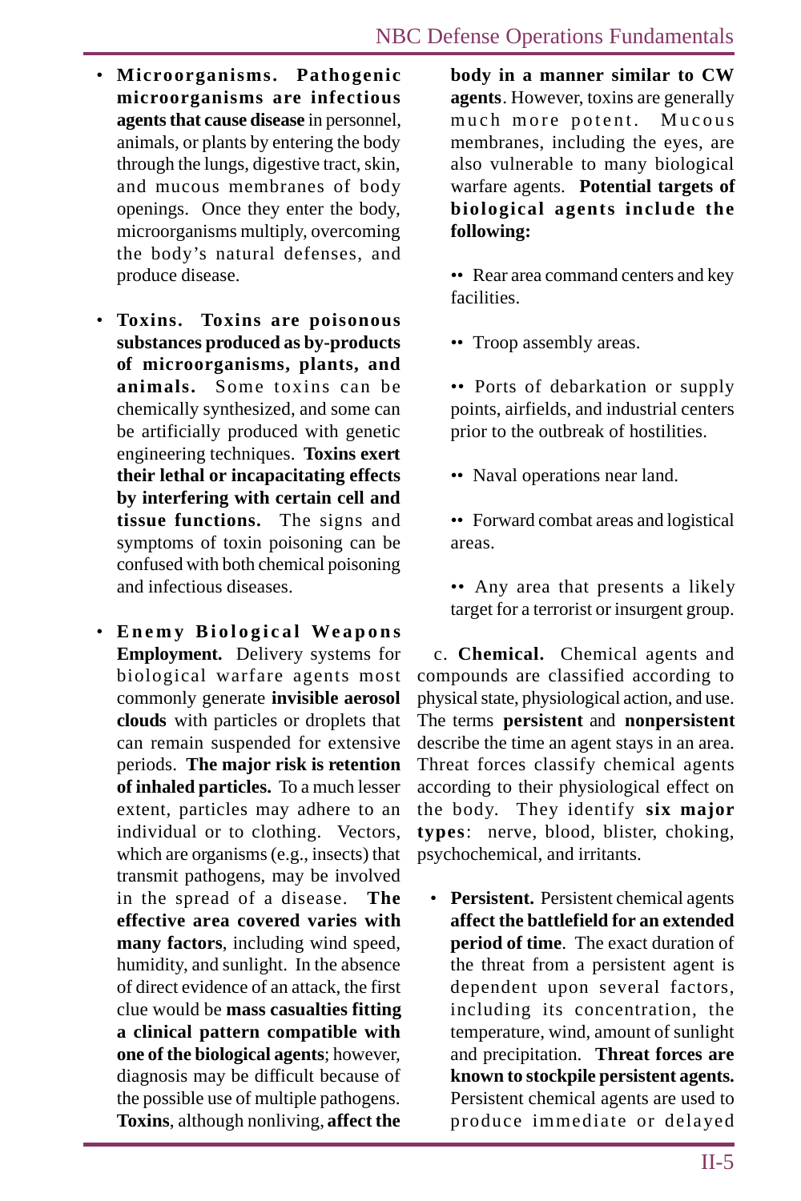- **Microorganisms. Pathogenic microorganisms are infectious agents that cause disease** in personnel, animals, or plants by entering the body through the lungs, digestive tract, skin, and mucous membranes of body openings. Once they enter the body, microorganisms multiply, overcoming the body's natural defenses, and produce disease.

- **Toxins. Toxins are poisonous substances produced as by-products of microorganisms, plants, and animals.** Some toxins can be chemically synthesized, and some can be artificially produced with genetic engineering techniques. **Toxins exert their lethal or incapacitating effects by interfering with certain cell and tissue functions.** The signs and symptoms of toxin poisoning can be confused with both chemical poisoning and infectious diseases.

- **Enemy Biological Weapons Employment.** Delivery systems for biological warfare agents most commonly generate **invisible aerosol clouds** with particles or droplets that can remain suspended for extensive periods. **The major risk is retention of inhaled particles.** To a much lesser extent, particles may adhere to an individual or to clothing. Vectors, which are organisms (e.g., insects) that transmit pathogens, may be involved in the spread of a disease. **The effective area covered varies with many factors**, including wind speed, humidity, and sunlight. In the absence of direct evidence of an attack, the first clue would be **mass casualties fitting a clinical pattern compatible with one of the biological agents**; however, diagnosis may be difficult because of the possible use of multiple pathogens. **Toxins**, although nonliving, **affect the body in a manner similar to CW agents**. However, toxins are generally much more potent. Mucous membranes, including the eyes, are also vulnerable to many biological warfare agents. **Potential targets of biological agents include the following:**

  - Rear area command centers and key facilities.
  - Troop assembly areas.
  - Ports of debarkation or supply points, airfields, and industrial centers prior to the outbreak of hostilities.
  - Naval operations near land.
  - Forward combat areas and logistical areas.
  - Any area that presents a likely target for a terrorist or insurgent group.

c. **Chemical.** Chemical agents and compounds are classified according to physical state, physiological action, and use. The terms **persistent** and **nonpersistent** describe the time an agent stays in an area. Threat forces classify chemical agents according to their physiological effect on the body. They identify **six major types**: nerve, blood, blister, choking, psychochemical, and irritants.

- **Persistent.** Persistent chemical agents **affect the battlefield for an extended period of time**. The exact duration of the threat from a persistent agent is dependent upon several factors, including its concentration, the temperature, wind, amount of sunlight and precipitation. **Threat forces are known to stockpile persistent agents.** Persistent chemical agents are used to produce immediate or delayed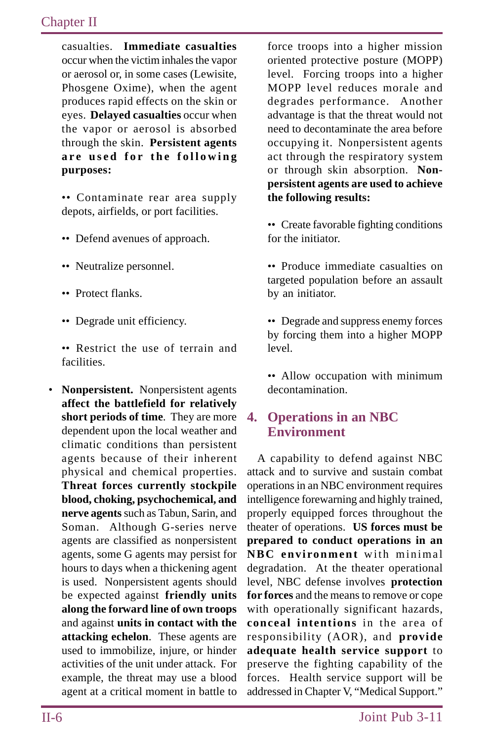casualties. **Immediate casualties** occur when the victim inhales the vapor or aerosol or, in some cases (Lewisite, Phosgene Oxime), when the agent produces rapid effects on the skin or eyes. **Delayed casualties** occur when the vapor or aerosol is absorbed through the skin. **Persistent agents are used for the following purposes:**

- •• Contaminate rear area supply depots, airfields, or port facilities.
- •• Defend avenues of approach.
- •• Neutralize personnel.
- •• Protect flanks.
- •• Degrade unit efficiency.
- •• Restrict the use of terrain and facilities.

- **Nonpersistent.** Nonpersistent agents **affect the battlefield for relatively short periods of time**. They are more dependent upon the local weather and climatic conditions than persistent agents because of their inherent physical and chemical properties. **Threat forces currently stockpile blood, choking, psychochemical, and nerve agents** such as Tabun, Sarin, and Soman. Although G-series nerve agents are classified as nonpersistent agents, some G agents may persist for hours to days when a thickening agent is used. Nonpersistent agents should be expected against **friendly units along the forward line of own troops** and against **units in contact with the attacking echelon**. These agents are used to immobilize, injure, or hinder activities of the unit under attack. For example, the threat may use a blood agent at a critical moment in battle to force troops into a higher mission oriented protective posture (MOPP) level. Forcing troops into a higher MOPP level reduces morale and degrades performance. Another advantage is that the threat would not need to decontaminate the area before occupying it. Nonpersistent agents act through the respiratory system or through skin absorption. **Non-persistent agents are used to achieve the following results:**

- •• Create favorable fighting conditions for the initiator.
- •• Produce immediate casualties on targeted population before an assault by an initiator.
- •• Degrade and suppress enemy forces by forcing them into a higher MOPP level.
- •• Allow occupation with minimum decontamination.

## 4. Operations in an NBC Environment

A capability to defend against NBC attack and to survive and sustain combat operations in an NBC environment requires intelligence forewarning and highly trained, properly equipped forces throughout the theater of operations. **US forces must be prepared to conduct operations in an NBC environment** with minimal degradation. At the theater operational level, NBC defense involves **protection for forces** and the means to remove or cope with operationally significant hazards, **conceal intentions** in the area of responsibility (AOR), and **provide adequate health service support** to preserve the fighting capability of the forces. Health service support will be addressed in Chapter V, "Medical Support."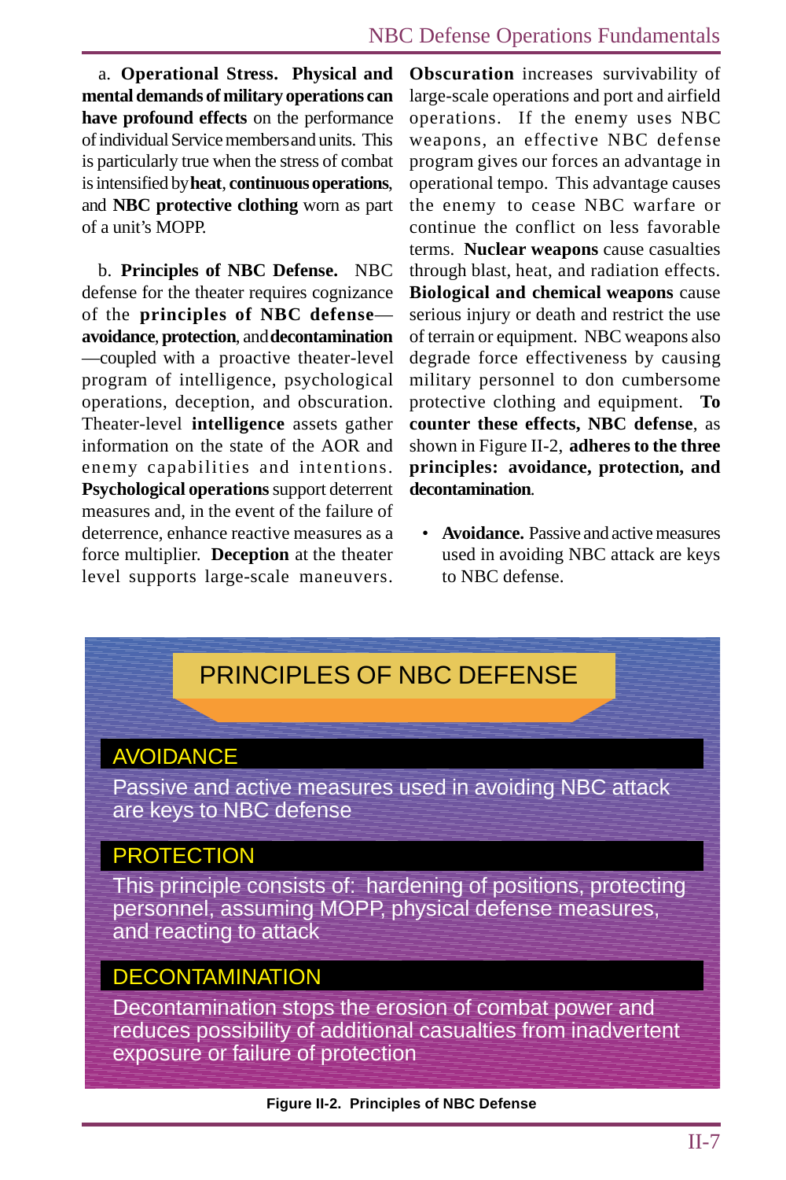a. **Operational Stress. Physical and mental demands of military operations can have profound effects** on the performance of individual Service members and units. This is particularly true when the stress of combat is intensified by **heat**, **continuous operations**, and **NBC protective clothing** worn as part of a unit's MOPP.

b. **Principles of NBC Defense.** NBC defense for the theater requires cognizance of the **principles of NBC defense**—**avoidance**, **protection**, and **decontamination**—coupled with a proactive theater-level program of intelligence, psychological operations, deception, and obscuration. Theater-level **intelligence** assets gather information on the state of the AOR and enemy capabilities and intentions. **Psychological operations** support deterrent measures and, in the event of the failure of deterrence, enhance reactive measures as a force multiplier. **Deception** at the theater level supports large-scale maneuvers. **Obscuration** increases survivability of large-scale operations and port and airfield operations. If the enemy uses NBC weapons, an effective NBC defense program gives our forces an advantage in operational tempo. This advantage causes the enemy to cease NBC warfare or continue the conflict on less favorable terms. **Nuclear weapons** cause casualties through blast, heat, and radiation effects. **Biological and chemical weapons** cause serious injury or death and restrict the use of terrain or equipment. NBC weapons also degrade force effectiveness by causing military personnel to don cumbersome protective clothing and equipment. **To counter these effects, NBC defense**, as shown in Figure II-2, **adheres to the three principles: avoidance, protection, and decontamination**.

- **Avoidance.** Passive and active measures used in avoiding NBC attack are keys to NBC defense.

**PRINCIPLES OF NBC DEFENSE**

**AVOIDANCE**

Passive and active measures used in avoiding NBC attack are keys to NBC defense

**PROTECTION**

This principle consists of: hardening of positions, protecting personnel, assuming MOPP, physical defense measures, and reacting to attack

**DECONTAMINATION**

Decontamination stops the erosion of combat power and reduces possibility of additional casualties from inadvertent exposure or failure of protection

**Figure II-2. Principles of NBC Defense**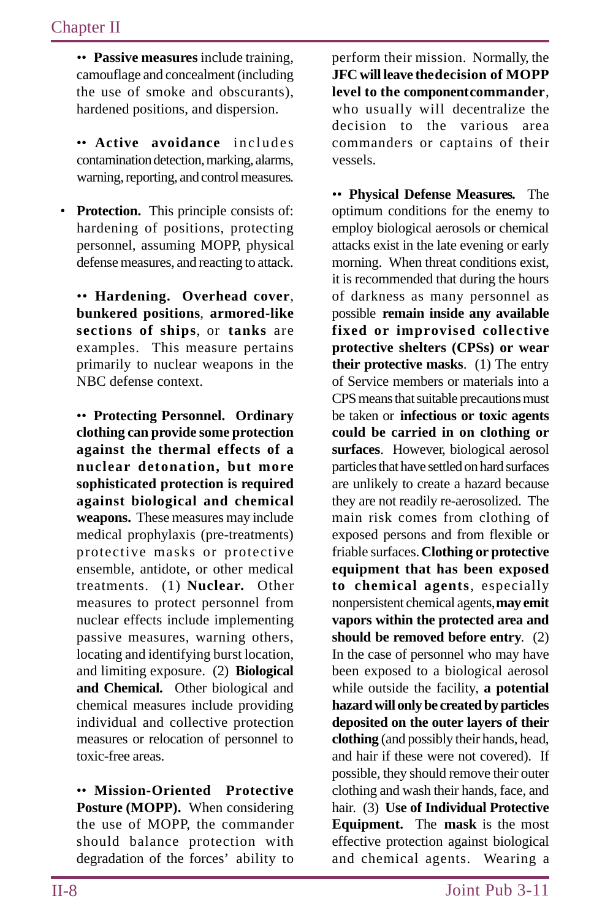•• **Passive measures** include training, camouflage and concealment (including the use of smoke and obscurants), hardened positions, and dispersion.

•• **Active avoidance** includes contamination detection, marking, alarms, warning, reporting, and control measures.

- **Protection.** This principle consists of: hardening of positions, protecting personnel, assuming MOPP, physical defense measures, and reacting to attack.

•• **Hardening. Overhead cover**, **bunkered positions**, **armored-like sections of ships**, or **tanks** are examples. This measure pertains primarily to nuclear weapons in the NBC defense context.

•• **Protecting Personnel. Ordinary clothing can provide some protection against the thermal effects of a nuclear detonation, but more sophisticated protection is required against biological and chemical weapons.** These measures may include medical prophylaxis (pre-treatments) protective masks or protective ensemble, antidote, or other medical treatments. (1) **Nuclear.** Other measures to protect personnel from nuclear effects include implementing passive measures, warning others, locating and identifying burst location, and limiting exposure. (2) **Biological and Chemical.** Other biological and chemical measures include providing individual and collective protection measures or relocation of personnel to toxic-free areas.

•• **Mission-Oriented Protective Posture (MOPP).** When considering the use of MOPP, the commander should balance protection with degradation of the forces' ability to perform their mission. Normally, the **JFC will leave the decision of MOPP level to the component commander**, who usually will decentralize the decision to the various area commanders or captains of their vessels.

•• **Physical Defense Measures.** The optimum conditions for the enemy to employ biological aerosols or chemical attacks exist in the late evening or early morning. When threat conditions exist, it is recommended that during the hours of darkness as many personnel as possible **remain inside any available fixed or improvised collective protective shelters (CPSs) or wear their protective masks**. (1) The entry of Service members or materials into a CPS means that suitable precautions must be taken or **infectious or toxic agents could be carried in on clothing or surfaces**. However, biological aerosol particles that have settled on hard surfaces are unlikely to create a hazard because they are not readily re-aerosolized. The main risk comes from clothing of exposed persons and from flexible or friable surfaces. **Clothing or protective equipment that has been exposed to chemical agents**, especially nonpersistent chemical agents, **may emit vapors within the protected area and should be removed before entry**. (2) In the case of personnel who may have been exposed to a biological aerosol while outside the facility, **a potential hazard will only be created by particles deposited on the outer layers of their clothing** (and possibly their hands, head, and hair if these were not covered). If possible, they should remove their outer clothing and wash their hands, face, and hair. (3) **Use of Individual Protective Equipment.** The **mask** is the most effective protection against biological and chemical agents. Wearing a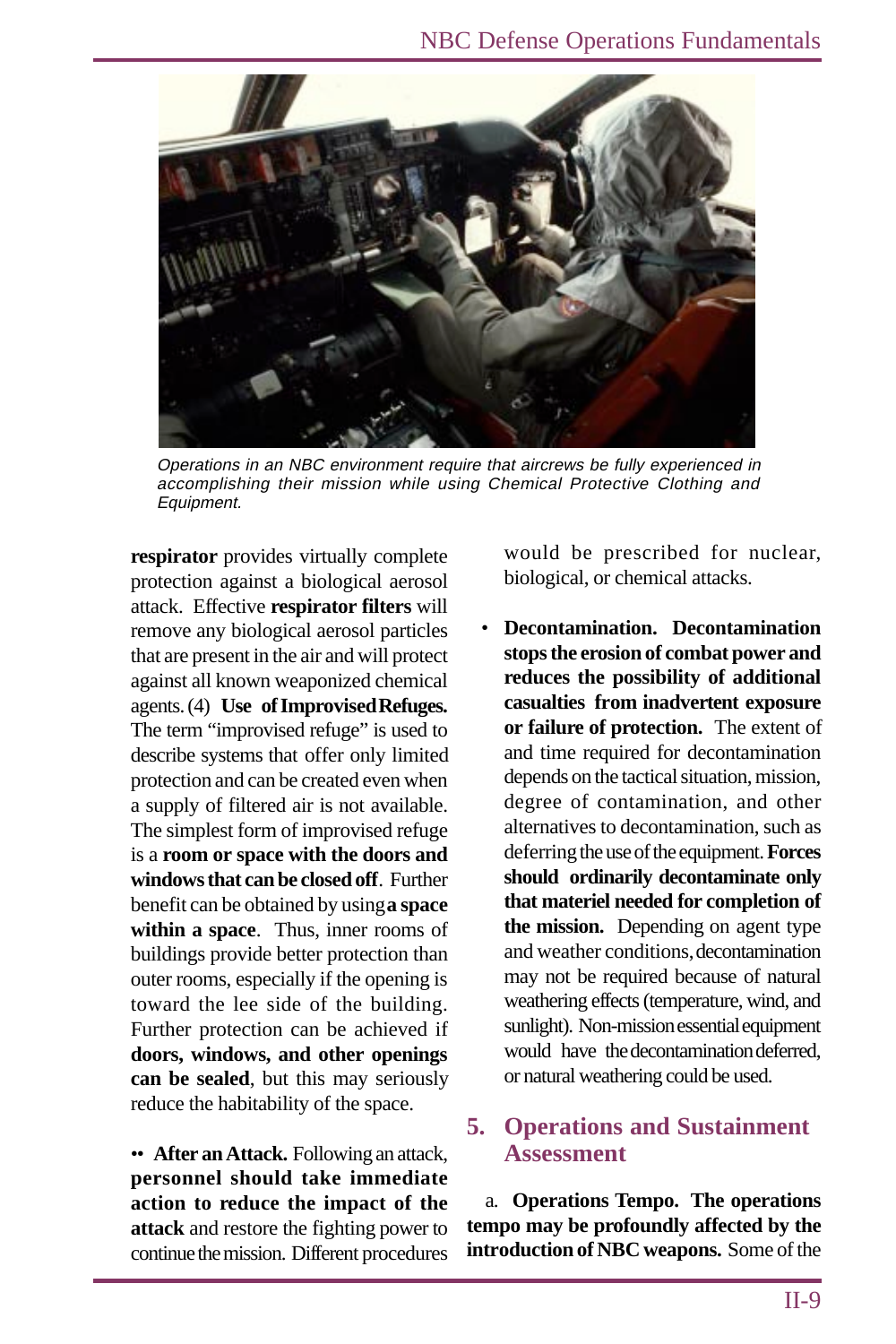*Operations in an NBC environment require that aircrews be fully experienced in accomplishing their mission while using Chemical Protective Clothing and Equipment.*

**respirator** provides virtually complete protection against a biological aerosol attack. Effective **respirator filters** will remove any biological aerosol particles that are present in the air and will protect against all known weaponized chemical agents. (4) **Use of Improvised Refuges.** The term "improvised refuge" is used to describe systems that offer only limited protection and can be created even when a supply of filtered air is not available. The simplest form of improvised refuge is a **room or space with the doors and windows that can be closed off**. Further benefit can be obtained by using **a space within a space**. Thus, inner rooms of buildings provide better protection than outer rooms, especially if the opening is toward the lee side of the building. Further protection can be achieved if **doors, windows, and other openings can be sealed**, but this may seriously reduce the habitability of the space.

•• **After an Attack.** Following an attack, **personnel should take immediate action to reduce the impact of the attack** and restore the fighting power to continue the mission. Different procedures would be prescribed for nuclear, biological, or chemical attacks.

- **Decontamination. Decontamination stops the erosion of combat power and reduces the possibility of additional casualties from inadvertent exposure or failure of protection.** The extent of and time required for decontamination depends on the tactical situation, mission, degree of contamination, and other alternatives to decontamination, such as deferring the use of the equipment. **Forces should ordinarily decontaminate only that materiel needed for completion of the mission.** Depending on agent type and weather conditions, decontamination may not be required because of natural weathering effects (temperature, wind, and sunlight). Non-mission essential equipment would have the decontamination deferred, or natural weathering could be used.

## 5. Operations and Sustainment Assessment

a. **Operations Tempo. The operations tempo may be profoundly affected by the introduction of NBC weapons.** Some of the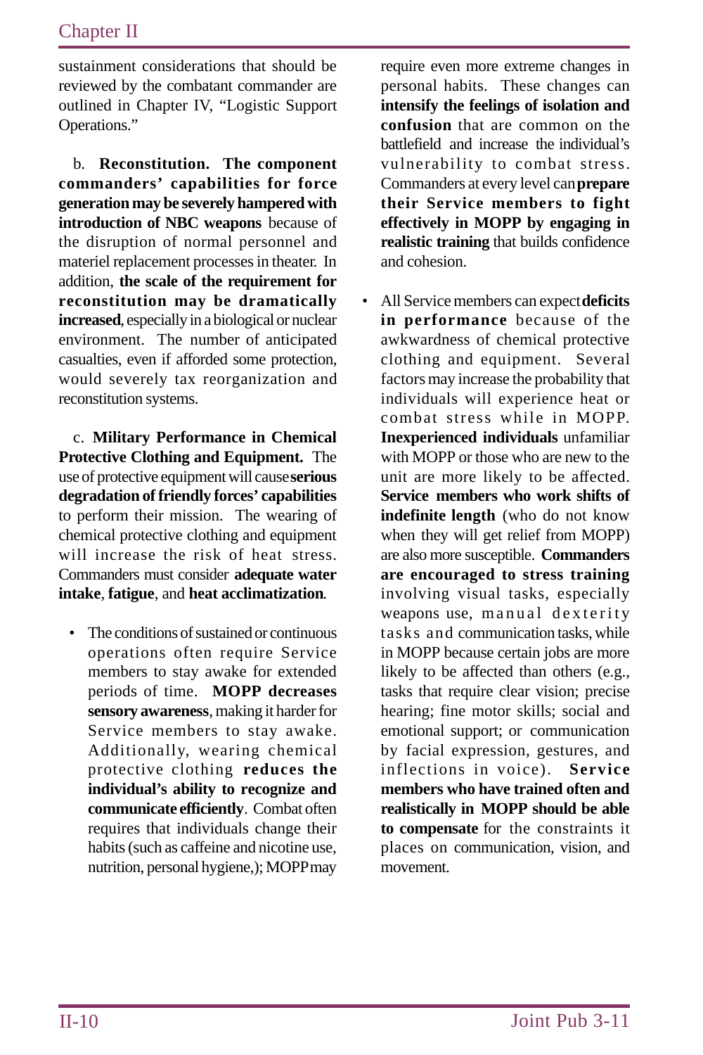sustainment considerations that should be reviewed by the combatant commander are outlined in Chapter IV, "Logistic Support Operations."

b. **Reconstitution. The component commanders' capabilities for force generation may be severely hampered with introduction of NBC weapons** because of the disruption of normal personnel and materiel replacement processes in theater. In addition, **the scale of the requirement for reconstitution may be dramatically increased**, especially in a biological or nuclear environment. The number of anticipated casualties, even if afforded some protection, would severely tax reorganization and reconstitution systems.

c. **Military Performance in Chemical Protective Clothing and Equipment.** The use of protective equipment will cause **serious degradation of friendly forces' capabilities** to perform their mission. The wearing of chemical protective clothing and equipment will increase the risk of heat stress. Commanders must consider **adequate water intake**, **fatigue**, and **heat acclimatization**.

- The conditions of sustained or continuous operations often require Service members to stay awake for extended periods of time. **MOPP decreases sensory awareness**, making it harder for Service members to stay awake. Additionally, wearing chemical protective clothing **reduces the individual's ability to recognize and communicate efficiently**. Combat often requires that individuals change their habits (such as caffeine and nicotine use, nutrition, personal hygiene,); MOPP may require even more extreme changes in personal habits. These changes can **intensify the feelings of isolation and confusion** that are common on the battlefield and increase the individual's vulnerability to combat stress. Commanders at every level can **prepare their Service members to fight effectively in MOPP by engaging in realistic training** that builds confidence and cohesion.

- All Service members can expect **deficits in performance** because of the awkwardness of chemical protective clothing and equipment. Several factors may increase the probability that individuals will experience heat or combat stress while in MOPP. **Inexperienced individuals** unfamiliar with MOPP or those who are new to the unit are more likely to be affected. **Service members who work shifts of indefinite length** (who do not know when they will get relief from MOPP) are also more susceptible. **Commanders are encouraged to stress training** involving visual tasks, especially weapons use, manual dexterity tasks and communication tasks, while in MOPP because certain jobs are more likely to be affected than others (e.g., tasks that require clear vision; precise hearing; fine motor skills; social and emotional support; or communication by facial expression, gestures, and inflections in voice). **Service members who have trained often and realistically in MOPP should be able to compensate** for the constraints it places on communication, vision, and movement.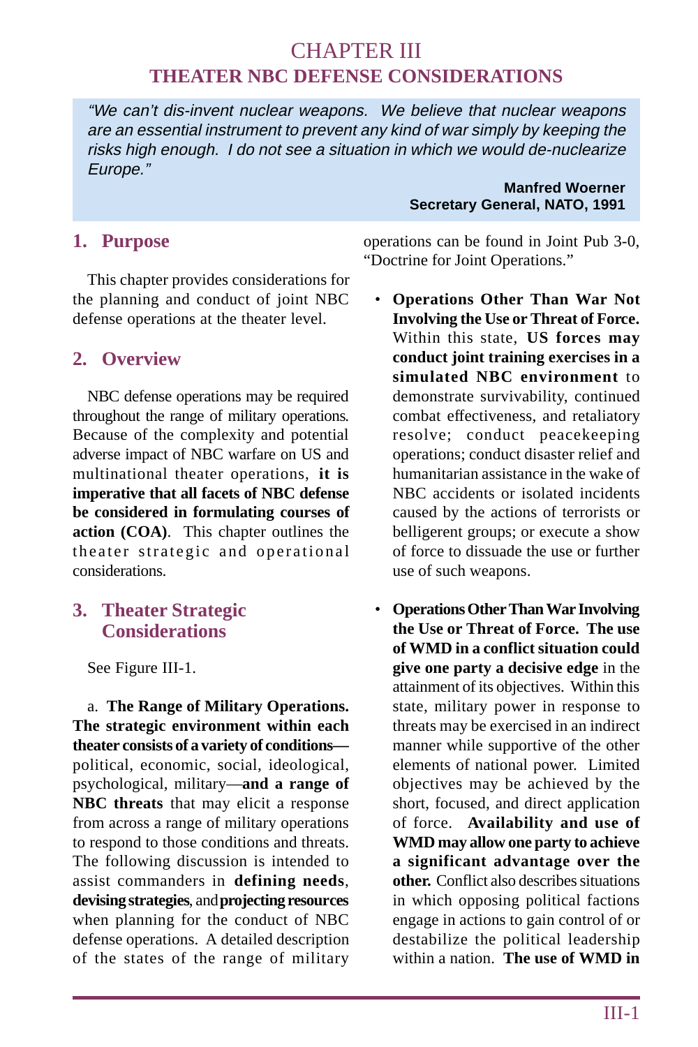# CHAPTER III
# THEATER NBC DEFENSE CONSIDERATIONS

> *"We can't dis-invent nuclear weapons. We believe that nuclear weapons are an essential instrument to prevent any kind of war simply by keeping the risks high enough. I do not see a situation in which we would de-nuclearize Europe."*
>
> **Manfred Woerner**
> **Secretary General, NATO, 1991**

## 1. Purpose

This chapter provides considerations for the planning and conduct of joint NBC defense operations at the theater level.

## 2. Overview

NBC defense operations may be required throughout the range of military operations. Because of the complexity and potential adverse impact of NBC warfare on US and multinational theater operations, **it is imperative that all facets of NBC defense be considered in formulating courses of action (COA)**. This chapter outlines the theater strategic and operational considerations.

## 3. Theater Strategic Considerations

See Figure III-1.

a. **The Range of Military Operations. The strategic environment within each theater consists of a variety of conditions—** political, economic, social, ideological, psychological, military—**and a range of NBC threats** that may elicit a response from across a range of military operations to respond to those conditions and threats. The following discussion is intended to assist commanders in **defining needs**, **devising strategies**, and **projecting resources** when planning for the conduct of NBC defense operations. A detailed description of the states of the range of military operations can be found in Joint Pub 3-0, "Doctrine for Joint Operations."

- **Operations Other Than War Not Involving the Use or Threat of Force.** Within this state, **US forces may conduct joint training exercises in a simulated NBC environment** to demonstrate survivability, continued combat effectiveness, and retaliatory resolve; conduct peacekeeping operations; conduct disaster relief and humanitarian assistance in the wake of NBC accidents or isolated incidents caused by the actions of terrorists or belligerent groups; or execute a show of force to dissuade the use or further use of such weapons.

- **Operations Other Than War Involving the Use or Threat of Force. The use of WMD in a conflict situation could give one party a decisive edge** in the attainment of its objectives. Within this state, military power in response to threats may be exercised in an indirect manner while supportive of the other elements of national power. Limited objectives may be achieved by the short, focused, and direct application of force. **Availability and use of WMD may allow one party to achieve a significant advantage over the other.** Conflict also describes situations in which opposing political factions engage in actions to gain control of or destabilize the political leadership within a nation. **The use of WMD in**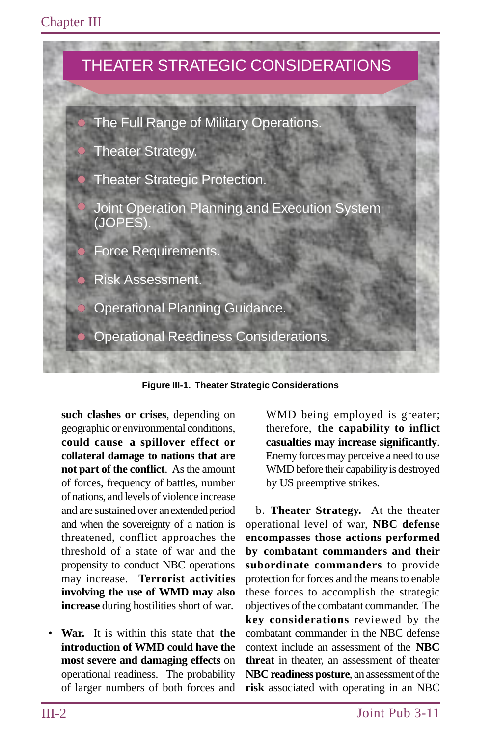## THEATER STRATEGIC CONSIDERATIONS

- The Full Range of Military Operations.
- Theater Strategy.
- Theater Strategic Protection.
- Joint Operation Planning and Execution System (JOPES).
- Force Requirements.
- Risk Assessment.
- Operational Planning Guidance.
- Operational Readiness Considerations.

**Figure III-1. Theater Strategic Considerations**

**such clashes or crises**, depending on geographic or environmental conditions, **could cause a spillover effect or collateral damage to nations that are not part of the conflict**. As the amount of forces, frequency of battles, number of nations, and levels of violence increase and are sustained over an extended period and when the sovereignty of a nation is threatened, conflict approaches the threshold of a state of war and the propensity to conduct NBC operations may increase. **Terrorist activities involving the use of WMD may also increase** during hostilities short of war.

- **War.** It is within this state that **the introduction of WMD could have the most severe and damaging effects** on operational readiness. The probability of larger numbers of both forces and WMD being employed is greater; therefore, **the capability to inflict casualties may increase significantly**. Enemy forces may perceive a need to use WMD before their capability is destroyed by US preemptive strikes.

b. **Theater Strategy.** At the theater operational level of war, **NBC defense encompasses those actions performed by combatant commanders and their subordinate commanders** to provide protection for forces and the means to enable these forces to accomplish the strategic objectives of the combatant commander. The **key considerations** reviewed by the combatant commander in the NBC defense context include an assessment of the **NBC threat** in theater, an assessment of theater **NBC readiness posture**, an assessment of the **risk** associated with operating in an NBC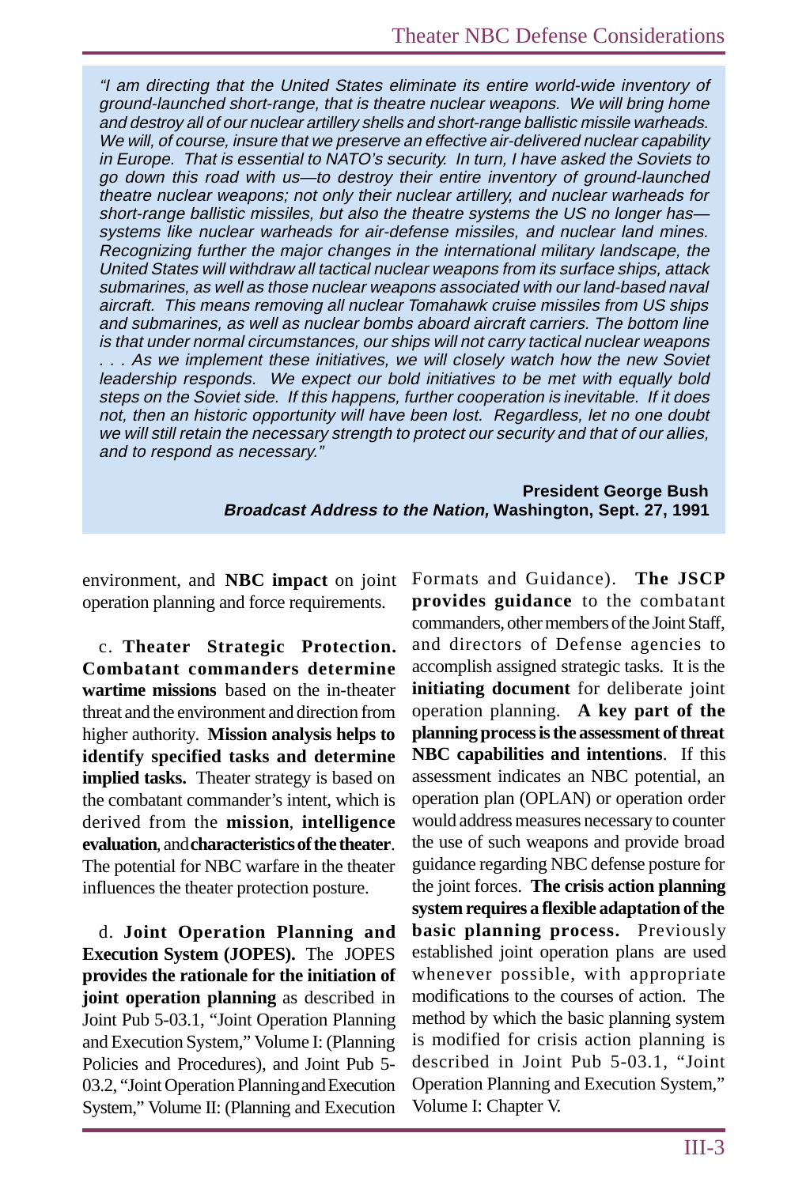*"I am directing that the United States eliminate its entire world-wide inventory of ground-launched short-range, that is theatre nuclear weapons. We will bring home and destroy all of our nuclear artillery shells and short-range ballistic missile warheads. We will, of course, insure that we preserve an effective air-delivered nuclear capability in Europe. That is essential to NATO's security. In turn, I have asked the Soviets to go down this road with us—to destroy their entire inventory of ground-launched theatre nuclear weapons; not only their nuclear artillery, and nuclear warheads for short-range ballistic missiles, but also the theatre systems the US no longer has—systems like nuclear warheads for air-defense missiles, and nuclear land mines. Recognizing further the major changes in the international military landscape, the United States will withdraw all tactical nuclear weapons from its surface ships, attack submarines, as well as those nuclear weapons associated with our land-based naval aircraft. This means removing all nuclear Tomahawk cruise missiles from US ships and submarines, as well as nuclear bombs aboard aircraft carriers. The bottom line is that under normal circumstances, our ships will not carry tactical nuclear weapons . . . As we implement these initiatives, we will closely watch how the new Soviet leadership responds. We expect our bold initiatives to be met with equally bold steps on the Soviet side. If this happens, further cooperation is inevitable. If it does not, then an historic opportunity will have been lost. Regardless, let no one doubt we will still retain the necessary strength to protect our security and that of our allies, and to respond as necessary."*

**President George Bush**
***Broadcast Address to the Nation,* Washington, Sept. 27, 1991**

environment, and **NBC impact** on joint operation planning and force requirements.

c. **Theater Strategic Protection. Combatant commanders determine wartime missions** based on the in-theater threat and the environment and direction from higher authority. **Mission analysis helps to identify specified tasks and determine implied tasks.** Theater strategy is based on the combatant commander's intent, which is derived from the **mission**, **intelligence evaluation**, and **characteristics of the theater**. The potential for NBC warfare in the theater influences the theater protection posture.

d. **Joint Operation Planning and Execution System (JOPES).** The JOPES **provides the rationale for the initiation of joint operation planning** as described in Joint Pub 5-03.1, "Joint Operation Planning and Execution System," Volume I: (Planning Policies and Procedures), and Joint Pub 5-03.2, "Joint Operation Planning and Execution System," Volume II: (Planning and Execution Formats and Guidance). **The JSCP provides guidance** to the combatant commanders, other members of the Joint Staff, and directors of Defense agencies to accomplish assigned strategic tasks. It is the **initiating document** for deliberate joint operation planning. **A key part of the planning process is the assessment of threat NBC capabilities and intentions**. If this assessment indicates an NBC potential, an operation plan (OPLAN) or operation order would address measures necessary to counter the use of such weapons and provide broad guidance regarding NBC defense posture for the joint forces. **The crisis action planning system requires a flexible adaptation of the basic planning process.** Previously established joint operation plans are used whenever possible, with appropriate modifications to the courses of action. The method by which the basic planning system is modified for crisis action planning is described in Joint Pub 5-03.1, "Joint Operation Planning and Execution System," Volume I: Chapter V.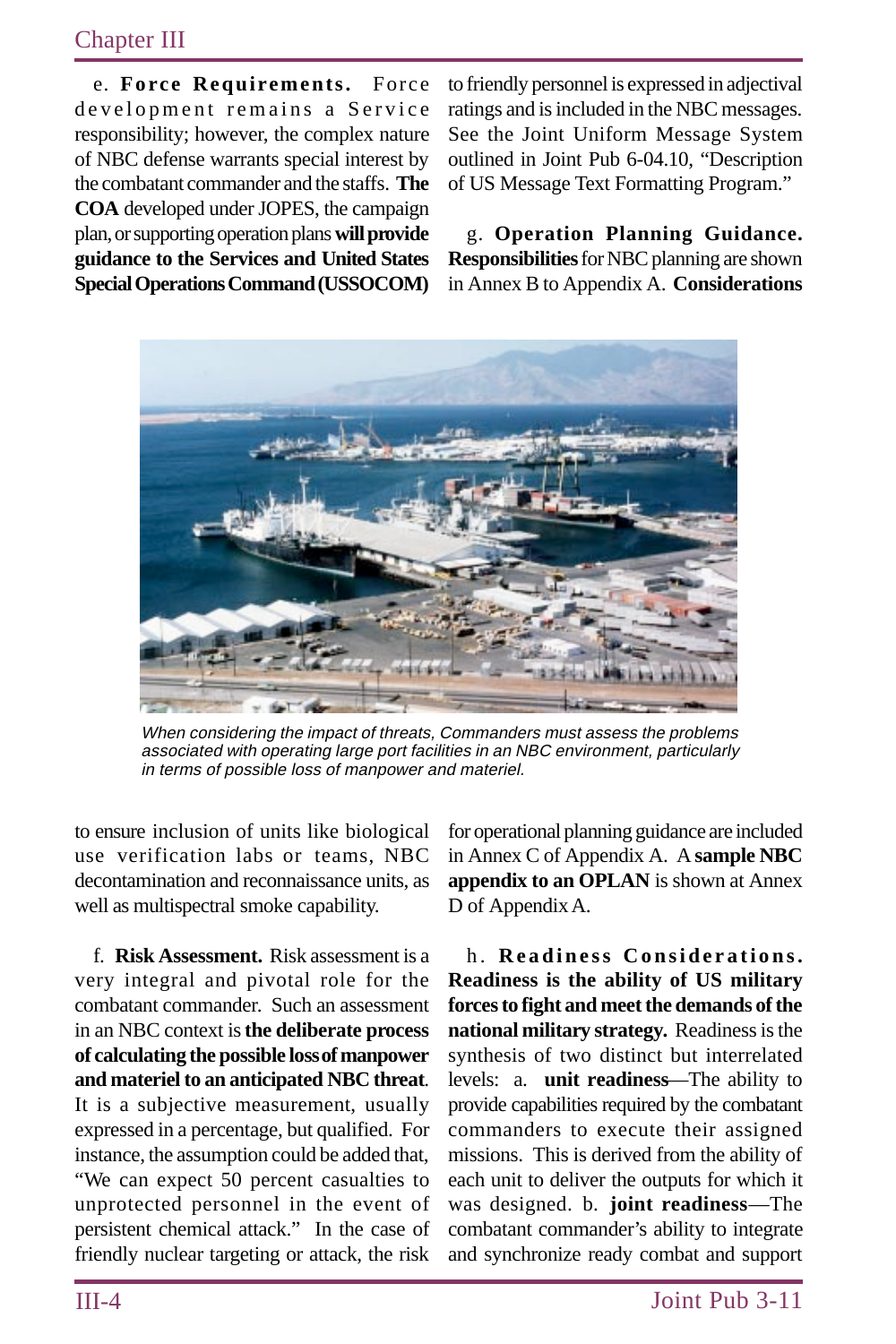e. **Force Requirements.** Force development remains a Service responsibility; however, the complex nature of NBC defense warrants special interest by the combatant commander and the staffs. **The COA** developed under JOPES, the campaign plan, or supporting operation plans **will provide guidance to the Services and United States Special Operations Command (USSOCOM)** to ensure inclusion of units like biological use verification labs or teams, NBC decontamination and reconnaissance units, as well as multispectral smoke capability.

*When considering the impact of threats, Commanders must assess the problems associated with operating large port facilities in an NBC environment, particularly in terms of possible loss of manpower and materiel.*

f. **Risk Assessment.** Risk assessment is a very integral and pivotal role for the combatant commander. Such an assessment in an NBC context is **the deliberate process of calculating the possible loss of manpower and materiel to an anticipated NBC threat**. It is a subjective measurement, usually expressed in a percentage, but qualified. For instance, the assumption could be added that, "We can expect 50 percent casualties to unprotected personnel in the event of persistent chemical attack." In the case of friendly nuclear targeting or attack, the risk to friendly personnel is expressed in adjectival ratings and is included in the NBC messages. See the Joint Uniform Message System outlined in Joint Pub 6-04.10, "Description of US Message Text Formatting Program."

g. **Operation Planning Guidance. Responsibilities** for NBC planning are shown in Annex B to Appendix A. **Considerations** for operational planning guidance are included in Annex C of Appendix A. A **sample NBC appendix to an OPLAN** is shown at Annex D of Appendix A.

h. **Readiness Considerations. Readiness is the ability of US military forces to fight and meet the demands of the national military strategy.** Readiness is the synthesis of two distinct but interrelated levels: a. **unit readiness**—The ability to provide capabilities required by the combatant commanders to execute their assigned missions. This is derived from the ability of each unit to deliver the outputs for which it was designed. b. **joint readiness**—The combatant commander's ability to integrate and synchronize ready combat and support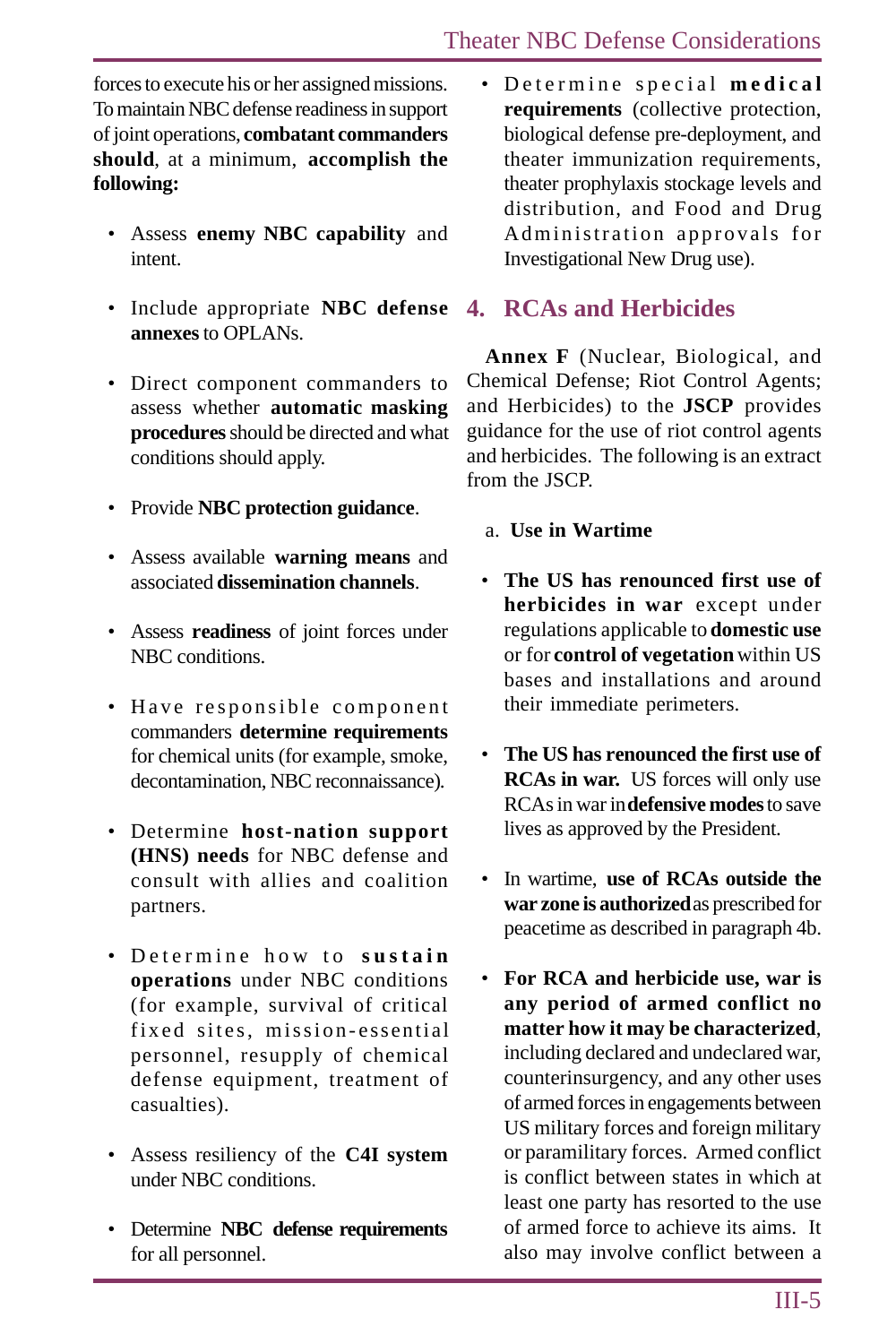forces to execute his or her assigned missions. To maintain NBC defense readiness in support of joint operations, **combatant commanders should**, at a minimum, **accomplish the following:**

- Assess **enemy NBC capability** and intent.
- Include appropriate **NBC defense annexes** to OPLANs.
- Direct component commanders to assess whether **automatic masking procedures** should be directed and what conditions should apply.
- Provide **NBC protection guidance**.
- Assess available **warning means** and associated **dissemination channels**.
- Assess **readiness** of joint forces under NBC conditions.
- Have responsible component commanders **determine requirements** for chemical units (for example, smoke, decontamination, NBC reconnaissance).
- Determine **host-nation support (HNS) needs** for NBC defense and consult with allies and coalition partners.
- Determine how to **sustain operations** under NBC conditions (for example, survival of critical fixed sites, mission-essential personnel, resupply of chemical defense equipment, treatment of casualties).
- Assess resiliency of the **C4I system** under NBC conditions.
- Determine **NBC defense requirements** for all personnel.
- Determine special **medical requirements** (collective protection, biological defense pre-deployment, and theater immunization requirements, theater prophylaxis stockage levels and distribution, and Food and Drug Administration approvals for Investigational New Drug use).

## 4. RCAs and Herbicides

**Annex F** (Nuclear, Biological, and Chemical Defense; Riot Control Agents; and Herbicides) to the **JSCP** provides guidance for the use of riot control agents and herbicides. The following is an extract from the JSCP.

a. **Use in Wartime**

- **The US has renounced first use of herbicides in war** except under regulations applicable to **domestic use** or for **control of vegetation** within US bases and installations and around their immediate perimeters.
- **The US has renounced the first use of RCAs in war.** US forces will only use RCAs in war in **defensive modes** to save lives as approved by the President.
- In wartime, **use of RCAs outside the war zone is authorized** as prescribed for peacetime as described in paragraph 4b.
- **For RCA and herbicide use, war is any period of armed conflict no matter how it may be characterized**, including declared and undeclared war, counterinsurgency, and any other uses of armed forces in engagements between US military forces and foreign military or paramilitary forces. Armed conflict is conflict between states in which at least one party has resorted to the use of armed force to achieve its aims. It also may involve conflict between a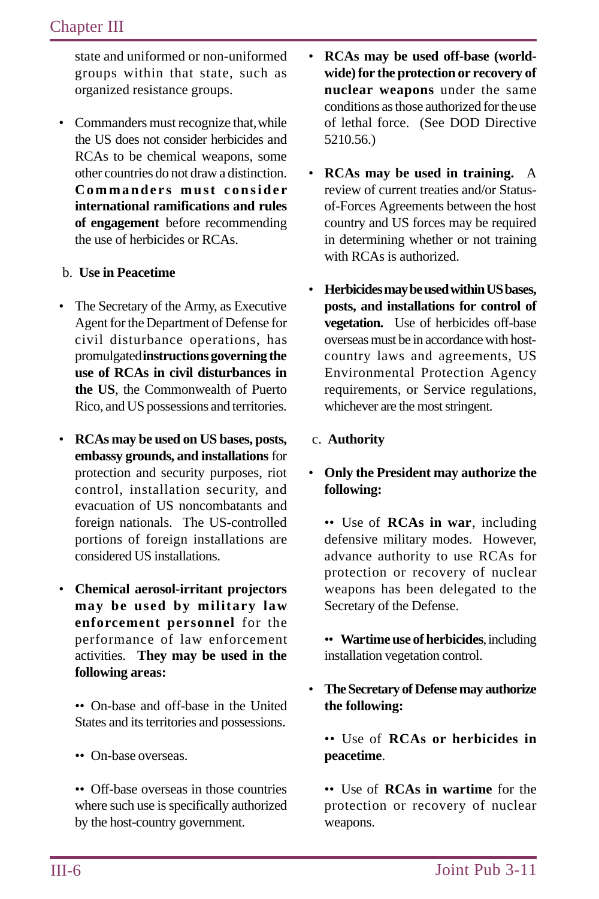state and uniformed or non-uniformed groups within that state, such as organized resistance groups.

- Commanders must recognize that, while the US does not consider herbicides and RCAs to be chemical weapons, some other countries do not draw a distinction. **Commanders must consider international ramifications and rules of engagement** before recommending the use of herbicides or RCAs.

b. **Use in Peacetime**

- The Secretary of the Army, as Executive Agent for the Department of Defense for civil disturbance operations, has promulgated **instructions governing the use of RCAs in civil disturbances in the US**, the Commonwealth of Puerto Rico, and US possessions and territories.

- **RCAs may be used on US bases, posts, embassy grounds, and installations** for protection and security purposes, riot control, installation security, and evacuation of US noncombatants and foreign nationals. The US-controlled portions of foreign installations are considered US installations.

- **Chemical aerosol-irritant projectors may be used by military law enforcement personnel** for the performance of law enforcement activities. **They may be used in the following areas:**

  - On-base and off-base in the United States and its territories and possessions.

  - On-base overseas.

  - Off-base overseas in those countries where such use is specifically authorized by the host-country government.

- **RCAs may be used off-base (world-wide) for the protection or recovery of nuclear weapons** under the same conditions as those authorized for the use of lethal force. (See DOD Directive 5210.56.)

- **RCAs may be used in training.** A review of current treaties and/or Status-of-Forces Agreements between the host country and US forces may be required in determining whether or not training with RCAs is authorized.

- **Herbicides may be used within US bases, posts, and installations for control of vegetation.** Use of herbicides off-base overseas must be in accordance with host-country laws and agreements, US Environmental Protection Agency requirements, or Service regulations, whichever are the most stringent.

c. **Authority**

- **Only the President may authorize the following:**

  - Use of **RCAs in war**, including defensive military modes. However, advance authority to use RCAs for protection or recovery of nuclear weapons has been delegated to the Secretary of the Defense.

  - **Wartime use of herbicides**, including installation vegetation control.

- **The Secretary of Defense may authorize the following:**

  - Use of **RCAs or herbicides in peacetime**.

  - Use of **RCAs in wartime** for the protection or recovery of nuclear weapons.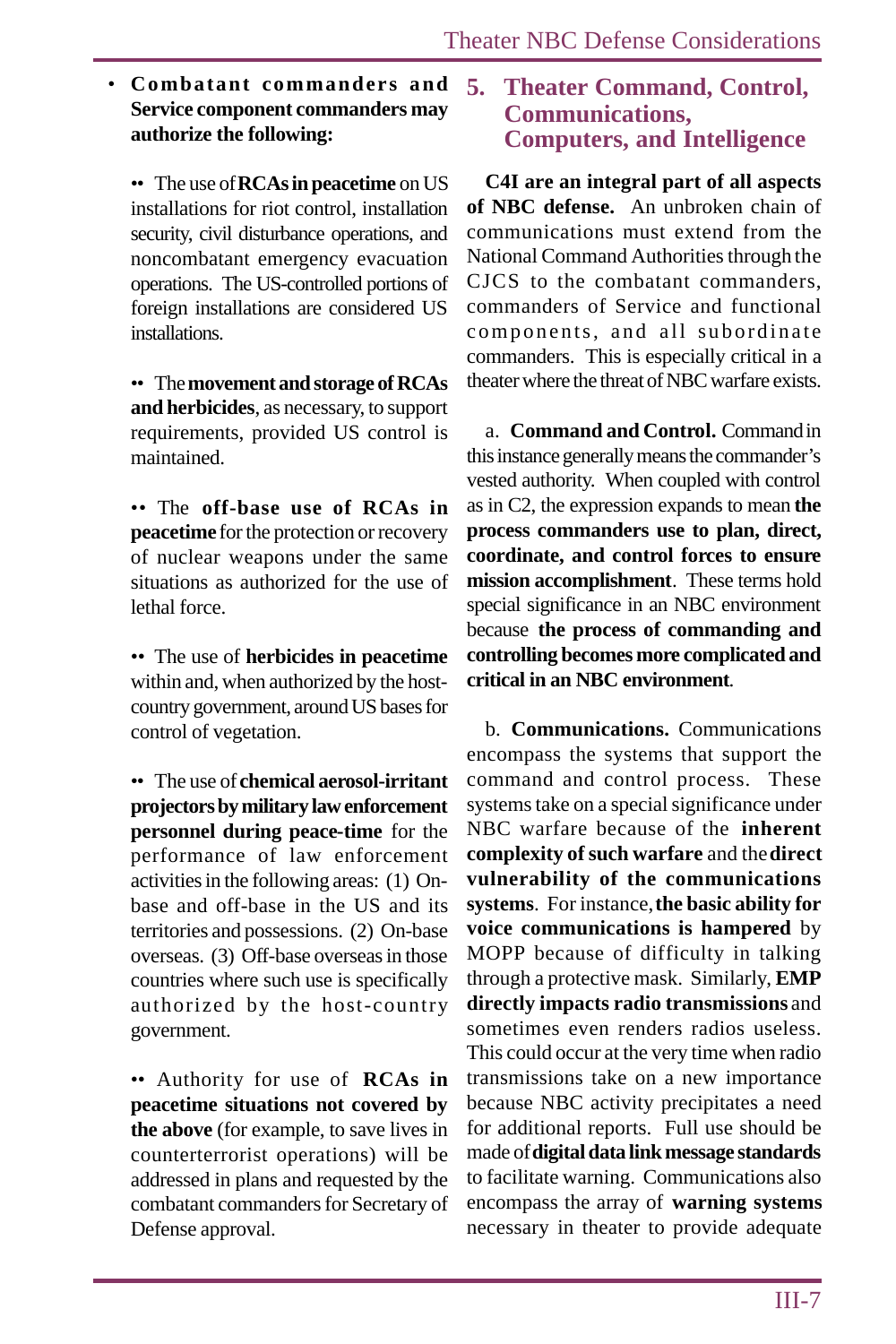- **Combatant commanders and Service component commanders may authorize the following:**

  - The use of **RCAs in peacetime** on US installations for riot control, installation security, civil disturbance operations, and noncombatant emergency evacuation operations. The US-controlled portions of foreign installations are considered US installations.

  - The **movement and storage of RCAs and herbicides**, as necessary, to support requirements, provided US control is maintained.

  - The **off-base use of RCAs in peacetime** for the protection or recovery of nuclear weapons under the same situations as authorized for the use of lethal force.

  - The use of **herbicides in peacetime** within and, when authorized by the host-country government, around US bases for control of vegetation.

  - The use of **chemical aerosol-irritant projectors by military law enforcement personnel during peace-time** for the performance of law enforcement activities in the following areas: (1) On-base and off-base in the US and its territories and possessions. (2) On-base overseas. (3) Off-base overseas in those countries where such use is specifically authorized by the host-country government.

  - Authority for use of **RCAs in peacetime situations not covered by the above** (for example, to save lives in counterterrorist operations) will be addressed in plans and requested by the combatant commanders for Secretary of Defense approval.

## 5. Theater Command, Control, Communications, Computers, and Intelligence

**C4I are an integral part of all aspects of NBC defense.** An unbroken chain of communications must extend from the National Command Authorities through the CJCS to the combatant commanders, commanders of Service and functional components, and all subordinate commanders. This is especially critical in a theater where the threat of NBC warfare exists.

a. **Command and Control.** Command in this instance generally means the commander's vested authority. When coupled with control as in C2, the expression expands to mean **the process commanders use to plan, direct, coordinate, and control forces to ensure mission accomplishment**. These terms hold special significance in an NBC environment because **the process of commanding and controlling becomes more complicated and critical in an NBC environment**.

b. **Communications.** Communications encompass the systems that support the command and control process. These systems take on a special significance under NBC warfare because of the **inherent complexity of such warfare** and the **direct vulnerability of the communications systems**. For instance, **the basic ability for voice communications is hampered** by MOPP because of difficulty in talking through a protective mask. Similarly, **EMP directly impacts radio transmissions** and sometimes even renders radios useless. This could occur at the very time when radio transmissions take on a new importance because NBC activity precipitates a need for additional reports. Full use should be made of **digital data link message standards** to facilitate warning. Communications also encompass the array of **warning systems** necessary in theater to provide adequate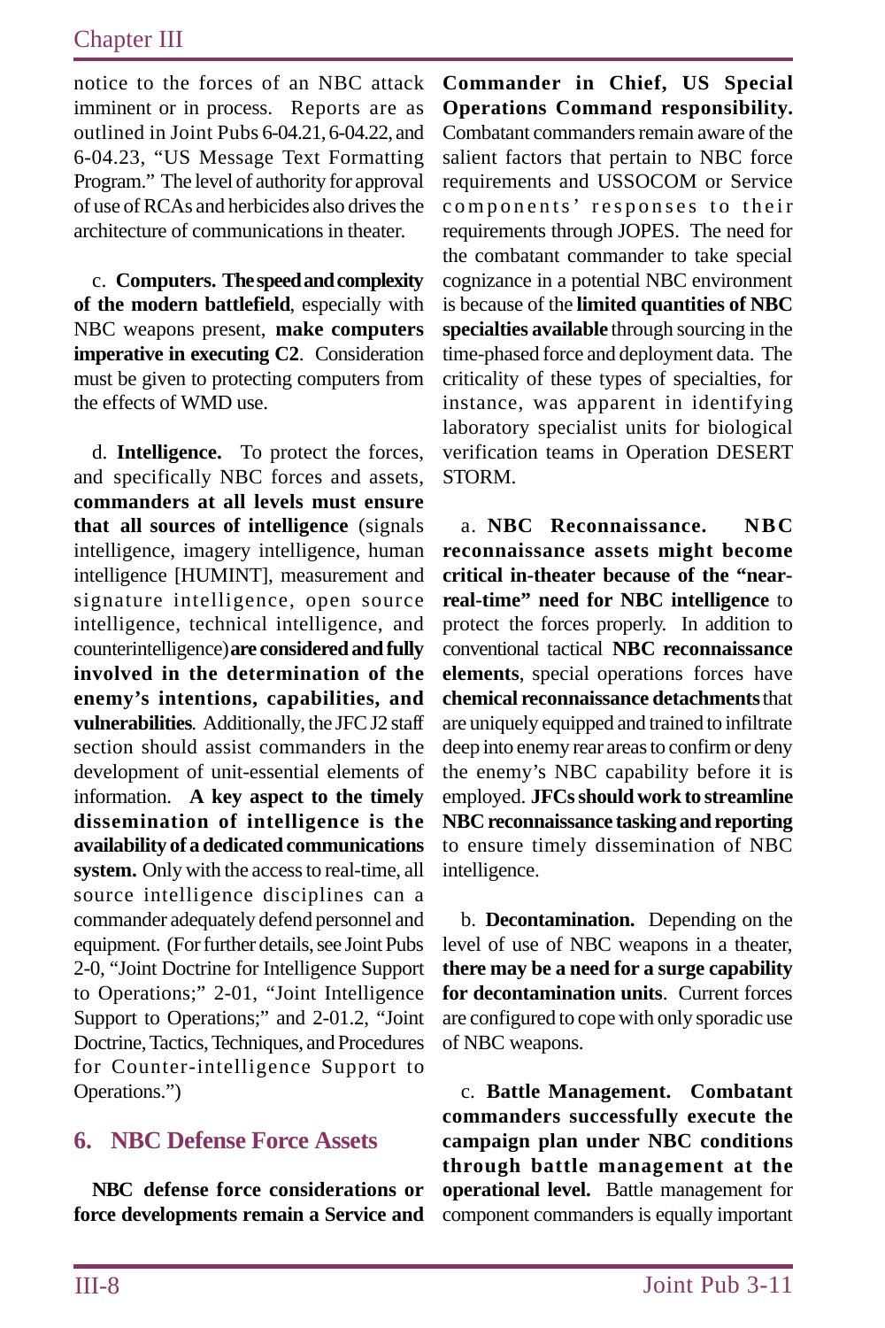notice to the forces of an NBC attack imminent or in process. Reports are as outlined in Joint Pubs 6-04.21, 6-04.22, and 6-04.23, "US Message Text Formatting Program." The level of authority for approval of use of RCAs and herbicides also drives the architecture of communications in theater.

c. **Computers. The speed and complexity of the modern battlefield**, especially with NBC weapons present, **make computers imperative in executing C2**. Consideration must be given to protecting computers from the effects of WMD use.

d. **Intelligence.** To protect the forces, and specifically NBC forces and assets, **commanders at all levels must ensure that all sources of intelligence** (signals intelligence, imagery intelligence, human intelligence [HUMINT], measurement and signature intelligence, open source intelligence, technical intelligence, and counterintelligence) **are considered and fully involved in the determination of the enemy's intentions, capabilities, and vulnerabilities**. Additionally, the JFC J2 staff section should assist commanders in the development of unit-essential elements of information. **A key aspect to the timely dissemination of intelligence is the availability of a dedicated communications system.** Only with the access to real-time, all source intelligence disciplines can a commander adequately defend personnel and equipment. (For further details, see Joint Pubs 2-0, "Joint Doctrine for Intelligence Support to Operations;" 2-01, "Joint Intelligence Support to Operations;" and 2-01.2, "Joint Doctrine, Tactics, Techniques, and Procedures for Counter-intelligence Support to Operations.")

## 6. NBC Defense Force Assets

**NBC defense force considerations or force developments remain a Service and Commander in Chief, US Special Operations Command responsibility.** Combatant commanders remain aware of the salient factors that pertain to NBC force requirements and USSOCOM or Service components' responses to their requirements through JOPES. The need for the combatant commander to take special cognizance in a potential NBC environment is because of the **limited quantities of NBC specialties available** through sourcing in the time-phased force and deployment data. The criticality of these types of specialties, for instance, was apparent in identifying laboratory specialist units for biological verification teams in Operation DESERT STORM.

a. **NBC Reconnaissance. NBC reconnaissance assets might become critical in-theater because of the "near-real-time" need for NBC intelligence** to protect the forces properly. In addition to conventional tactical **NBC reconnaissance elements**, special operations forces have **chemical reconnaissance detachments** that are uniquely equipped and trained to infiltrate deep into enemy rear areas to confirm or deny the enemy's NBC capability before it is employed. **JFCs should work to streamline NBC reconnaissance tasking and reporting** to ensure timely dissemination of NBC intelligence.

b. **Decontamination.** Depending on the level of use of NBC weapons in a theater, **there may be a need for a surge capability for decontamination units**. Current forces are configured to cope with only sporadic use of NBC weapons.

c. **Battle Management. Combatant commanders successfully execute the campaign plan under NBC conditions through battle management at the operational level.** Battle management for component commanders is equally important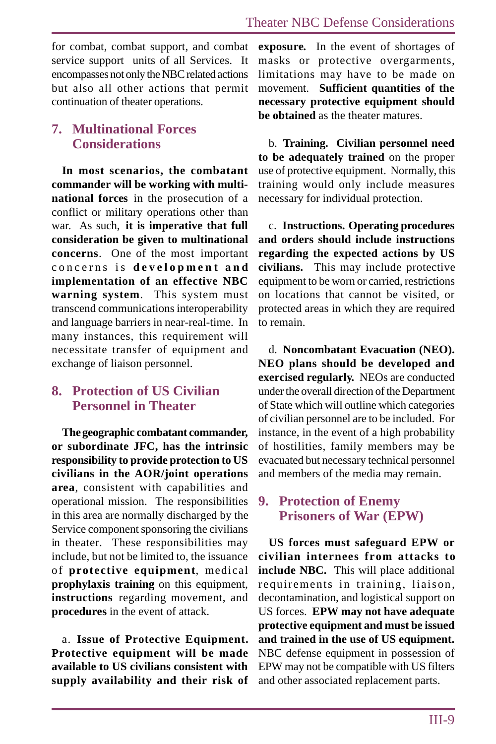for combat, combat support, and combat service support units of all Services. It encompasses not only the NBC related actions but also all other actions that permit continuation of theater operations.

## 7. Multinational Forces Considerations

**In most scenarios, the combatant commander will be working with multinational forces** in the prosecution of a conflict or military operations other than war. As such, **it is imperative that full consideration be given to multinational concerns**. One of the most important concerns is **development and implementation of an effective NBC warning system**. This system must transcend communications interoperability and language barriers in near-real-time. In many instances, this requirement will necessitate transfer of equipment and exchange of liaison personnel.

## 8. Protection of US Civilian Personnel in Theater

**The geographic combatant commander, or subordinate JFC, has the intrinsic responsibility to provide protection to US civilians in the AOR/joint operations area**, consistent with capabilities and operational mission. The responsibilities in this area are normally discharged by the Service component sponsoring the civilians in theater. These responsibilities may include, but not be limited to, the issuance of **protective equipment**, medical **prophylaxis training** on this equipment, **instructions** regarding movement, and **procedures** in the event of attack.

a. **Issue of Protective Equipment. Protective equipment will be made available to US civilians consistent with supply availability and their risk of exposure.** In the event of shortages of masks or protective overgarments, limitations may have to be made on movement. **Sufficient quantities of the necessary protective equipment should be obtained** as the theater matures.

b. **Training. Civilian personnel need to be adequately trained** on the proper use of protective equipment. Normally, this training would only include measures necessary for individual protection.

c. **Instructions. Operating procedures and orders should include instructions regarding the expected actions by US civilians.** This may include protective equipment to be worn or carried, restrictions on locations that cannot be visited, or protected areas in which they are required to remain.

d. **Noncombatant Evacuation (NEO). NEO plans should be developed and exercised regularly.** NEOs are conducted under the overall direction of the Department of State which will outline which categories of civilian personnel are to be included. For instance, in the event of a high probability of hostilities, family members may be evacuated but necessary technical personnel and members of the media may remain.

## 9. Protection of Enemy Prisoners of War (EPW)

**US forces must safeguard EPW or civilian internees from attacks to include NBC.** This will place additional requirements in training, liaison, decontamination, and logistical support on US forces. **EPW may not have adequate protective equipment and must be issued and trained in the use of US equipment.** NBC defense equipment in possession of EPW may not be compatible with US filters and other associated replacement parts.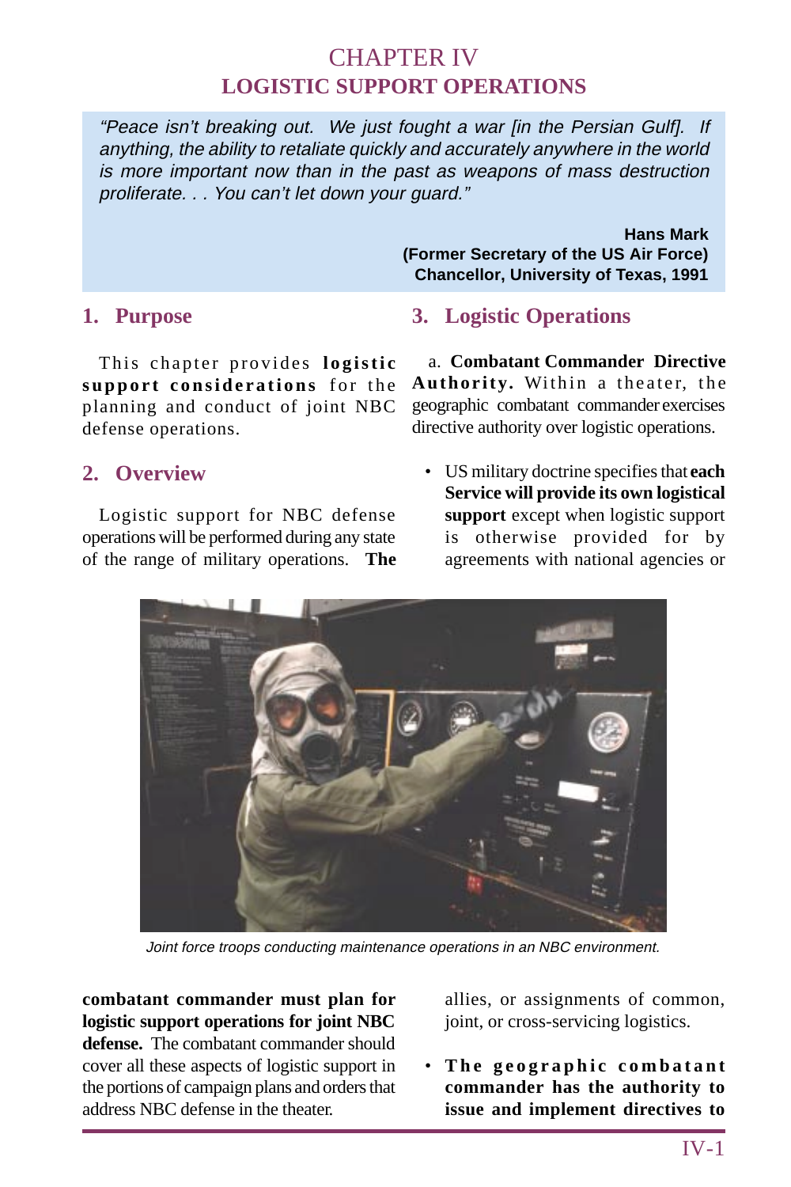# CHAPTER IV
# LOGISTIC SUPPORT OPERATIONS

> *"Peace isn't breaking out. We just fought a war [in the Persian Gulf]. If anything, the ability to retaliate quickly and accurately anywhere in the world is more important now than in the past as weapons of mass destruction proliferate. . . You can't let down your guard."*
>
> **Hans Mark**
> **(Former Secretary of the US Air Force)**
> **Chancellor, University of Texas, 1991**

## 1. Purpose

This chapter provides **logistic support considerations** for the planning and conduct of joint NBC defense operations.

## 2. Overview

Logistic support for NBC defense operations will be performed during any state of the range of military operations. **The combatant commander must plan for logistic support operations for joint NBC defense.** The combatant commander should cover all these aspects of logistic support in the portions of campaign plans and orders that address NBC defense in the theater.

*Joint force troops conducting maintenance operations in an NBC environment.*

## 3. Logistic Operations

a. **Combatant Commander Directive Authority.** Within a theater, the geographic combatant commander exercises directive authority over logistic operations.

- US military doctrine specifies that **each Service will provide its own logistical support** except when logistic support is otherwise provided for by agreements with national agencies or allies, or assignments of common, joint, or cross-servicing logistics.

- **The geographic combatant commander has the authority to issue and implement directives to**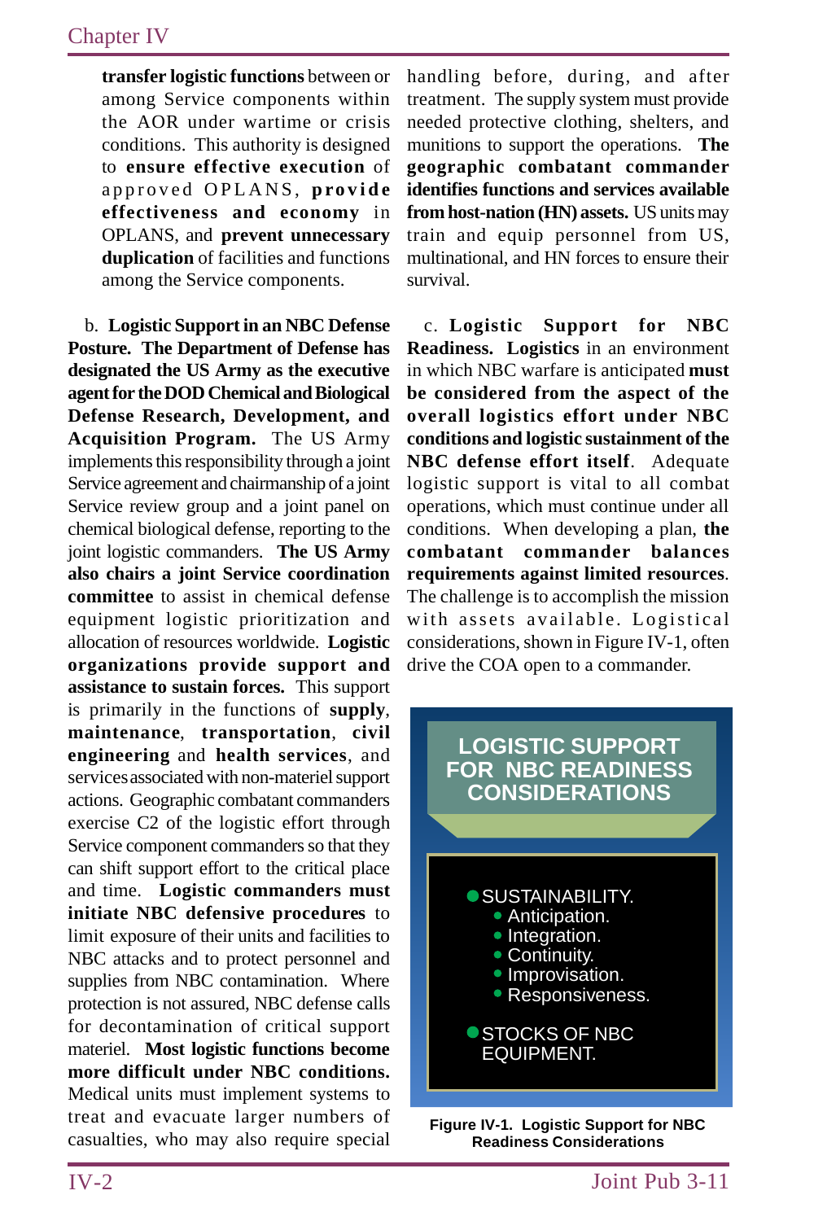**transfer logistic functions** between or among Service components within the AOR under wartime or crisis conditions. This authority is designed to **ensure effective execution** of approved OPLANS, **provide effectiveness and economy** in OPLANS, and **prevent unnecessary duplication** of facilities and functions among the Service components.

b. **Logistic Support in an NBC Defense Posture. The Department of Defense has designated the US Army as the executive agent for the DOD Chemical and Biological Defense Research, Development, and Acquisition Program.** The US Army implements this responsibility through a joint Service agreement and chairmanship of a joint Service review group and a joint panel on chemical biological defense, reporting to the joint logistic commanders. **The US Army also chairs a joint Service coordination committee** to assist in chemical defense equipment logistic prioritization and allocation of resources worldwide. **Logistic organizations provide support and assistance to sustain forces.** This support is primarily in the functions of **supply**, **maintenance**, **transportation**, **civil engineering** and **health services**, and services associated with non-materiel support actions. Geographic combatant commanders exercise C2 of the logistic effort through Service component commanders so that they can shift support effort to the critical place and time. **Logistic commanders must initiate NBC defensive procedures** to limit exposure of their units and facilities to NBC attacks and to protect personnel and supplies from NBC contamination. Where protection is not assured, NBC defense calls for decontamination of critical support materiel. **Most logistic functions become more difficult under NBC conditions.** Medical units must implement systems to treat and evacuate larger numbers of casualties, who may also require special handling before, during, and after treatment. The supply system must provide needed protective clothing, shelters, and munitions to support the operations. **The geographic combatant commander identifies functions and services available from host-nation (HN) assets.** US units may train and equip personnel from US, multinational, and HN forces to ensure their survival.

c. **Logistic Support for NBC Readiness. Logistics** in an environment in which NBC warfare is anticipated **must be considered from the aspect of the overall logistics effort under NBC conditions and logistic sustainment of the NBC defense effort itself**. Adequate logistic support is vital to all combat operations, which must continue under all conditions. When developing a plan, **the combatant commander balances requirements against limited resources**. The challenge is to accomplish the mission with assets available. Logistical considerations, shown in Figure IV-1, often drive the COA open to a commander.

**LOGISTIC SUPPORT FOR NBC READINESS CONSIDERATIONS**

- SUSTAINABILITY.
  - Anticipation.
  - Integration.
  - Continuity.
  - Improvisation.
  - Responsiveness.
- STOCKS OF NBC EQUIPMENT.

**Figure IV-1. Logistic Support for NBC Readiness Considerations**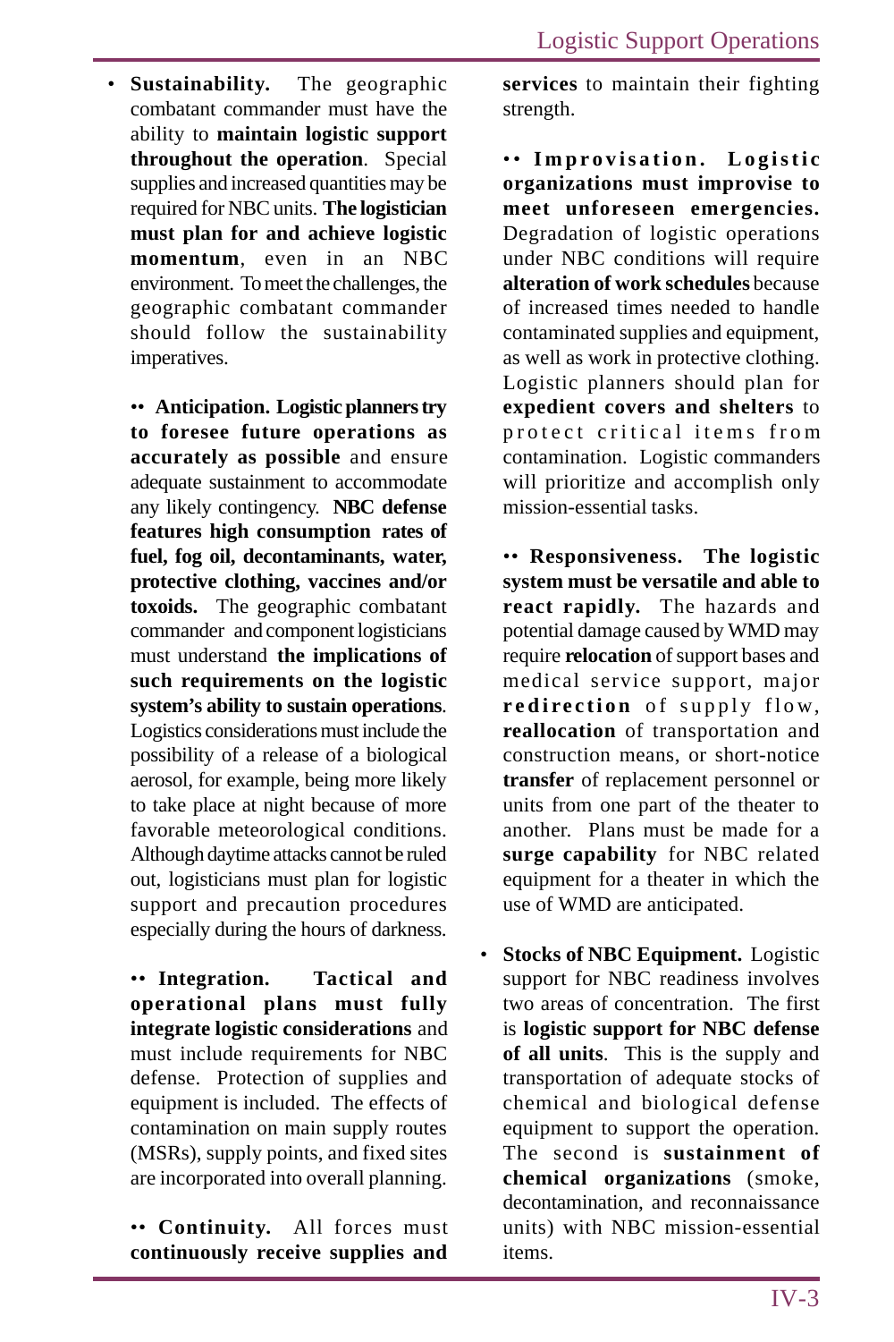- **Sustainability.** The geographic combatant commander must have the ability to **maintain logistic support throughout the operation**. Special supplies and increased quantities may be required for NBC units. **The logistician must plan for and achieve logistic momentum**, even in an NBC environment. To meet the challenges, the geographic combatant commander should follow the sustainability imperatives.

  •• **Anticipation. Logistic planners try to foresee future operations as accurately as possible** and ensure adequate sustainment to accommodate any likely contingency. **NBC defense features high consumption rates of fuel, fog oil, decontaminants, water, protective clothing, vaccines and/or toxoids.** The geographic combatant commander and component logisticians must understand **the implications of such requirements on the logistic system's ability to sustain operations**. Logistics considerations must include the possibility of a release of a biological aerosol, for example, being more likely to take place at night because of more favorable meteorological conditions. Although daytime attacks cannot be ruled out, logisticians must plan for logistic support and precaution procedures especially during the hours of darkness.

  •• **Integration. Tactical and operational plans must fully integrate logistic considerations** and must include requirements for NBC defense. Protection of supplies and equipment is included. The effects of contamination on main supply routes (MSRs), supply points, and fixed sites are incorporated into overall planning.

  •• **Continuity.** All forces must **continuously receive supplies and services** to maintain their fighting strength.

  •• **Improvisation. Logistic organizations must improvise to meet unforeseen emergencies.** Degradation of logistic operations under NBC conditions will require **alteration of work schedules** because of increased times needed to handle contaminated supplies and equipment, as well as work in protective clothing. Logistic planners should plan for **expedient covers and shelters** to protect critical items from contamination. Logistic commanders will prioritize and accomplish only mission-essential tasks.

  •• **Responsiveness. The logistic system must be versatile and able to react rapidly.** The hazards and potential damage caused by WMD may require **relocation** of support bases and medical service support, major **redirection** of supply flow, **reallocation** of transportation and construction means, or short-notice **transfer** of replacement personnel or units from one part of the theater to another. Plans must be made for a **surge capability** for NBC related equipment for a theater in which the use of WMD are anticipated.

- **Stocks of NBC Equipment.** Logistic support for NBC readiness involves two areas of concentration. The first is **logistic support for NBC defense of all units**. This is the supply and transportation of adequate stocks of chemical and biological defense equipment to support the operation. The second is **sustainment of chemical organizations** (smoke, decontamination, and reconnaissance units) with NBC mission-essential items.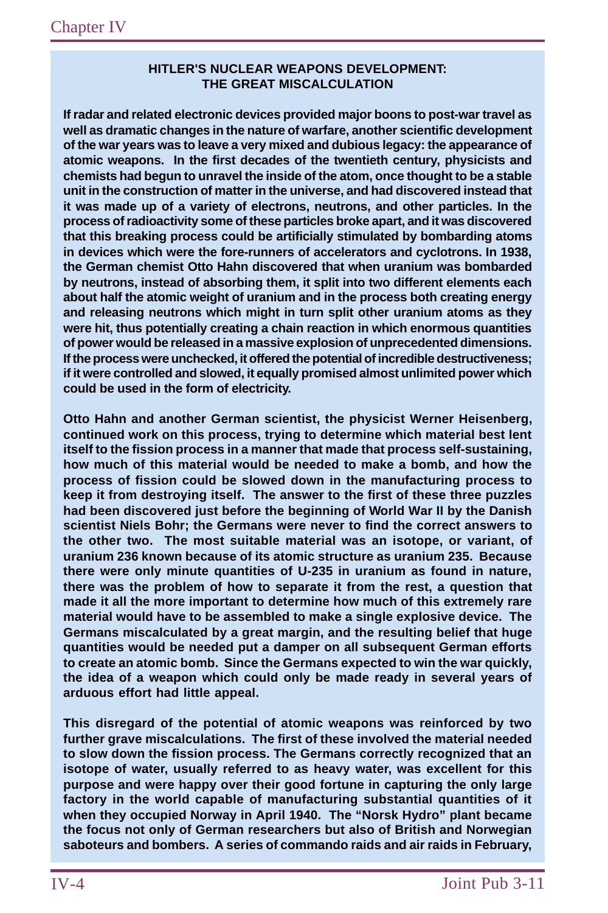## HITLER'S NUCLEAR WEAPONS DEVELOPMENT: THE GREAT MISCALCULATION

**If radar and related electronic devices provided major boons to post-war travel as well as dramatic changes in the nature of warfare, another scientific development of the war years was to leave a very mixed and dubious legacy: the appearance of atomic weapons. In the first decades of the twentieth century, physicists and chemists had begun to unravel the inside of the atom, once thought to be a stable unit in the construction of matter in the universe, and had discovered instead that it was made up of a variety of electrons, neutrons, and other particles. In the process of radioactivity some of these particles broke apart, and it was discovered that this breaking process could be artificially stimulated by bombarding atoms in devices which were the fore-runners of accelerators and cyclotrons. In 1938, the German chemist Otto Hahn discovered that when uranium was bombarded by neutrons, instead of absorbing them, it split into two different elements each about half the atomic weight of uranium and in the process both creating energy and releasing neutrons which might in turn split other uranium atoms as they were hit, thus potentially creating a chain reaction in which enormous quantities of power would be released in a massive explosion of unprecedented dimensions. If the process were unchecked, it offered the potential of incredible destructiveness; if it were controlled and slowed, it equally promised almost unlimited power which could be used in the form of electricity.**

**Otto Hahn and another German scientist, the physicist Werner Heisenberg, continued work on this process, trying to determine which material best lent itself to the fission process in a manner that made that process self-sustaining, how much of this material would be needed to make a bomb, and how the process of fission could be slowed down in the manufacturing process to keep it from destroying itself. The answer to the first of these three puzzles had been discovered just before the beginning of World War II by the Danish scientist Niels Bohr; the Germans were never to find the correct answers to the other two. The most suitable material was an isotope, or variant, of uranium 236 known because of its atomic structure as uranium 235. Because there were only minute quantities of U-235 in uranium as found in nature, there was the problem of how to separate it from the rest, a question that made it all the more important to determine how much of this extremely rare material would have to be assembled to make a single explosive device. The Germans miscalculated by a great margin, and the resulting belief that huge quantities would be needed put a damper on all subsequent German efforts to create an atomic bomb. Since the Germans expected to win the war quickly, the idea of a weapon which could only be made ready in several years of arduous effort had little appeal.**

**This disregard of the potential of atomic weapons was reinforced by two further grave miscalculations. The first of these involved the material needed to slow down the fission process. The Germans correctly recognized that an isotope of water, usually referred to as heavy water, was excellent for this purpose and were happy over their good fortune in capturing the only large factory in the world capable of manufacturing substantial quantities of it when they occupied Norway in April 1940. The "Norsk Hydro" plant became the focus not only of German researchers but also of British and Norwegian saboteurs and bombers. A series of commando raids and air raids in February,**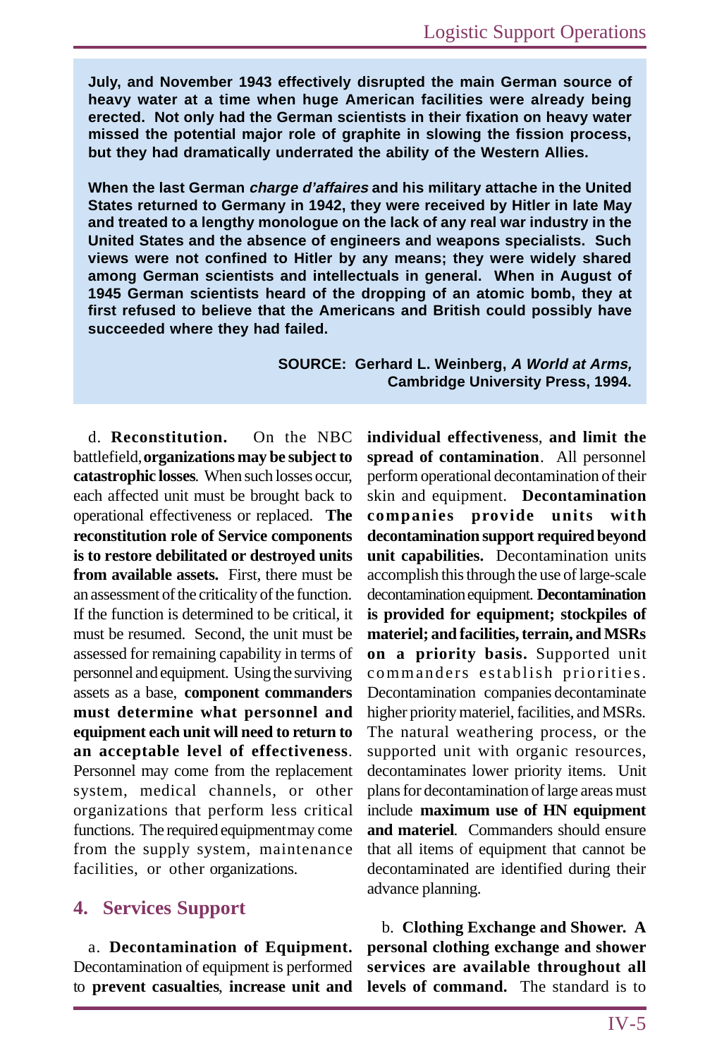**July, and November 1943 effectively disrupted the main German source of heavy water at a time when huge American facilities were already being erected. Not only had the German scientists in their fixation on heavy water missed the potential major role of graphite in slowing the fission process, but they had dramatically underrated the ability of the Western Allies.**

**When the last German *charge d'affaires* and his military attache in the United States returned to Germany in 1942, they were received by Hitler in late May and treated to a lengthy monologue on the lack of any real war industry in the United States and the absence of engineers and weapons specialists. Such views were not confined to Hitler by any means; they were widely shared among German scientists and intellectuals in general. When in August of 1945 German scientists heard of the dropping of an atomic bomb, they at first refused to believe that the Americans and British could possibly have succeeded where they had failed.**

**SOURCE: Gerhard L. Weinberg, *A World at Arms,* Cambridge University Press, 1994.**

d. **Reconstitution.** On the NBC battlefield, **organizations may be subject to catastrophic losses**. When such losses occur, each affected unit must be brought back to operational effectiveness or replaced. **The reconstitution role of Service components is to restore debilitated or destroyed units from available assets.** First, there must be an assessment of the criticality of the function. If the function is determined to be critical, it must be resumed. Second, the unit must be assessed for remaining capability in terms of personnel and equipment. Using the surviving assets as a base, **component commanders must determine what personnel and equipment each unit will need to return to an acceptable level of effectiveness**. Personnel may come from the replacement system, medical channels, or other organizations that perform less critical functions. The required equipment may come from the supply system, maintenance facilities, or other organizations.

## 4. Services Support

a. **Decontamination of Equipment.** Decontamination of equipment is performed to **prevent casualties**, **increase unit and individual effectiveness**, **and limit the spread of contamination**. All personnel perform operational decontamination of their skin and equipment. **Decontamination companies provide units with decontamination support required beyond unit capabilities.** Decontamination units accomplish this through the use of large-scale decontamination equipment. **Decontamination is provided for equipment; stockpiles of materiel; and facilities, terrain, and MSRs on a priority basis.** Supported unit commanders establish priorities. Decontamination companies decontaminate higher priority materiel, facilities, and MSRs. The natural weathering process, or the supported unit with organic resources, decontaminates lower priority items. Unit plans for decontamination of large areas must include **maximum use of HN equipment and materiel**. Commanders should ensure that all items of equipment that cannot be decontaminated are identified during their advance planning.

b. **Clothing Exchange and Shower. A personal clothing exchange and shower services are available throughout all levels of command.** The standard is to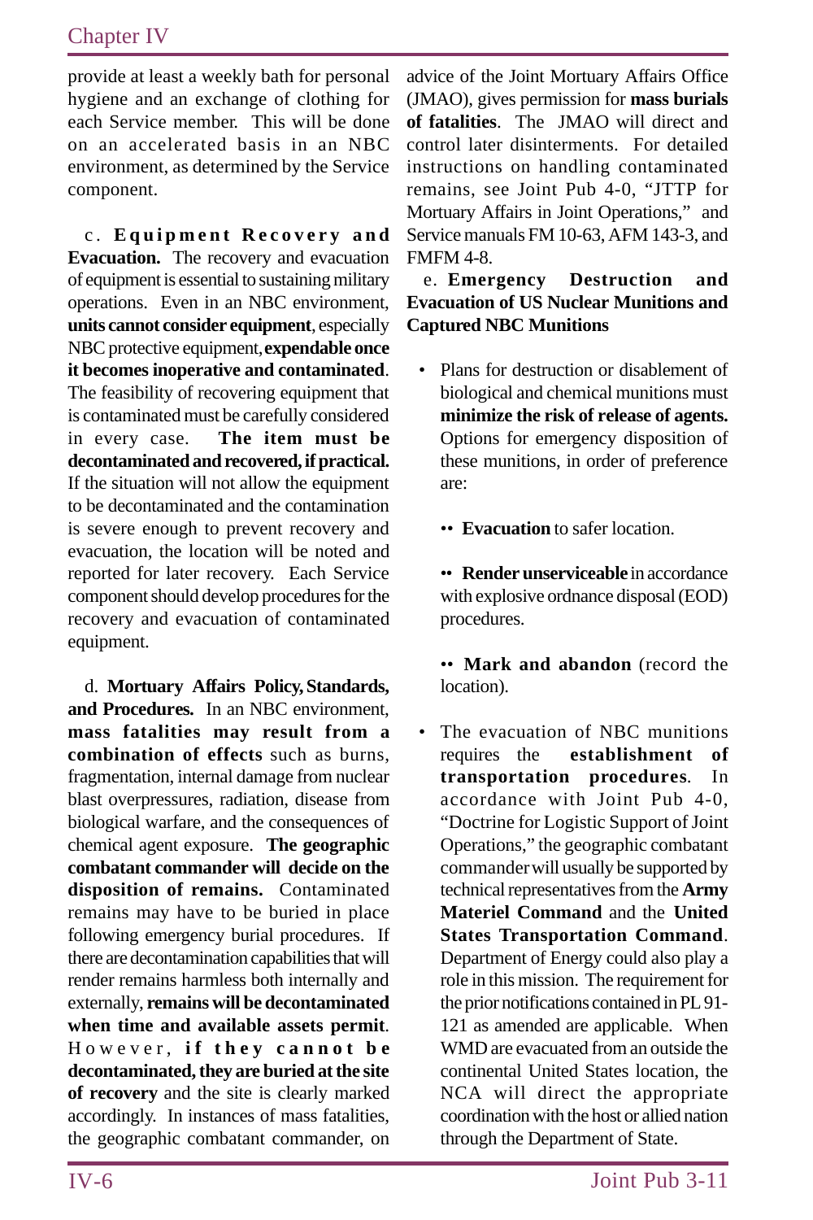provide at least a weekly bath for personal hygiene and an exchange of clothing for each Service member. This will be done on an accelerated basis in an NBC environment, as determined by the Service component.

c. **Equipment Recovery and Evacuation.** The recovery and evacuation of equipment is essential to sustaining military operations. Even in an NBC environment, **units cannot consider equipment**, especially NBC protective equipment, **expendable once it becomes inoperative and contaminated**. The feasibility of recovering equipment that is contaminated must be carefully considered in every case. **The item must be decontaminated and recovered, if practical.** If the situation will not allow the equipment to be decontaminated and the contamination is severe enough to prevent recovery and evacuation, the location will be noted and reported for later recovery. Each Service component should develop procedures for the recovery and evacuation of contaminated equipment.

d. **Mortuary Affairs Policy, Standards, and Procedures.** In an NBC environment, **mass fatalities may result from a combination of effects** such as burns, fragmentation, internal damage from nuclear blast overpressures, radiation, disease from biological warfare, and the consequences of chemical agent exposure. **The geographic combatant commander will decide on the disposition of remains.** Contaminated remains may have to be buried in place following emergency burial procedures. If there are decontamination capabilities that will render remains harmless both internally and externally, **remains will be decontaminated when time and available assets permit**. However, **if they cannot be decontaminated, they are buried at the site of recovery** and the site is clearly marked accordingly. In instances of mass fatalities, the geographic combatant commander, on advice of the Joint Mortuary Affairs Office (JMAO), gives permission for **mass burials of fatalities**. The JMAO will direct and control later disinterments. For detailed instructions on handling contaminated remains, see Joint Pub 4-0, "JTTP for Mortuary Affairs in Joint Operations," and Service manuals FM 10-63, AFM 143-3, and FMFM 4-8.

e. **Emergency Destruction and Evacuation of US Nuclear Munitions and Captured NBC Munitions**

- Plans for destruction or disablement of biological and chemical munitions must **minimize the risk of release of agents.** Options for emergency disposition of these munitions, in order of preference are:

  - **Evacuation** to safer location.

  - **Render unserviceable** in accordance with explosive ordnance disposal (EOD) procedures.

  - **Mark and abandon** (record the location).

- The evacuation of NBC munitions requires the **establishment of transportation procedures**. In accordance with Joint Pub 4-0, "Doctrine for Logistic Support of Joint Operations," the geographic combatant commander will usually be supported by technical representatives from the **Army Materiel Command** and the **United States Transportation Command**. Department of Energy could also play a role in this mission. The requirement for the prior notifications contained in PL 91-121 as amended are applicable. When WMD are evacuated from an outside the continental United States location, the NCA will direct the appropriate coordination with the host or allied nation through the Department of State.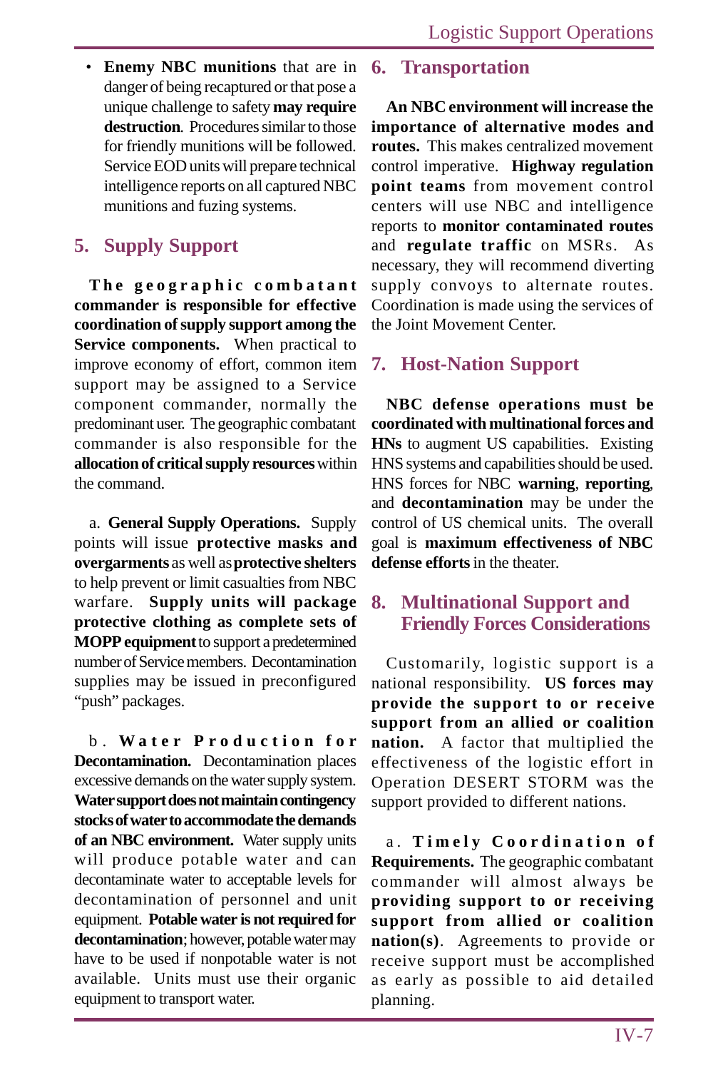- **Enemy NBC munitions** that are in danger of being recaptured or that pose a unique challenge to safety **may require destruction**. Procedures similar to those for friendly munitions will be followed. Service EOD units will prepare technical intelligence reports on all captured NBC munitions and fuzing systems.

## 5. Supply Support

**The geographic combatant commander is responsible for effective coordination of supply support among the Service components.** When practical to improve economy of effort, common item support may be assigned to a Service component commander, normally the predominant user. The geographic combatant commander is also responsible for the **allocation of critical supply resources** within the command.

a. **General Supply Operations.** Supply points will issue **protective masks and overgarments** as well as **protective shelters** to help prevent or limit casualties from NBC warfare. **Supply units will package protective clothing as complete sets of MOPP equipment** to support a predetermined number of Service members. Decontamination supplies may be issued in preconfigured "push" packages.

b. **Water Production for Decontamination.** Decontamination places excessive demands on the water supply system. **Water support does not maintain contingency stocks of water to accommodate the demands of an NBC environment.** Water supply units will produce potable water and can decontaminate water to acceptable levels for decontamination of personnel and unit equipment. **Potable water is not required for decontamination**; however, potable water may have to be used if nonpotable water is not available. Units must use their organic equipment to transport water.

## 6. Transportation

**An NBC environment will increase the importance of alternative modes and routes.** This makes centralized movement control imperative. **Highway regulation point teams** from movement control centers will use NBC and intelligence reports to **monitor contaminated routes** and **regulate traffic** on MSRs. As necessary, they will recommend diverting supply convoys to alternate routes. Coordination is made using the services of the Joint Movement Center.

## 7. Host-Nation Support

**NBC defense operations must be coordinated with multinational forces and HNs** to augment US capabilities. Existing HNS systems and capabilities should be used. HNS forces for NBC **warning**, **reporting**, and **decontamination** may be under the control of US chemical units. The overall goal is **maximum effectiveness of NBC defense efforts** in the theater.

## 8. Multinational Support and Friendly Forces Considerations

Customarily, logistic support is a national responsibility. **US forces may provide the support to or receive support from an allied or coalition nation.** A factor that multiplied the effectiveness of the logistic effort in Operation DESERT STORM was the support provided to different nations.

a. **Timely Coordination of Requirements.** The geographic combatant commander will almost always be **providing support to or receiving support from allied or coalition nation(s)**. Agreements to provide or receive support must be accomplished as early as possible to aid detailed planning.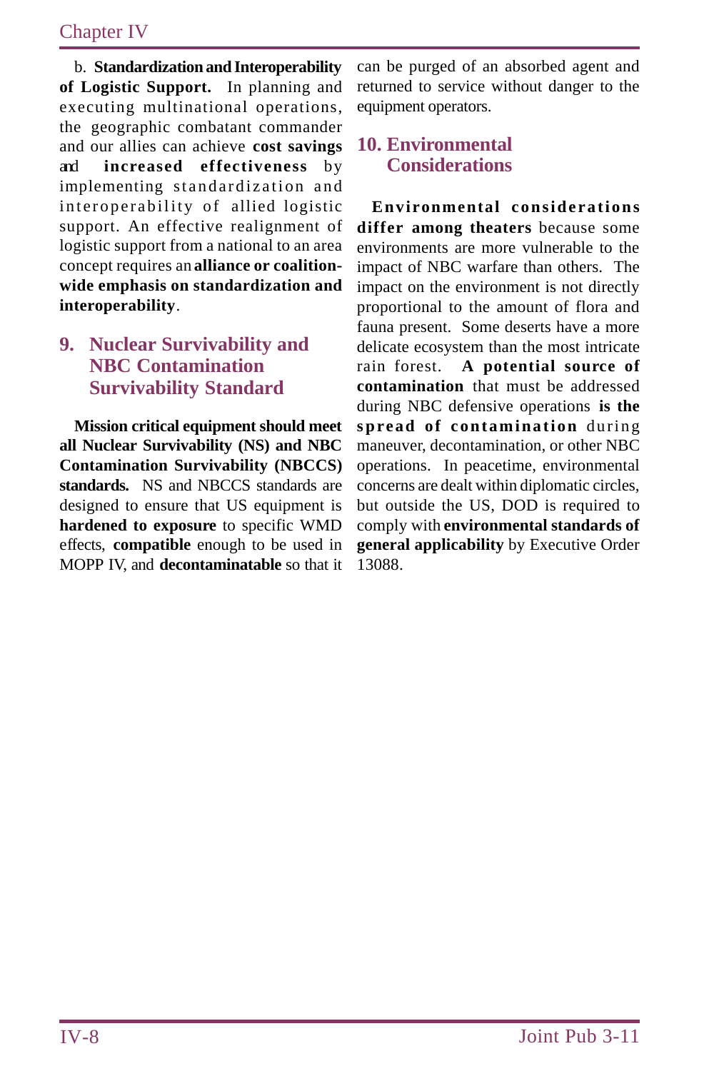b. **Standardization and Interoperability of Logistic Support.** In planning and executing multinational operations, the geographic combatant commander and our allies can achieve **cost savings** and **increased effectiveness** by implementing standardization and interoperability of allied logistic support. An effective realignment of logistic support from a national to an area concept requires an **alliance or coalition-wide emphasis on standardization and interoperability**.

## 9. Nuclear Survivability and NBC Contamination Survivability Standard

**Mission critical equipment should meet all Nuclear Survivability (NS) and NBC Contamination Survivability (NBCCS) standards.** NS and NBCCS standards are designed to ensure that US equipment is **hardened to exposure** to specific WMD effects, **compatible** enough to be used in MOPP IV, and **decontaminatable** so that it can be purged of an absorbed agent and returned to service without danger to the equipment operators.

## 10. Environmental Considerations

**Environmental considerations differ among theaters** because some environments are more vulnerable to the impact of NBC warfare than others. The impact on the environment is not directly proportional to the amount of flora and fauna present. Some deserts have a more delicate ecosystem than the most intricate rain forest. **A potential source of contamination** that must be addressed during NBC defensive operations **is the spread of contamination** during maneuver, decontamination, or other NBC operations. In peacetime, environmental concerns are dealt within diplomatic circles, but outside the US, DOD is required to comply with **environmental standards of general applicability** by Executive Order 13088.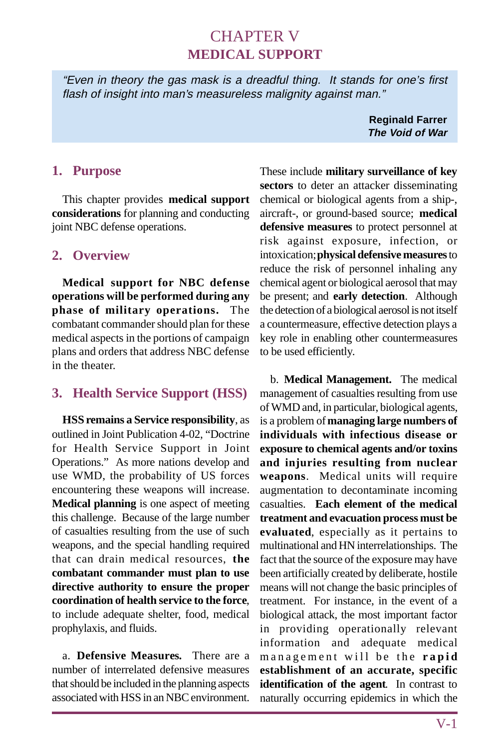# CHAPTER V
# MEDICAL SUPPORT

> *"Even in theory the gas mask is a dreadful thing. It stands for one's first flash of insight into man's measureless malignity against man."*
>
> **Reginald Farrer**
> ***The Void of War***

## 1. Purpose

This chapter provides **medical support considerations** for planning and conducting joint NBC defense operations.

## 2. Overview

**Medical support for NBC defense operations will be performed during any phase of military operations.** The combatant commander should plan for these medical aspects in the portions of campaign plans and orders that address NBC defense in the theater.

## 3. Health Service Support (HSS)

**HSS remains a Service responsibility**, as outlined in Joint Publication 4-02, "Doctrine for Health Service Support in Joint Operations." As more nations develop and use WMD, the probability of US forces encountering these weapons will increase. **Medical planning** is one aspect of meeting this challenge. Because of the large number of casualties resulting from the use of such weapons, and the special handling required that can drain medical resources, **the combatant commander must plan to use directive authority to ensure the proper coordination of health service to the force**, to include adequate shelter, food, medical prophylaxis, and fluids.

a. **Defensive Measures.** There are a number of interrelated defensive measures that should be included in the planning aspects associated with HSS in an NBC environment. These include **military surveillance of key sectors** to deter an attacker disseminating chemical or biological agents from a ship-, aircraft-, or ground-based source; **medical defensive measures** to protect personnel at risk against exposure, infection, or intoxication; **physical defensive measures** to reduce the risk of personnel inhaling any chemical agent or biological aerosol that may be present; and **early detection**. Although the detection of a biological aerosol is not itself a countermeasure, effective detection plays a key role in enabling other countermeasures to be used efficiently.

b. **Medical Management.** The medical management of casualties resulting from use of WMD and, in particular, biological agents, is a problem of **managing large numbers of individuals with infectious disease or exposure to chemical agents and/or toxins and injuries resulting from nuclear weapons**. Medical units will require augmentation to decontaminate incoming casualties. **Each element of the medical treatment and evacuation process must be evaluated**, especially as it pertains to multinational and HN interrelationships. The fact that the source of the exposure may have been artificially created by deliberate, hostile means will not change the basic principles of treatment. For instance, in the event of a biological attack, the most important factor in providing operationally relevant information and adequate medical management will be the **rapid establishment of an accurate, specific identification of the agent**. In contrast to naturally occurring epidemics in which the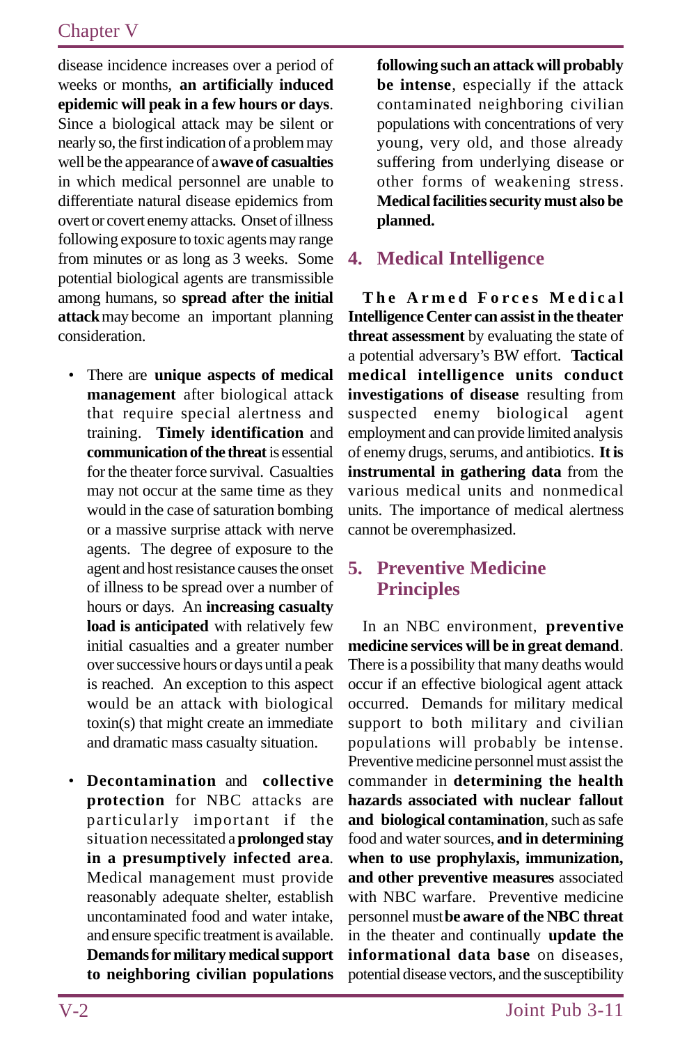disease incidence increases over a period of weeks or months, **an artificially induced epidemic will peak in a few hours or days**. Since a biological attack may be silent or nearly so, the first indication of a problem may well be the appearance of a **wave of casualties** in which medical personnel are unable to differentiate natural disease epidemics from overt or covert enemy attacks. Onset of illness following exposure to toxic agents may range from minutes or as long as 3 weeks. Some potential biological agents are transmissible among humans, so **spread after the initial attack** may become an important planning consideration.

- There are **unique aspects of medical management** after biological attack that require special alertness and training. **Timely identification** and **communication of the threat** is essential for the theater force survival. Casualties may not occur at the same time as they would in the case of saturation bombing or a massive surprise attack with nerve agents. The degree of exposure to the agent and host resistance causes the onset of illness to be spread over a number of hours or days. An **increasing casualty load is anticipated** with relatively few initial casualties and a greater number over successive hours or days until a peak is reached. An exception to this aspect would be an attack with biological toxin(s) that might create an immediate and dramatic mass casualty situation.

- **Decontamination** and **collective protection** for NBC attacks are particularly important if the situation necessitated a **prolonged stay in a presumptively infected area**. Medical management must provide reasonably adequate shelter, establish uncontaminated food and water intake, and ensure specific treatment is available. **Demands for military medical support to neighboring civilian populations following such an attack will probably be intense**, especially if the attack contaminated neighboring civilian populations with concentrations of very young, very old, and those already suffering from underlying disease or other forms of weakening stress. **Medical facilities security must also be planned.**

## 4. Medical Intelligence

**The Armed Forces Medical Intelligence Center can assist in the theater threat assessment** by evaluating the state of a potential adversary's BW effort. **Tactical medical intelligence units conduct investigations of disease** resulting from suspected enemy biological agent employment and can provide limited analysis of enemy drugs, serums, and antibiotics. **It is instrumental in gathering data** from the various medical units and nonmedical units. The importance of medical alertness cannot be overemphasized.

## 5. Preventive Medicine Principles

In an NBC environment, **preventive medicine services will be in great demand**. There is a possibility that many deaths would occur if an effective biological agent attack occurred. Demands for military medical support to both military and civilian populations will probably be intense. Preventive medicine personnel must assist the commander in **determining the health hazards associated with nuclear fallout and biological contamination**, such as safe food and water sources, **and in determining when to use prophylaxis, immunization, and other preventive measures** associated with NBC warfare. Preventive medicine personnel must **be aware of the NBC threat** in the theater and continually **update the informational data base** on diseases, potential disease vectors, and the susceptibility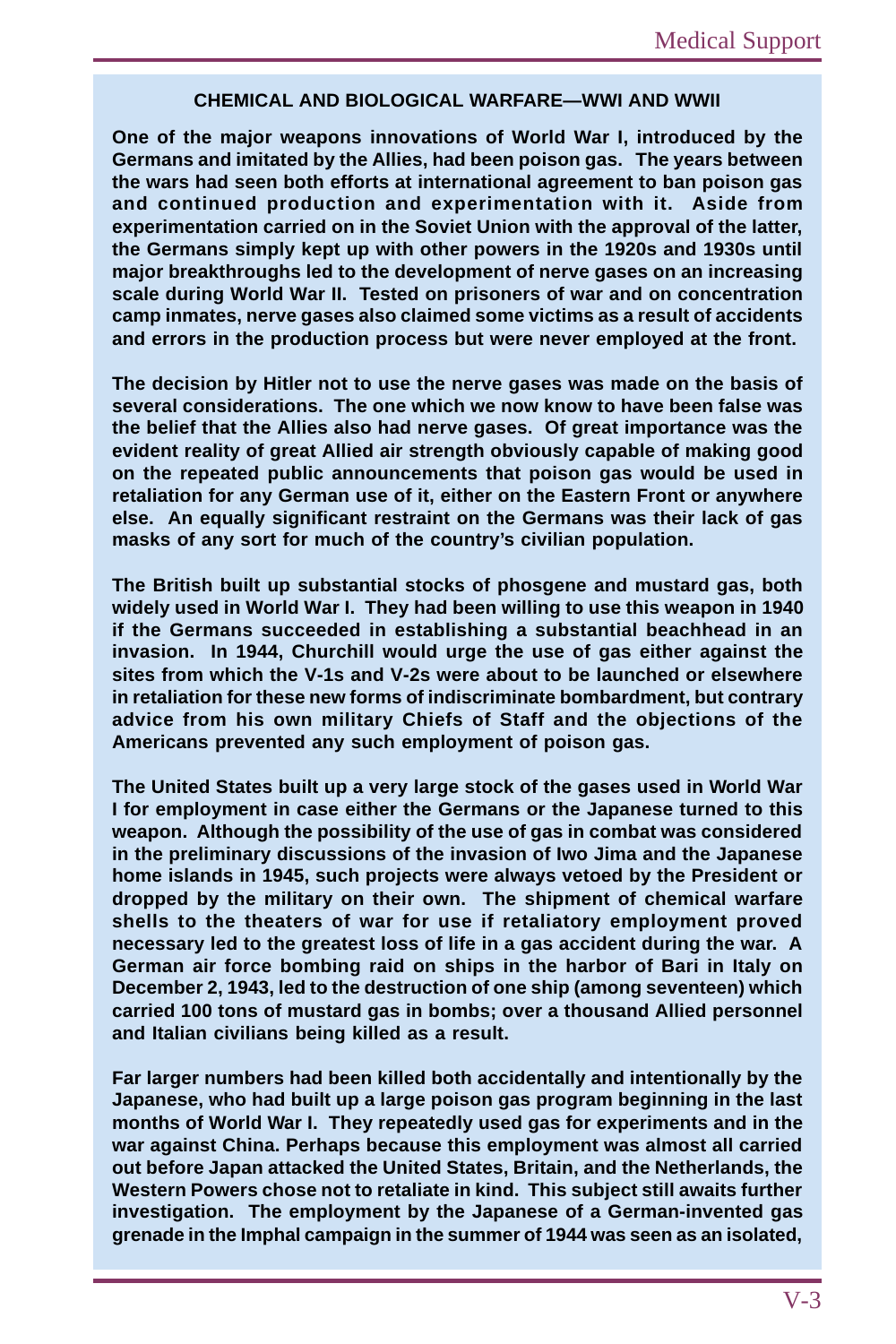### CHEMICAL AND BIOLOGICAL WARFARE—WWI AND WWII

**One of the major weapons innovations of World War I, introduced by the Germans and imitated by the Allies, had been poison gas. The years between the wars had seen both efforts at international agreement to ban poison gas and continued production and experimentation with it. Aside from experimentation carried on in the Soviet Union with the approval of the latter, the Germans simply kept up with other powers in the 1920s and 1930s until major breakthroughs led to the development of nerve gases on an increasing scale during World War II. Tested on prisoners of war and on concentration camp inmates, nerve gases also claimed some victims as a result of accidents and errors in the production process but were never employed at the front.**

**The decision by Hitler not to use the nerve gases was made on the basis of several considerations. The one which we now know to have been false was the belief that the Allies also had nerve gases. Of great importance was the evident reality of great Allied air strength obviously capable of making good on the repeated public announcements that poison gas would be used in retaliation for any German use of it, either on the Eastern Front or anywhere else. An equally significant restraint on the Germans was their lack of gas masks of any sort for much of the country's civilian population.**

**The British built up substantial stocks of phosgene and mustard gas, both widely used in World War I. They had been willing to use this weapon in 1940 if the Germans succeeded in establishing a substantial beachhead in an invasion. In 1944, Churchill would urge the use of gas either against the sites from which the V-1s and V-2s were about to be launched or elsewhere in retaliation for these new forms of indiscriminate bombardment, but contrary advice from his own military Chiefs of Staff and the objections of the Americans prevented any such employment of poison gas.**

**The United States built up a very large stock of the gases used in World War I for employment in case either the Germans or the Japanese turned to this weapon. Although the possibility of the use of gas in combat was considered in the preliminary discussions of the invasion of Iwo Jima and the Japanese home islands in 1945, such projects were always vetoed by the President or dropped by the military on their own. The shipment of chemical warfare shells to the theaters of war for use if retaliatory employment proved necessary led to the greatest loss of life in a gas accident during the war. A German air force bombing raid on ships in the harbor of Bari in Italy on December 2, 1943, led to the destruction of one ship (among seventeen) which carried 100 tons of mustard gas in bombs; over a thousand Allied personnel and Italian civilians being killed as a result.**

**Far larger numbers had been killed both accidentally and intentionally by the Japanese, who had built up a large poison gas program beginning in the last months of World War I. They repeatedly used gas for experiments and in the war against China. Perhaps because this employment was almost all carried out before Japan attacked the United States, Britain, and the Netherlands, the Western Powers chose not to retaliate in kind. This subject still awaits further investigation. The employment by the Japanese of a German-invented gas grenade in the Imphal campaign in the summer of 1944 was seen as an isolated,**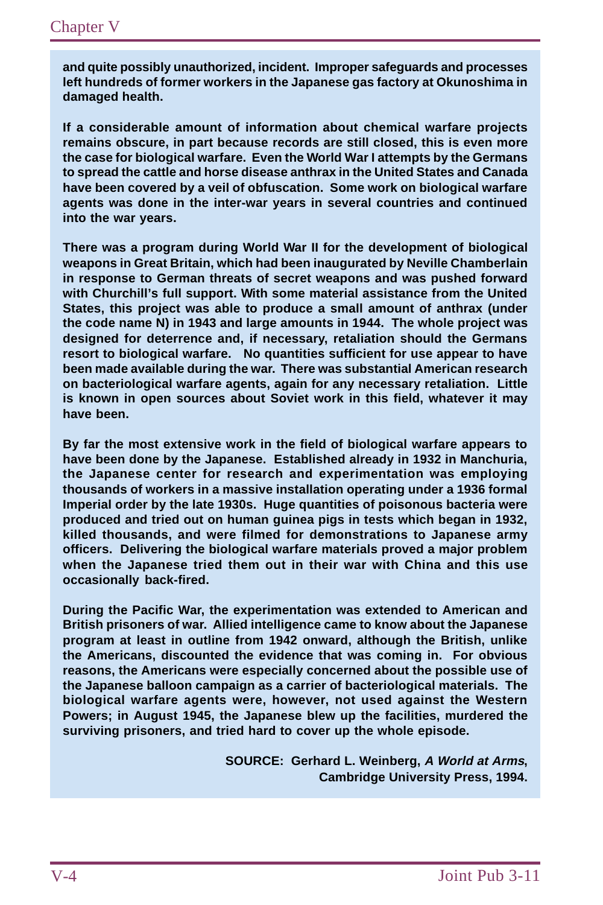**and quite possibly unauthorized, incident. Improper safeguards and processes left hundreds of former workers in the Japanese gas factory at Okunoshima in damaged health.**

**If a considerable amount of information about chemical warfare projects remains obscure, in part because records are still closed, this is even more the case for biological warfare. Even the World War I attempts by the Germans to spread the cattle and horse disease anthrax in the United States and Canada have been covered by a veil of obfuscation. Some work on biological warfare agents was done in the inter-war years in several countries and continued into the war years.**

**There was a program during World War II for the development of biological weapons in Great Britain, which had been inaugurated by Neville Chamberlain in response to German threats of secret weapons and was pushed forward with Churchill's full support. With some material assistance from the United States, this project was able to produce a small amount of anthrax (under the code name N) in 1943 and large amounts in 1944. The whole project was designed for deterrence and, if necessary, retaliation should the Germans resort to biological warfare. No quantities sufficient for use appear to have been made available during the war. There was substantial American research on bacteriological warfare agents, again for any necessary retaliation. Little is known in open sources about Soviet work in this field, whatever it may have been.**

**By far the most extensive work in the field of biological warfare appears to have been done by the Japanese. Established already in 1932 in Manchuria, the Japanese center for research and experimentation was employing thousands of workers in a massive installation operating under a 1936 formal Imperial order by the late 1930s. Huge quantities of poisonous bacteria were produced and tried out on human guinea pigs in tests which began in 1932, killed thousands, and were filmed for demonstrations to Japanese army officers. Delivering the biological warfare materials proved a major problem when the Japanese tried them out in their war with China and this use occasionally back-fired.**

**During the Pacific War, the experimentation was extended to American and British prisoners of war. Allied intelligence came to know about the Japanese program at least in outline from 1942 onward, although the British, unlike the Americans, discounted the evidence that was coming in. For obvious reasons, the Americans were especially concerned about the possible use of the Japanese balloon campaign as a carrier of bacteriological materials. The biological warfare agents were, however, not used against the Western Powers; in August 1945, the Japanese blew up the facilities, murdered the surviving prisoners, and tried hard to cover up the whole episode.**

**SOURCE: Gerhard L. Weinberg, *A World at Arms*, Cambridge University Press, 1994.**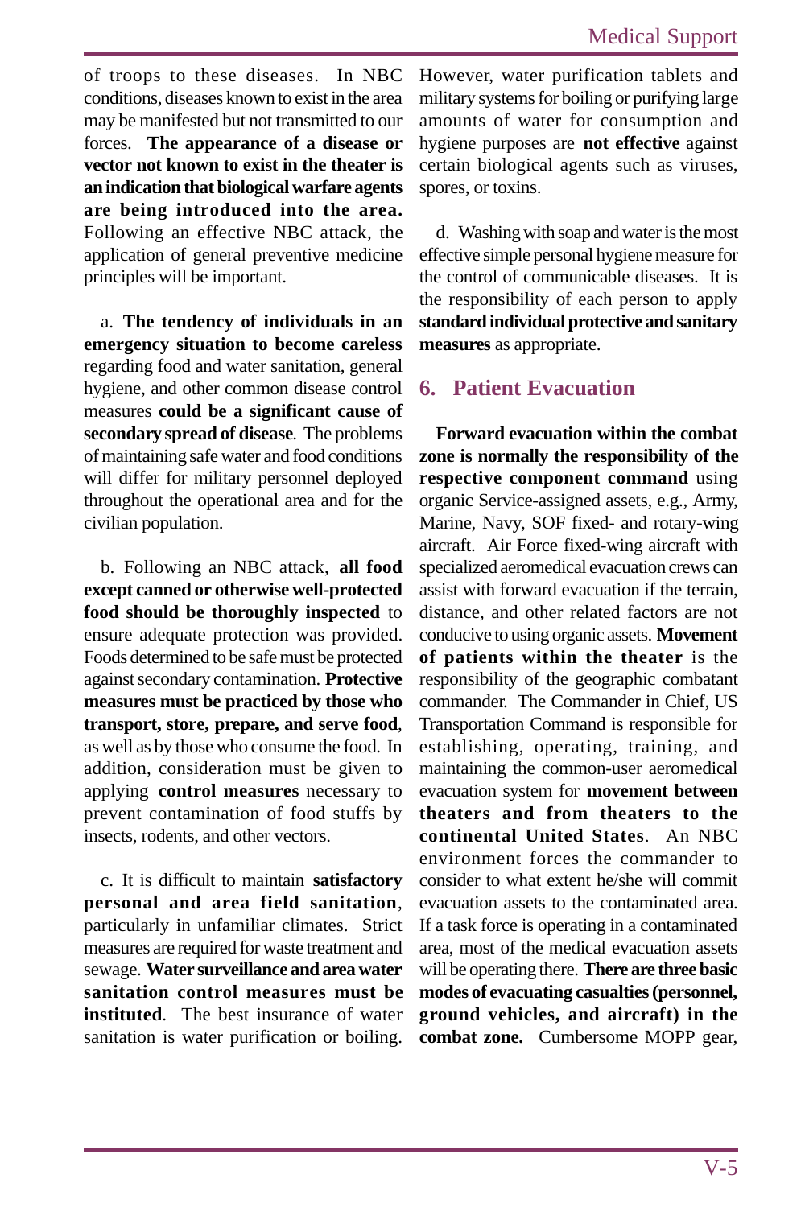of troops to these diseases. In NBC conditions, diseases known to exist in the area may be manifested but not transmitted to our forces. **The appearance of a disease or vector not known to exist in the theater is an indication that biological warfare agents are being introduced into the area.** Following an effective NBC attack, the application of general preventive medicine principles will be important.

a. **The tendency of individuals in an emergency situation to become careless** regarding food and water sanitation, general hygiene, and other common disease control measures **could be a significant cause of secondary spread of disease**. The problems of maintaining safe water and food conditions will differ for military personnel deployed throughout the operational area and for the civilian population.

b. Following an NBC attack, **all food except canned or otherwise well-protected food should be thoroughly inspected** to ensure adequate protection was provided. Foods determined to be safe must be protected against secondary contamination. **Protective measures must be practiced by those who transport, store, prepare, and serve food**, as well as by those who consume the food. In addition, consideration must be given to applying **control measures** necessary to prevent contamination of food stuffs by insects, rodents, and other vectors.

c. It is difficult to maintain **satisfactory personal and area field sanitation**, particularly in unfamiliar climates. Strict measures are required for waste treatment and sewage. **Water surveillance and area water sanitation control measures must be instituted**. The best insurance of water sanitation is water purification or boiling. However, water purification tablets and military systems for boiling or purifying large amounts of water for consumption and hygiene purposes are **not effective** against certain biological agents such as viruses, spores, or toxins.

d. Washing with soap and water is the most effective simple personal hygiene measure for the control of communicable diseases. It is the responsibility of each person to apply **standard individual protective and sanitary measures** as appropriate.

## 6. Patient Evacuation

**Forward evacuation within the combat zone is normally the responsibility of the respective component command** using organic Service-assigned assets, e.g., Army, Marine, Navy, SOF fixed- and rotary-wing aircraft. Air Force fixed-wing aircraft with specialized aeromedical evacuation crews can assist with forward evacuation if the terrain, distance, and other related factors are not conducive to using organic assets. **Movement of patients within the theater** is the responsibility of the geographic combatant commander. The Commander in Chief, US Transportation Command is responsible for establishing, operating, training, and maintaining the common-user aeromedical evacuation system for **movement between theaters and from theaters to the continental United States**. An NBC environment forces the commander to consider to what extent he/she will commit evacuation assets to the contaminated area. If a task force is operating in a contaminated area, most of the medical evacuation assets will be operating there. **There are three basic modes of evacuating casualties (personnel, ground vehicles, and aircraft) in the combat zone.** Cumbersome MOPP gear,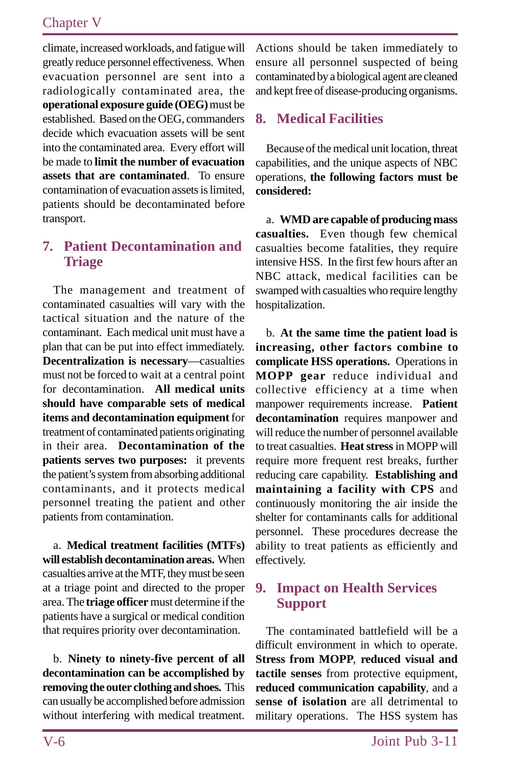climate, increased workloads, and fatigue will greatly reduce personnel effectiveness. When evacuation personnel are sent into a radiologically contaminated area, the **operational exposure guide (OEG)** must be established. Based on the OEG, commanders decide which evacuation assets will be sent into the contaminated area. Every effort will be made to **limit the number of evacuation assets that are contaminated**. To ensure contamination of evacuation assets is limited, patients should be decontaminated before transport.

## 7. Patient Decontamination and Triage

The management and treatment of contaminated casualties will vary with the tactical situation and the nature of the contaminant. Each medical unit must have a plan that can be put into effect immediately. **Decentralization is necessary**—casualties must not be forced to wait at a central point for decontamination. **All medical units should have comparable sets of medical items and decontamination equipment** for treatment of contaminated patients originating in their area. **Decontamination of the patients serves two purposes:** it prevents the patient's system from absorbing additional contaminants, and it protects medical personnel treating the patient and other patients from contamination.

a. **Medical treatment facilities (MTFs) will establish decontamination areas.** When casualties arrive at the MTF, they must be seen at a triage point and directed to the proper area. The **triage officer** must determine if the patients have a surgical or medical condition that requires priority over decontamination.

b. **Ninety to ninety-five percent of all decontamination can be accomplished by removing the outer clothing and shoes.** This can usually be accomplished before admission without interfering with medical treatment. Actions should be taken immediately to ensure all personnel suspected of being contaminated by a biological agent are cleaned and kept free of disease-producing organisms.

## 8. Medical Facilities

Because of the medical unit location, threat capabilities, and the unique aspects of NBC operations, **the following factors must be considered:**

a. **WMD are capable of producing mass casualties.** Even though few chemical casualties become fatalities, they require intensive HSS. In the first few hours after an NBC attack, medical facilities can be swamped with casualties who require lengthy hospitalization.

b. **At the same time the patient load is increasing, other factors combine to complicate HSS operations.** Operations in **MOPP gear** reduce individual and collective efficiency at a time when manpower requirements increase. **Patient decontamination** requires manpower and will reduce the number of personnel available to treat casualties. **Heat stress** in MOPP will require more frequent rest breaks, further reducing care capability. **Establishing and maintaining a facility with CPS** and continuously monitoring the air inside the shelter for contaminants calls for additional personnel. These procedures decrease the ability to treat patients as efficiently and effectively.

## 9. Impact on Health Services Support

The contaminated battlefield will be a difficult environment in which to operate. **Stress from MOPP**, **reduced visual and tactile senses** from protective equipment, **reduced communication capability**, and a **sense of isolation** are all detrimental to military operations. The HSS system has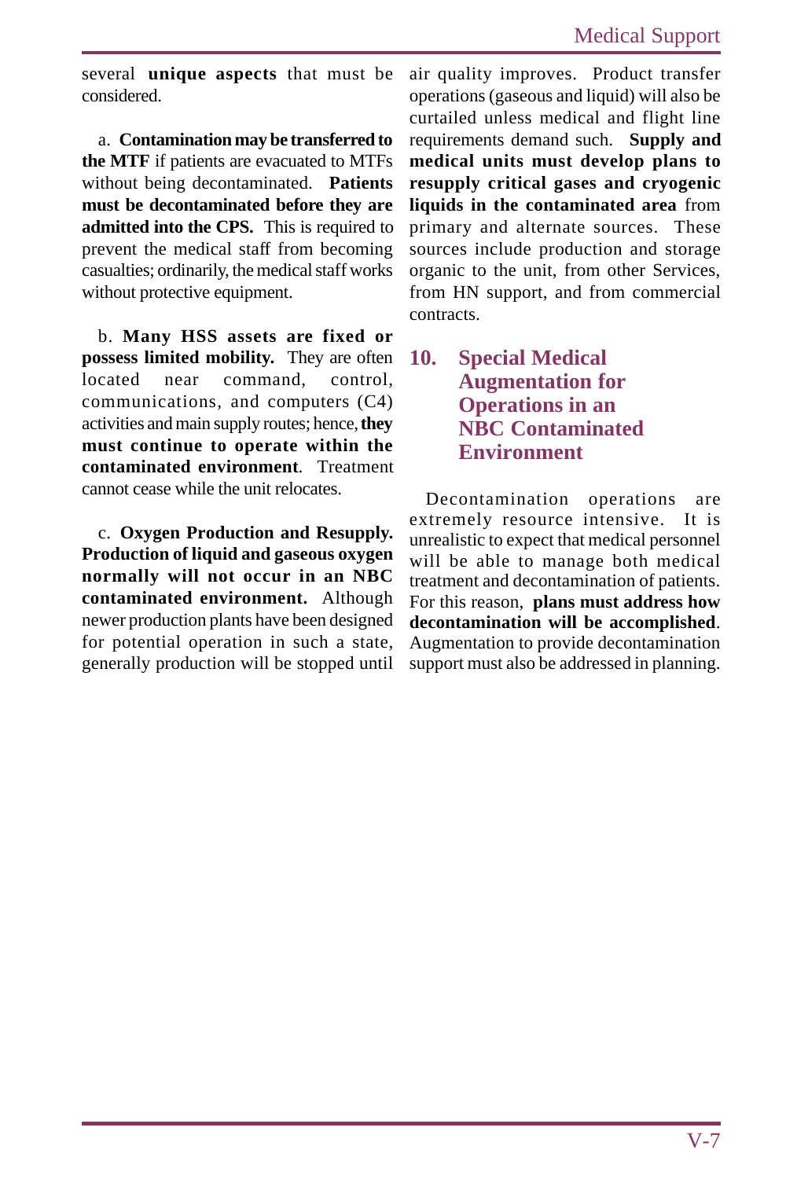several **unique aspects** that must be considered.

a. **Contamination may be transferred to the MTF** if patients are evacuated to MTFs without being decontaminated. **Patients must be decontaminated before they are admitted into the CPS.** This is required to prevent the medical staff from becoming casualties; ordinarily, the medical staff works without protective equipment.

b. **Many HSS assets are fixed or possess limited mobility.** They are often located near command, control, communications, and computers (C4) activities and main supply routes; hence, **they must continue to operate within the contaminated environment**. Treatment cannot cease while the unit relocates.

c. **Oxygen Production and Resupply. Production of liquid and gaseous oxygen normally will not occur in an NBC contaminated environment.** Although newer production plants have been designed for potential operation in such a state, generally production will be stopped until air quality improves. Product transfer operations (gaseous and liquid) will also be curtailed unless medical and flight line requirements demand such. **Supply and medical units must develop plans to resupply critical gases and cryogenic liquids in the contaminated area** from primary and alternate sources. These sources include production and storage organic to the unit, from other Services, from HN support, and from commercial contracts.

## 10. Special Medical Augmentation for Operations in an NBC Contaminated Environment

Decontamination operations are extremely resource intensive. It is unrealistic to expect that medical personnel will be able to manage both medical treatment and decontamination of patients. For this reason, **plans must address how decontamination will be accomplished**. Augmentation to provide decontamination support must also be addressed in planning.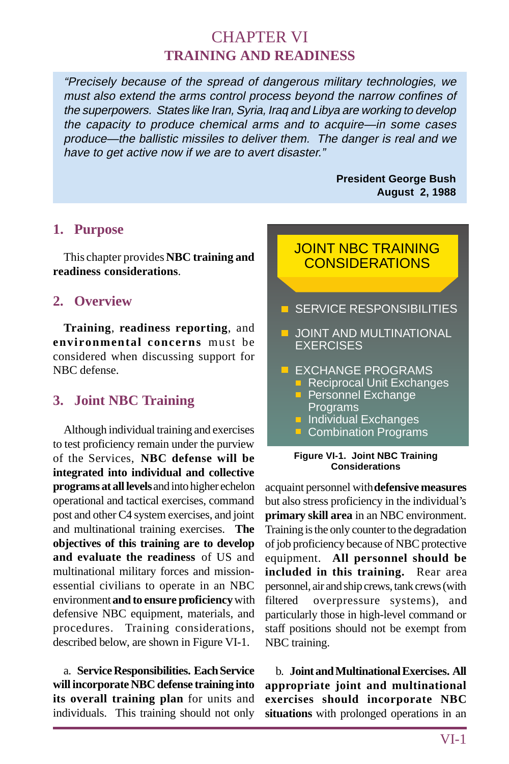# CHAPTER VI
## TRAINING AND READINESS

> *"Precisely because of the spread of dangerous military technologies, we must also extend the arms control process beyond the narrow confines of the superpowers. States like Iran, Syria, Iraq and Libya are working to develop the capacity to produce chemical arms and to acquire—in some cases produce—the ballistic missiles to deliver them. The danger is real and we have to get active now if we are to avert disaster."*
>
> **President George Bush**
> **August 2, 1988**

### 1. Purpose

This chapter provides **NBC training and readiness considerations**.

### 2. Overview

**Training**, **readiness reporting**, and **environmental concerns** must be considered when discussing support for NBC defense.

### 3. Joint NBC Training

Although individual training and exercises to test proficiency remain under the purview of the Services, **NBC defense will be integrated into individual and collective programs at all levels** and into higher echelon operational and tactical exercises, command post and other C4 system exercises, and joint and multinational training exercises. **The objectives of this training are to develop and evaluate the readiness** of US and multinational military forces and mission-essential civilians to operate in an NBC environment **and to ensure proficiency** with defensive NBC equipment, materials, and procedures. Training considerations, described below, are shown in Figure VI-1.

**JOINT NBC TRAINING CONSIDERATIONS**

- SERVICE RESPONSIBILITIES
- JOINT AND MULTINATIONAL EXERCISES
- EXCHANGE PROGRAMS
  - Reciprocal Unit Exchanges
  - Personnel Exchange Programs
  - Individual Exchanges
  - Combination Programs

**Figure VI-1. Joint NBC Training Considerations**

a. **Service Responsibilities. Each Service will incorporate NBC defense training into its overall training plan** for units and individuals. This training should not only acquaint personnel with **defensive measures** but also stress proficiency in the individual's **primary skill area** in an NBC environment. Training is the only counter to the degradation of job proficiency because of NBC protective equipment. **All personnel should be included in this training.** Rear area personnel, air and ship crews, tank crews (with filtered overpressure systems), and particularly those in high-level command or staff positions should not be exempt from NBC training.

b. **Joint and Multinational Exercises. All appropriate joint and multinational exercises should incorporate NBC situations** with prolonged operations in an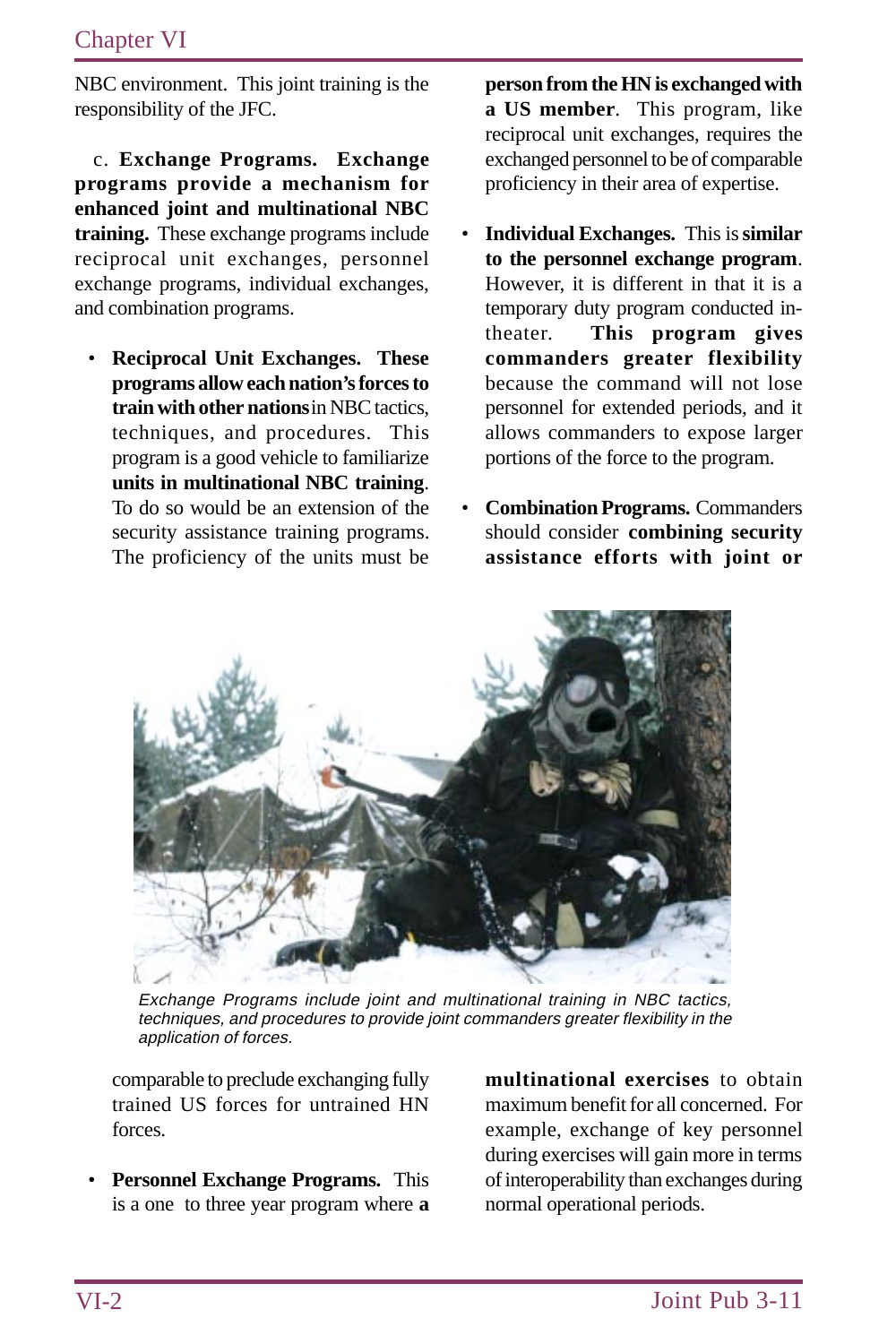NBC environment. This joint training is the responsibility of the JFC.

c. **Exchange Programs. Exchange programs provide a mechanism for enhanced joint and multinational NBC training.** These exchange programs include reciprocal unit exchanges, personnel exchange programs, individual exchanges, and combination programs.

- **Reciprocal Unit Exchanges. These programs allow each nation's forces to train with other nations** in NBC tactics, techniques, and procedures. This program is a good vehicle to familiarize **units in multinational NBC training**. To do so would be an extension of the security assistance training programs. The proficiency of the units must be comparable to preclude exchanging fully trained US forces for untrained HN forces.

- **Personnel Exchange Programs.** This is a one to three year program where **a person from the HN is exchanged with a US member**. This program, like reciprocal unit exchanges, requires the exchanged personnel to be of comparable proficiency in their area of expertise.

- **Individual Exchanges.** This is **similar to the personnel exchange program**. However, it is different in that it is a temporary duty program conducted in-theater. **This program gives commanders greater flexibility** because the command will not lose personnel for extended periods, and it allows commanders to expose larger portions of the force to the program.

- **Combination Programs.** Commanders should consider **combining security assistance efforts with joint or multinational exercises** to obtain maximum benefit for all concerned. For example, exchange of key personnel during exercises will gain more in terms of interoperability than exchanges during normal operational periods.

*Exchange Programs include joint and multinational training in NBC tactics, techniques, and procedures to provide joint commanders greater flexibility in the application of forces.*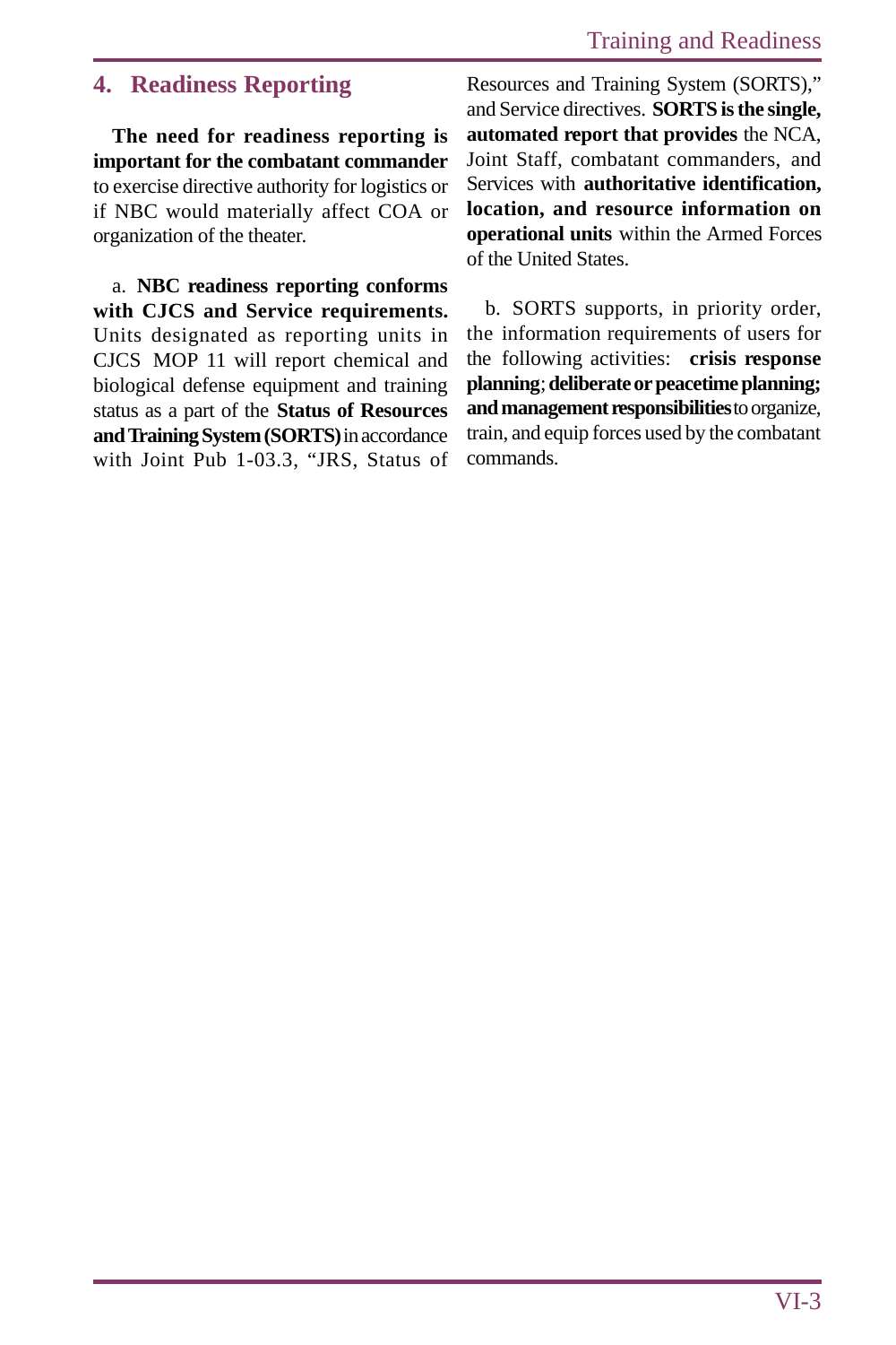## 4. Readiness Reporting

**The need for readiness reporting is important for the combatant commander** to exercise directive authority for logistics or if NBC would materially affect COA or organization of the theater.

a. **NBC readiness reporting conforms with CJCS and Service requirements.** Units designated as reporting units in CJCS MOP 11 will report chemical and biological defense equipment and training status as a part of the **Status of Resources and Training System (SORTS)** in accordance with Joint Pub 1-03.3, "JRS, Status of Resources and Training System (SORTS)," and Service directives. **SORTS is the single, automated report that provides** the NCA, Joint Staff, combatant commanders, and Services with **authoritative identification, location, and resource information on operational units** within the Armed Forces of the United States.

b. SORTS supports, in priority order, the information requirements of users for the following activities: **crisis response planning**; **deliberate or peacetime planning; and management responsibilities** to organize, train, and equip forces used by the combatant commands.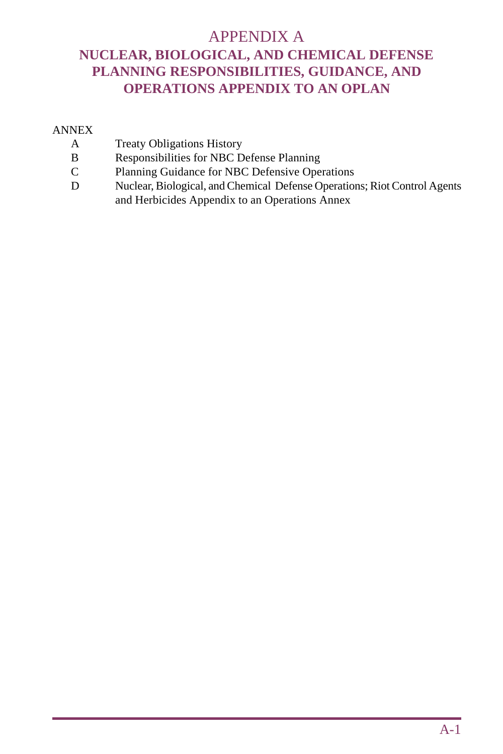# APPENDIX A

## NUCLEAR, BIOLOGICAL, AND CHEMICAL DEFENSE PLANNING RESPONSIBILITIES, GUIDANCE, AND OPERATIONS APPENDIX TO AN OPLAN

ANNEX

| | |
|---|---|
| A | Treaty Obligations History |
| B | Responsibilities for NBC Defense Planning |
| C | Planning Guidance for NBC Defensive Operations |
| D | Nuclear, Biological, and Chemical Defense Operations; Riot Control Agents and Herbicides Appendix to an Operations Annex |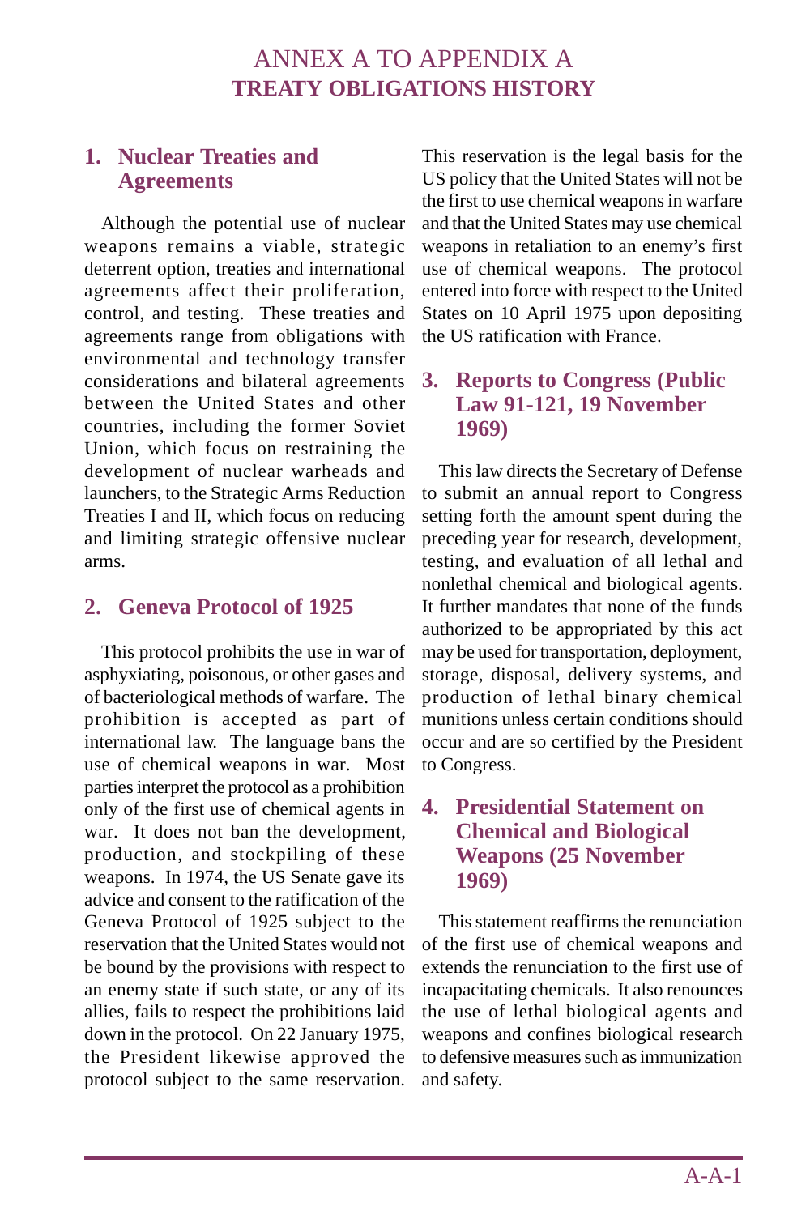# ANNEX A TO APPENDIX A
## TREATY OBLIGATIONS HISTORY

### 1. Nuclear Treaties and Agreements

Although the potential use of nuclear weapons remains a viable, strategic deterrent option, treaties and international agreements affect their proliferation, control, and testing. These treaties and agreements range from obligations with environmental and technology transfer considerations and bilateral agreements between the United States and other countries, including the former Soviet Union, which focus on restraining the development of nuclear warheads and launchers, to the Strategic Arms Reduction Treaties I and II, which focus on reducing and limiting strategic offensive nuclear arms.

### 2. Geneva Protocol of 1925

This protocol prohibits the use in war of asphyxiating, poisonous, or other gases and of bacteriological methods of warfare. The prohibition is accepted as part of international law. The language bans the use of chemical weapons in war. Most parties interpret the protocol as a prohibition only of the first use of chemical agents in war. It does not ban the development, production, and stockpiling of these weapons. In 1974, the US Senate gave its advice and consent to the ratification of the Geneva Protocol of 1925 subject to the reservation that the United States would not be bound by the provisions with respect to an enemy state if such state, or any of its allies, fails to respect the prohibitions laid down in the protocol. On 22 January 1975, the President likewise approved the protocol subject to the same reservation. This reservation is the legal basis for the US policy that the United States will not be the first to use chemical weapons in warfare and that the United States may use chemical weapons in retaliation to an enemy's first use of chemical weapons. The protocol entered into force with respect to the United States on 10 April 1975 upon depositing the US ratification with France.

### 3. Reports to Congress (Public Law 91-121, 19 November 1969)

This law directs the Secretary of Defense to submit an annual report to Congress setting forth the amount spent during the preceding year for research, development, testing, and evaluation of all lethal and nonlethal chemical and biological agents. It further mandates that none of the funds authorized to be appropriated by this act may be used for transportation, deployment, storage, disposal, delivery systems, and production of lethal binary chemical munitions unless certain conditions should occur and are so certified by the President to Congress.

### 4. Presidential Statement on Chemical and Biological Weapons (25 November 1969)

This statement reaffirms the renunciation of the first use of chemical weapons and extends the renunciation to the first use of incapacitating chemicals. It also renounces the use of lethal biological agents and weapons and confines biological research to defensive measures such as immunization and safety.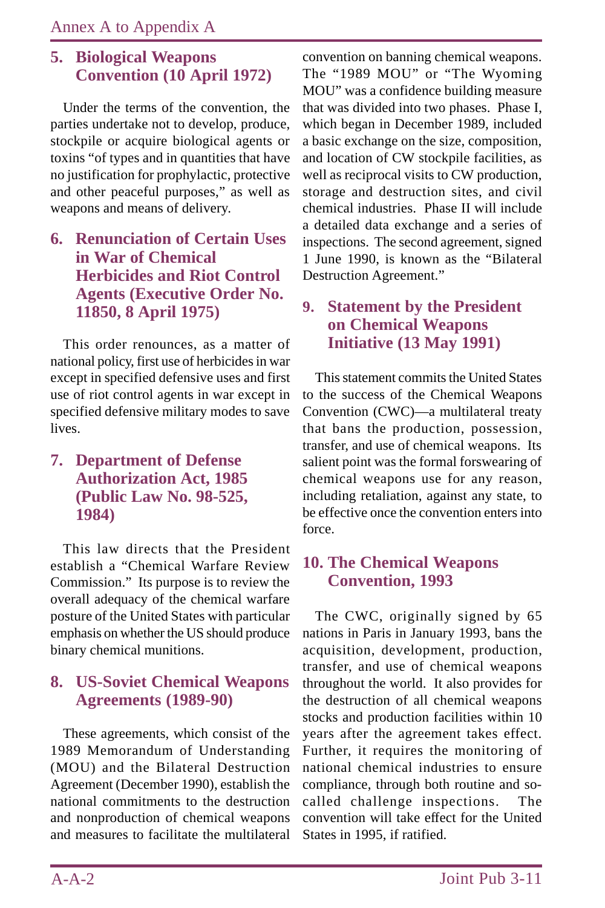## 5. Biological Weapons Convention (10 April 1972)

Under the terms of the convention, the parties undertake not to develop, produce, stockpile or acquire biological agents or toxins "of types and in quantities that have no justification for prophylactic, protective and other peaceful purposes," as well as weapons and means of delivery.

## 6. Renunciation of Certain Uses in War of Chemical Herbicides and Riot Control Agents (Executive Order No. 11850, 8 April 1975)

This order renounces, as a matter of national policy, first use of herbicides in war except in specified defensive uses and first use of riot control agents in war except in specified defensive military modes to save lives.

## 7. Department of Defense Authorization Act, 1985 (Public Law No. 98-525, 1984)

This law directs that the President establish a "Chemical Warfare Review Commission." Its purpose is to review the overall adequacy of the chemical warfare posture of the United States with particular emphasis on whether the US should produce binary chemical munitions.

## 8. US-Soviet Chemical Weapons Agreements (1989-90)

These agreements, which consist of the 1989 Memorandum of Understanding (MOU) and the Bilateral Destruction Agreement (December 1990), establish the national commitments to the destruction and nonproduction of chemical weapons and measures to facilitate the multilateral convention on banning chemical weapons. The "1989 MOU" or "The Wyoming MOU" was a confidence building measure that was divided into two phases. Phase I, which began in December 1989, included a basic exchange on the size, composition, and location of CW stockpile facilities, as well as reciprocal visits to CW production, storage and destruction sites, and civil chemical industries. Phase II will include a detailed data exchange and a series of inspections. The second agreement, signed 1 June 1990, is known as the "Bilateral Destruction Agreement."

## 9. Statement by the President on Chemical Weapons Initiative (13 May 1991)

This statement commits the United States to the success of the Chemical Weapons Convention (CWC)—a multilateral treaty that bans the production, possession, transfer, and use of chemical weapons. Its salient point was the formal forswearing of chemical weapons use for any reason, including retaliation, against any state, to be effective once the convention enters into force.

## 10. The Chemical Weapons Convention, 1993

The CWC, originally signed by 65 nations in Paris in January 1993, bans the acquisition, development, production, transfer, and use of chemical weapons throughout the world. It also provides for the destruction of all chemical weapons stocks and production facilities within 10 years after the agreement takes effect. Further, it requires the monitoring of national chemical industries to ensure compliance, through both routine and so-called challenge inspections. The convention will take effect for the United States in 1995, if ratified.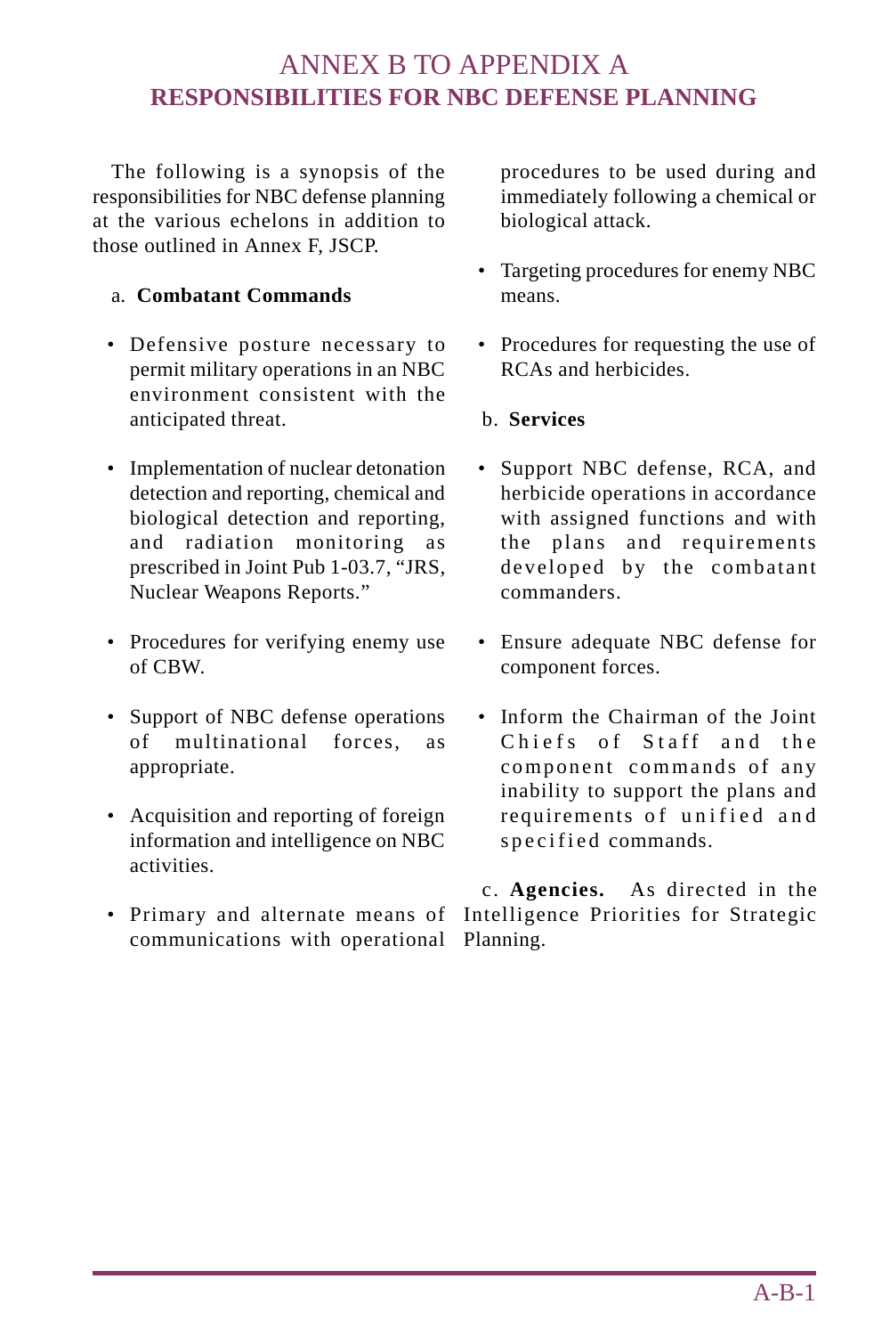# ANNEX B TO APPENDIX A
## RESPONSIBILITIES FOR NBC DEFENSE PLANNING

The following is a synopsis of the responsibilities for NBC defense planning at the various echelons in addition to those outlined in Annex F, JSCP.

a. **Combatant Commands**

- Defensive posture necessary to permit military operations in an NBC environment consistent with the anticipated threat.

- Implementation of nuclear detonation detection and reporting, chemical and biological detection and reporting, and radiation monitoring as prescribed in Joint Pub 1-03.7, "JRS, Nuclear Weapons Reports."

- Procedures for verifying enemy use of CBW.

- Support of NBC defense operations of multinational forces, as appropriate.

- Acquisition and reporting of foreign information and intelligence on NBC activities.

- Primary and alternate means of communications with operational procedures to be used during and immediately following a chemical or biological attack.

- Targeting procedures for enemy NBC means.

- Procedures for requesting the use of RCAs and herbicides.

b. **Services**

- Support NBC defense, RCA, and herbicide operations in accordance with assigned functions and with the plans and requirements developed by the combatant commanders.

- Ensure adequate NBC defense for component forces.

- Inform the Chairman of the Joint Chiefs of Staff and the component commands of any inability to support the plans and requirements of unified and specified commands.

c. **Agencies.** As directed in the Intelligence Priorities for Strategic Planning.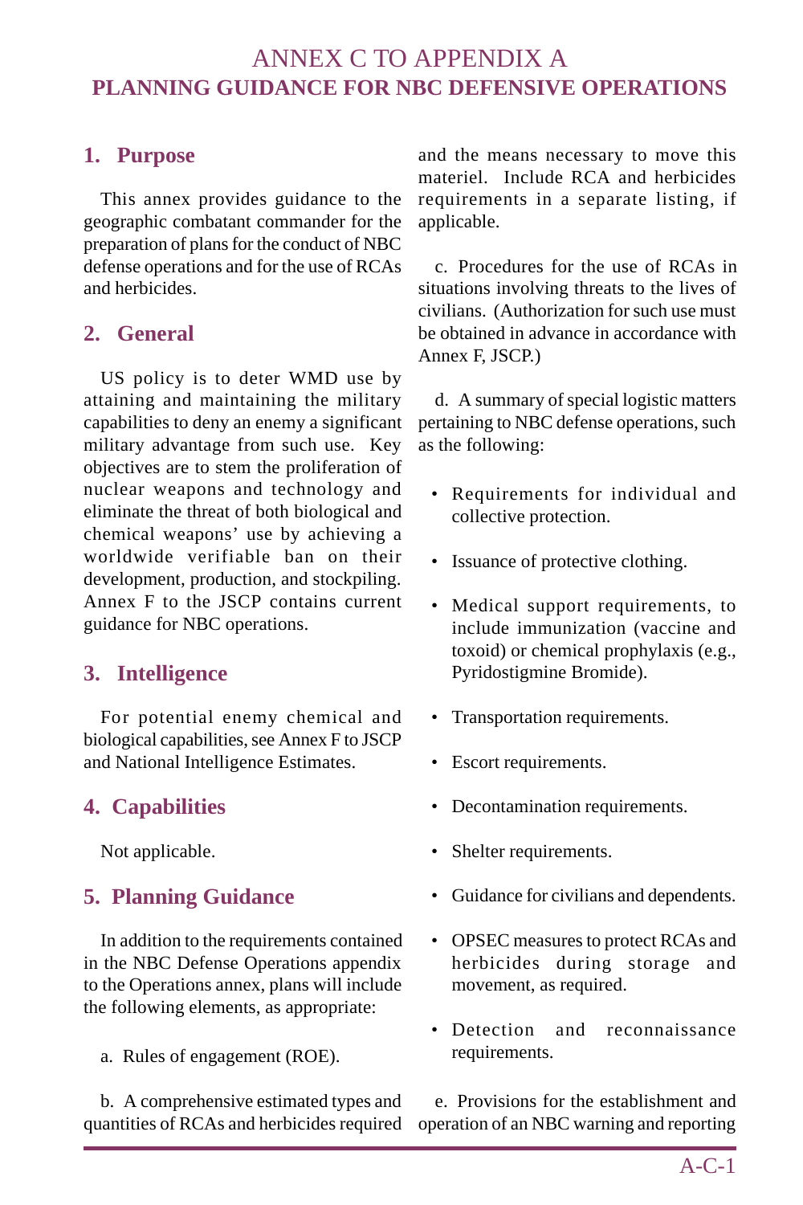# ANNEX C TO APPENDIX A
# PLANNING GUIDANCE FOR NBC DEFENSIVE OPERATIONS

## 1. Purpose

This annex provides guidance to the geographic combatant commander for the preparation of plans for the conduct of NBC defense operations and for the use of RCAs and herbicides.

## 2. General

US policy is to deter WMD use by attaining and maintaining the military capabilities to deny an enemy a significant military advantage from such use. Key objectives are to stem the proliferation of nuclear weapons and technology and eliminate the threat of both biological and chemical weapons' use by achieving a worldwide verifiable ban on their development, production, and stockpiling. Annex F to the JSCP contains current guidance for NBC operations.

## 3. Intelligence

For potential enemy chemical and biological capabilities, see Annex F to JSCP and National Intelligence Estimates.

## 4. Capabilities

Not applicable.

## 5. Planning Guidance

In addition to the requirements contained in the NBC Defense Operations appendix to the Operations annex, plans will include the following elements, as appropriate:

a. Rules of engagement (ROE).

b. A comprehensive estimated types and quantities of RCAs and herbicides required and the means necessary to move this materiel. Include RCA and herbicides requirements in a separate listing, if applicable.

c. Procedures for the use of RCAs in situations involving threats to the lives of civilians. (Authorization for such use must be obtained in advance in accordance with Annex F, JSCP.)

d. A summary of special logistic matters pertaining to NBC defense operations, such as the following:

- Requirements for individual and collective protection.
- Issuance of protective clothing.
- Medical support requirements, to include immunization (vaccine and toxoid) or chemical prophylaxis (e.g., Pyridostigmine Bromide).
- Transportation requirements.
- Escort requirements.
- Decontamination requirements.
- Shelter requirements.
- Guidance for civilians and dependents.
- OPSEC measures to protect RCAs and herbicides during storage and movement, as required.
- Detection and reconnaissance requirements.

e. Provisions for the establishment and operation of an NBC warning and reporting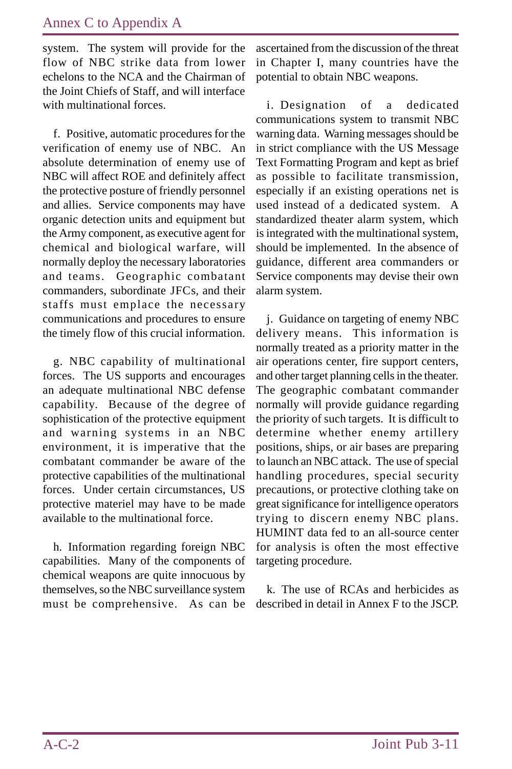system. The system will provide for the flow of NBC strike data from lower echelons to the NCA and the Chairman of the Joint Chiefs of Staff, and will interface with multinational forces.

f. Positive, automatic procedures for the verification of enemy use of NBC. An absolute determination of enemy use of NBC will affect ROE and definitely affect the protective posture of friendly personnel and allies. Service components may have organic detection units and equipment but the Army component, as executive agent for chemical and biological warfare, will normally deploy the necessary laboratories and teams. Geographic combatant commanders, subordinate JFCs, and their staffs must emplace the necessary communications and procedures to ensure the timely flow of this crucial information.

g. NBC capability of multinational forces. The US supports and encourages an adequate multinational NBC defense capability. Because of the degree of sophistication of the protective equipment and warning systems in an NBC environment, it is imperative that the combatant commander be aware of the protective capabilities of the multinational forces. Under certain circumstances, US protective materiel may have to be made available to the multinational force.

h. Information regarding foreign NBC capabilities. Many of the components of chemical weapons are quite innocuous by themselves, so the NBC surveillance system must be comprehensive. As can be ascertained from the discussion of the threat in Chapter I, many countries have the potential to obtain NBC weapons.

i. Designation of a dedicated communications system to transmit NBC warning data. Warning messages should be in strict compliance with the US Message Text Formatting Program and kept as brief as possible to facilitate transmission, especially if an existing operations net is used instead of a dedicated system. A standardized theater alarm system, which is integrated with the multinational system, should be implemented. In the absence of guidance, different area commanders or Service components may devise their own alarm system.

j. Guidance on targeting of enemy NBC delivery means. This information is normally treated as a priority matter in the air operations center, fire support centers, and other target planning cells in the theater. The geographic combatant commander normally will provide guidance regarding the priority of such targets. It is difficult to determine whether enemy artillery positions, ships, or air bases are preparing to launch an NBC attack. The use of special handling procedures, special security precautions, or protective clothing take on great significance for intelligence operators trying to discern enemy NBC plans. HUMINT data fed to an all-source center for analysis is often the most effective targeting procedure.

k. The use of RCAs and herbicides as described in detail in Annex F to the JSCP.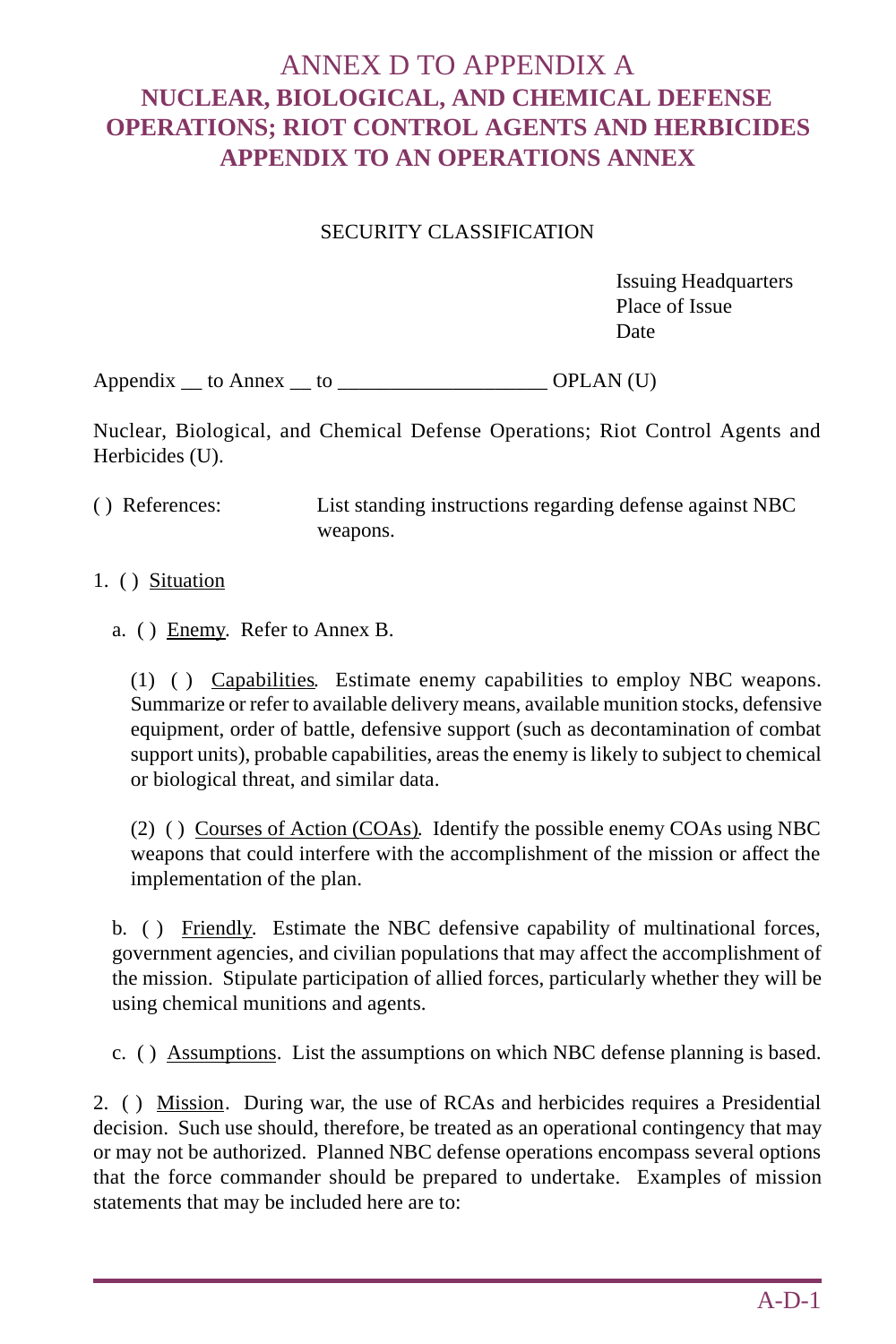# ANNEX D TO APPENDIX A
## NUCLEAR, BIOLOGICAL, AND CHEMICAL DEFENSE OPERATIONS; RIOT CONTROL AGENTS AND HERBICIDES APPENDIX TO AN OPERATIONS ANNEX

SECURITY CLASSIFICATION

Issuing Headquarters
Place of Issue
Date

Appendix __ to Annex __ to ___________________ OPLAN (U)

Nuclear, Biological, and Chemical Defense Operations; Riot Control Agents and Herbicides (U).

( ) References: List standing instructions regarding defense against NBC weapons.

1. ( ) Situation

a. ( ) Enemy. Refer to Annex B.

(1) ( ) Capabilities. Estimate enemy capabilities to employ NBC weapons. Summarize or refer to available delivery means, available munition stocks, defensive equipment, order of battle, defensive support (such as decontamination of combat support units), probable capabilities, areas the enemy is likely to subject to chemical or biological threat, and similar data.

(2) ( ) Courses of Action (COAs). Identify the possible enemy COAs using NBC weapons that could interfere with the accomplishment of the mission or affect the implementation of the plan.

b. ( ) Friendly. Estimate the NBC defensive capability of multinational forces, government agencies, and civilian populations that may affect the accomplishment of the mission. Stipulate participation of allied forces, particularly whether they will be using chemical munitions and agents.

c. ( ) Assumptions. List the assumptions on which NBC defense planning is based.

2. ( ) Mission. During war, the use of RCAs and herbicides requires a Presidential decision. Such use should, therefore, be treated as an operational contingency that may or may not be authorized. Planned NBC defense operations encompass several options that the force commander should be prepared to undertake. Examples of mission statements that may be included here are to: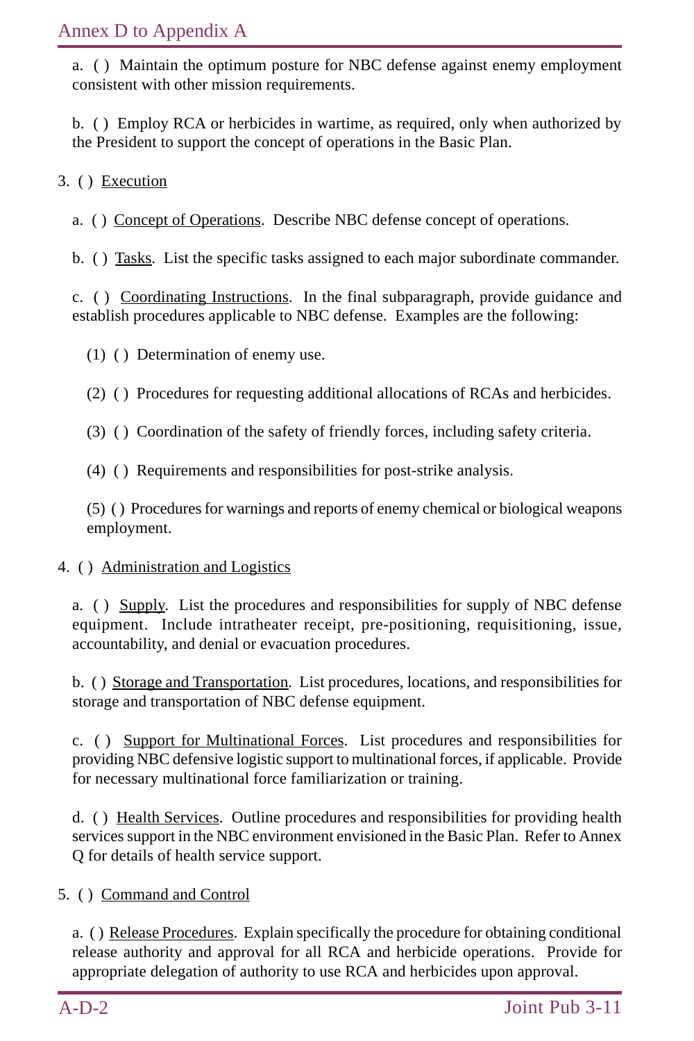a. ( ) Maintain the optimum posture for NBC defense against enemy employment consistent with other mission requirements.

b. ( ) Employ RCA or herbicides in wartime, as required, only when authorized by the President to support the concept of operations in the Basic Plan.

3. ( ) Execution

a. ( ) Concept of Operations. Describe NBC defense concept of operations.

b. ( ) Tasks. List the specific tasks assigned to each major subordinate commander.

c. ( ) Coordinating Instructions. In the final subparagraph, provide guidance and establish procedures applicable to NBC defense. Examples are the following:

(1) ( ) Determination of enemy use.

(2) ( ) Procedures for requesting additional allocations of RCAs and herbicides.

(3) ( ) Coordination of the safety of friendly forces, including safety criteria.

(4) ( ) Requirements and responsibilities for post-strike analysis.

(5) ( ) Procedures for warnings and reports of enemy chemical or biological weapons employment.

4. ( ) Administration and Logistics

a. ( ) Supply. List the procedures and responsibilities for supply of NBC defense equipment. Include intratheater receipt, pre-positioning, requisitioning, issue, accountability, and denial or evacuation procedures.

b. ( ) Storage and Transportation. List procedures, locations, and responsibilities for storage and transportation of NBC defense equipment.

c. ( ) Support for Multinational Forces. List procedures and responsibilities for providing NBC defensive logistic support to multinational forces, if applicable. Provide for necessary multinational force familiarization or training.

d. ( ) Health Services. Outline procedures and responsibilities for providing health services support in the NBC environment envisioned in the Basic Plan. Refer to Annex Q for details of health service support.

5. ( ) Command and Control

a. ( ) Release Procedures. Explain specifically the procedure for obtaining conditional release authority and approval for all RCA and herbicide operations. Provide for appropriate delegation of authority to use RCA and herbicides upon approval.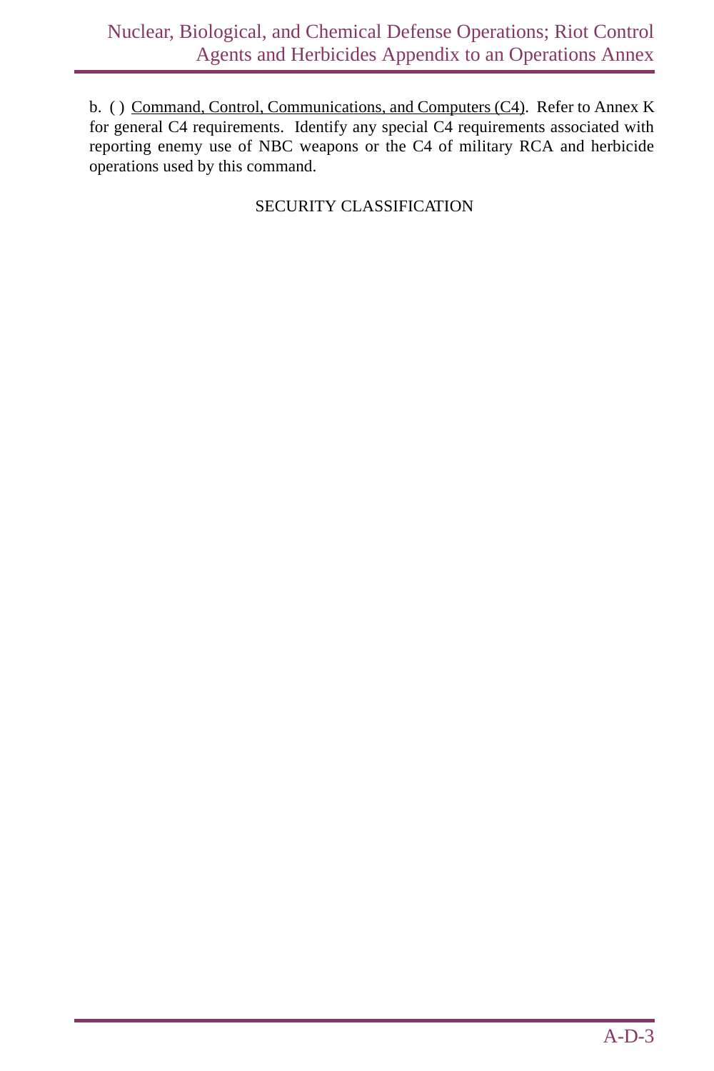b. ( ) Command, Control, Communications, and Computers (C4). Refer to Annex K for general C4 requirements. Identify any special C4 requirements associated with reporting enemy use of NBC weapons or the C4 of military RCA and herbicide operations used by this command.

SECURITY CLASSIFICATION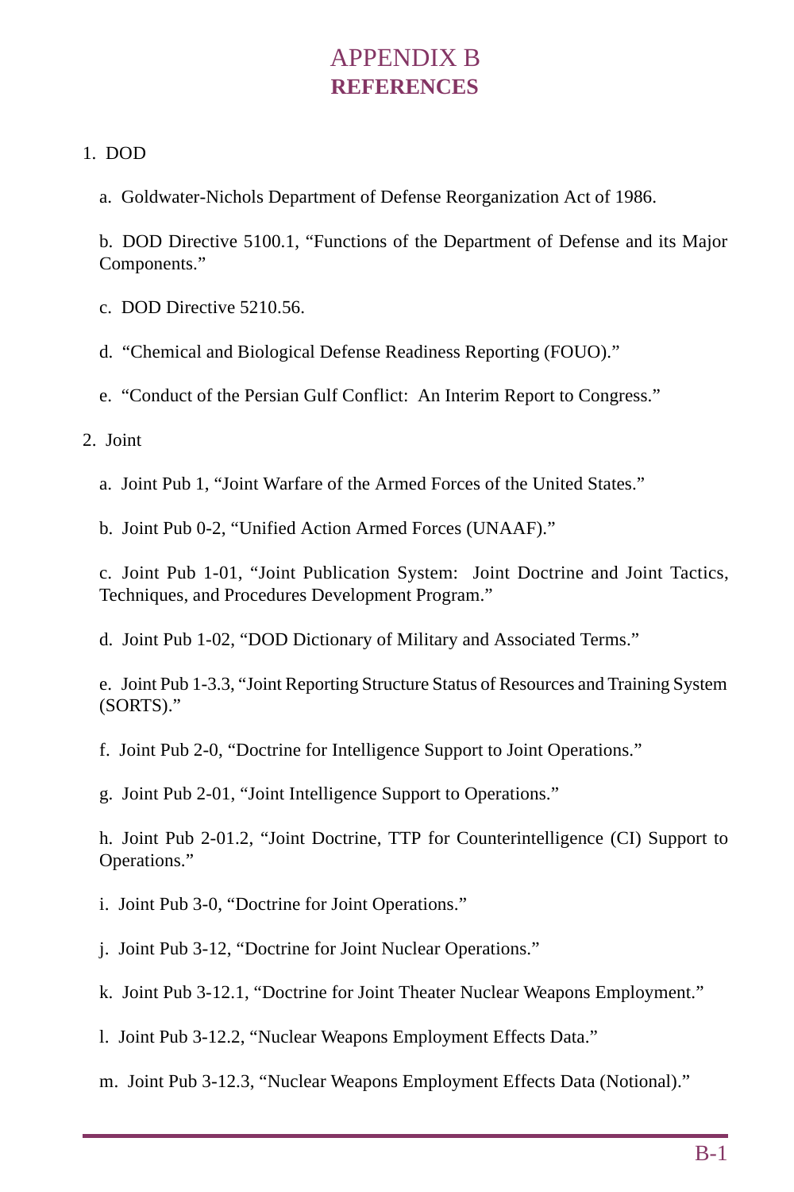# APPENDIX B
## REFERENCES

1. DOD

   a. Goldwater-Nichols Department of Defense Reorganization Act of 1986.

   b. DOD Directive 5100.1, "Functions of the Department of Defense and its Major Components."

   c. DOD Directive 5210.56.

   d. "Chemical and Biological Defense Readiness Reporting (FOUO)."

   e. "Conduct of the Persian Gulf Conflict: An Interim Report to Congress."

2. Joint

   a. Joint Pub 1, "Joint Warfare of the Armed Forces of the United States."

   b. Joint Pub 0-2, "Unified Action Armed Forces (UNAAF)."

   c. Joint Pub 1-01, "Joint Publication System: Joint Doctrine and Joint Tactics, Techniques, and Procedures Development Program."

   d. Joint Pub 1-02, "DOD Dictionary of Military and Associated Terms."

   e. Joint Pub 1-3.3, "Joint Reporting Structure Status of Resources and Training System (SORTS)."

   f. Joint Pub 2-0, "Doctrine for Intelligence Support to Joint Operations."

   g. Joint Pub 2-01, "Joint Intelligence Support to Operations."

   h. Joint Pub 2-01.2, "Joint Doctrine, TTP for Counterintelligence (CI) Support to Operations."

   i. Joint Pub 3-0, "Doctrine for Joint Operations."

   j. Joint Pub 3-12, "Doctrine for Joint Nuclear Operations."

   k. Joint Pub 3-12.1, "Doctrine for Joint Theater Nuclear Weapons Employment."

   l. Joint Pub 3-12.2, "Nuclear Weapons Employment Effects Data."

   m. Joint Pub 3-12.3, "Nuclear Weapons Employment Effects Data (Notional)."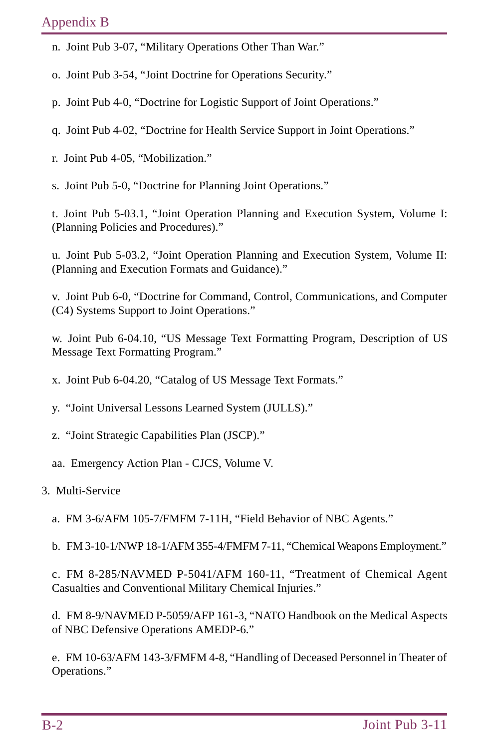n. Joint Pub 3-07, "Military Operations Other Than War."

o. Joint Pub 3-54, "Joint Doctrine for Operations Security."

p. Joint Pub 4-0, "Doctrine for Logistic Support of Joint Operations."

q. Joint Pub 4-02, "Doctrine for Health Service Support in Joint Operations."

r. Joint Pub 4-05, "Mobilization."

s. Joint Pub 5-0, "Doctrine for Planning Joint Operations."

t. Joint Pub 5-03.1, "Joint Operation Planning and Execution System, Volume I: (Planning Policies and Procedures)."

u. Joint Pub 5-03.2, "Joint Operation Planning and Execution System, Volume II: (Planning and Execution Formats and Guidance)."

v. Joint Pub 6-0, "Doctrine for Command, Control, Communications, and Computer (C4) Systems Support to Joint Operations."

w. Joint Pub 6-04.10, "US Message Text Formatting Program, Description of US Message Text Formatting Program."

x. Joint Pub 6-04.20, "Catalog of US Message Text Formats."

y. "Joint Universal Lessons Learned System (JULLS)."

z. "Joint Strategic Capabilities Plan (JSCP)."

aa. Emergency Action Plan - CJCS, Volume V.

3. Multi-Service

a. FM 3-6/AFM 105-7/FMFM 7-11H, "Field Behavior of NBC Agents."

b. FM 3-10-1/NWP 18-1/AFM 355-4/FMFM 7-11, "Chemical Weapons Employment."

c. FM 8-285/NAVMED P-5041/AFM 160-11, "Treatment of Chemical Agent Casualties and Conventional Military Chemical Injuries."

d. FM 8-9/NAVMED P-5059/AFP 161-3, "NATO Handbook on the Medical Aspects of NBC Defensive Operations AMEDP-6."

e. FM 10-63/AFM 143-3/FMFM 4-8, "Handling of Deceased Personnel in Theater of Operations."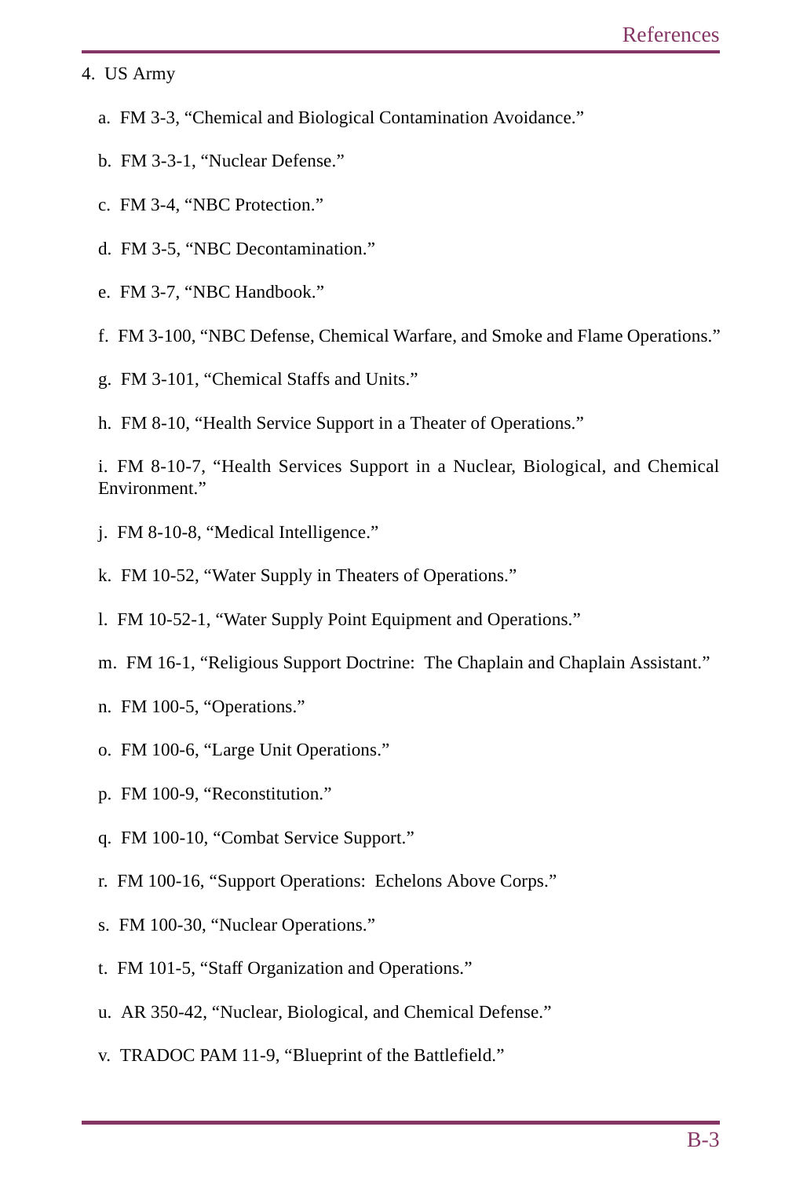4. US Army

a. FM 3-3, "Chemical and Biological Contamination Avoidance."

b. FM 3-3-1, "Nuclear Defense."

c. FM 3-4, "NBC Protection."

d. FM 3-5, "NBC Decontamination."

e. FM 3-7, "NBC Handbook."

f. FM 3-100, "NBC Defense, Chemical Warfare, and Smoke and Flame Operations."

g. FM 3-101, "Chemical Staffs and Units."

h. FM 8-10, "Health Service Support in a Theater of Operations."

i. FM 8-10-7, "Health Services Support in a Nuclear, Biological, and Chemical Environment."

j. FM 8-10-8, "Medical Intelligence."

k. FM 10-52, "Water Supply in Theaters of Operations."

l. FM 10-52-1, "Water Supply Point Equipment and Operations."

m. FM 16-1, "Religious Support Doctrine: The Chaplain and Chaplain Assistant."

n. FM 100-5, "Operations."

o. FM 100-6, "Large Unit Operations."

p. FM 100-9, "Reconstitution."

q. FM 100-10, "Combat Service Support."

r. FM 100-16, "Support Operations: Echelons Above Corps."

s. FM 100-30, "Nuclear Operations."

t. FM 101-5, "Staff Organization and Operations."

u. AR 350-42, "Nuclear, Biological, and Chemical Defense."

v. TRADOC PAM 11-9, "Blueprint of the Battlefield."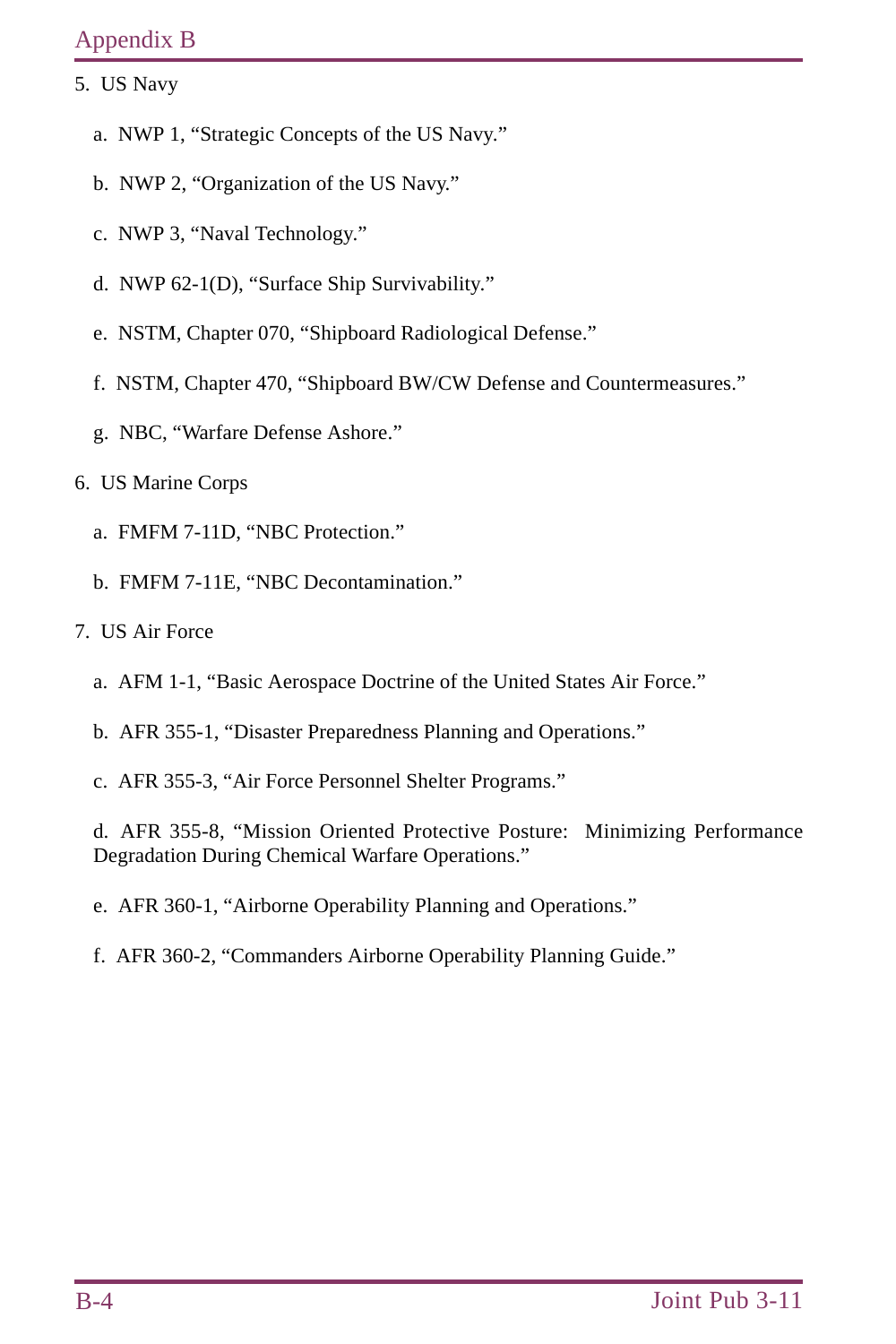5. US Navy

   a. NWP 1, "Strategic Concepts of the US Navy."

   b. NWP 2, "Organization of the US Navy."

   c. NWP 3, "Naval Technology."

   d. NWP 62-1(D), "Surface Ship Survivability."

   e. NSTM, Chapter 070, "Shipboard Radiological Defense."

   f. NSTM, Chapter 470, "Shipboard BW/CW Defense and Countermeasures."

   g. NBC, "Warfare Defense Ashore."

6. US Marine Corps

   a. FMFM 7-11D, "NBC Protection."

   b. FMFM 7-11E, "NBC Decontamination."

7. US Air Force

   a. AFM 1-1, "Basic Aerospace Doctrine of the United States Air Force."

   b. AFR 355-1, "Disaster Preparedness Planning and Operations."

   c. AFR 355-3, "Air Force Personnel Shelter Programs."

   d. AFR 355-8, "Mission Oriented Protective Posture: Minimizing Performance Degradation During Chemical Warfare Operations."

   e. AFR 360-1, "Airborne Operability Planning and Operations."

   f. AFR 360-2, "Commanders Airborne Operability Planning Guide."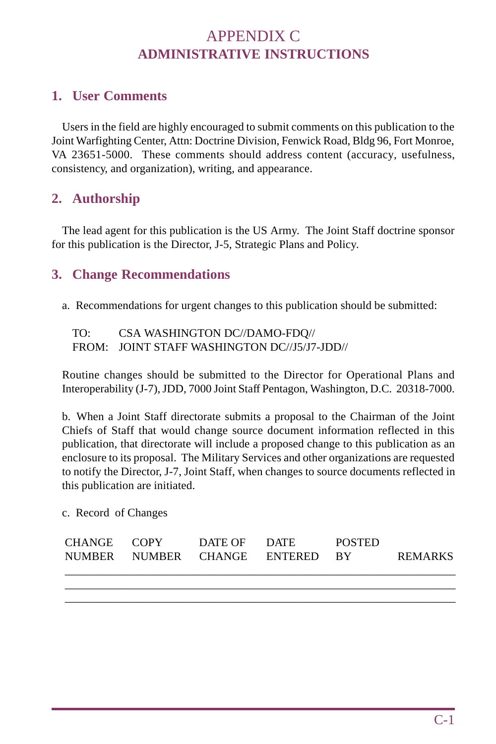# APPENDIX C
# ADMINISTRATIVE INSTRUCTIONS

## 1. User Comments

Users in the field are highly encouraged to submit comments on this publication to the Joint Warfighting Center, Attn: Doctrine Division, Fenwick Road, Bldg 96, Fort Monroe, VA 23651-5000. These comments should address content (accuracy, usefulness, consistency, and organization), writing, and appearance.

## 2. Authorship

The lead agent for this publication is the US Army. The Joint Staff doctrine sponsor for this publication is the Director, J-5, Strategic Plans and Policy.

## 3. Change Recommendations

a. Recommendations for urgent changes to this publication should be submitted:

TO: CSA WASHINGTON DC//DAMO-FDQ//
FROM: JOINT STAFF WASHINGTON DC//J5/J7-JDD//

Routine changes should be submitted to the Director for Operational Plans and Interoperability (J-7), JDD, 7000 Joint Staff Pentagon, Washington, D.C. 20318-7000.

b. When a Joint Staff directorate submits a proposal to the Chairman of the Joint Chiefs of Staff that would change source document information reflected in this publication, that directorate will include a proposed change to this publication as an enclosure to its proposal. The Military Services and other organizations are requested to notify the Director, J-7, Joint Staff, when changes to source documents reflected in this publication are initiated.

c. Record of Changes

| CHANGE NUMBER | COPY NUMBER | DATE OF CHANGE | DATE ENTERED | POSTED BY | REMARKS |
|---|---|---|---|---|---|
| | | | | | |
| | | | | | |
| | | | | | |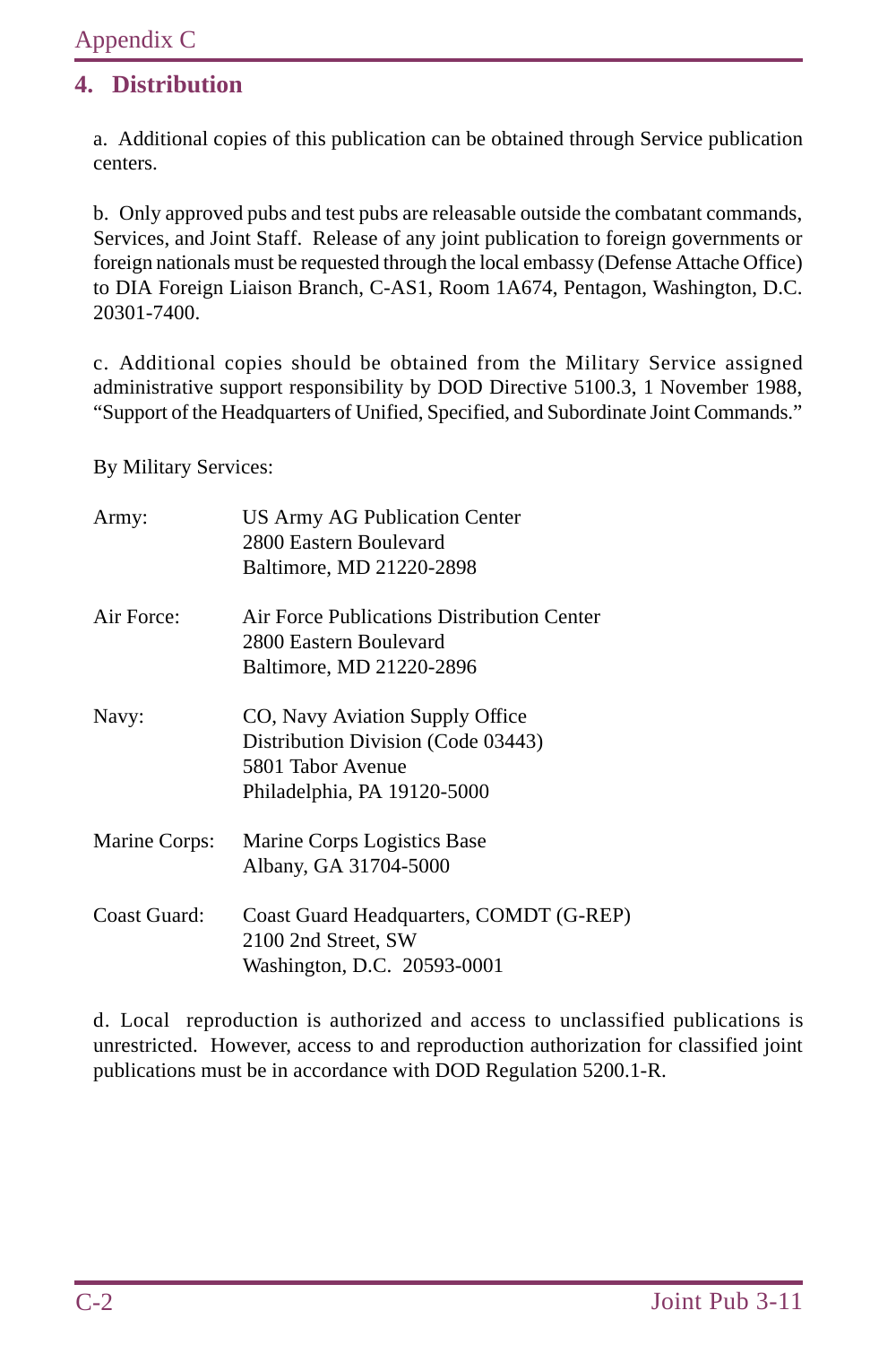## 4. Distribution

a. Additional copies of this publication can be obtained through Service publication centers.

b. Only approved pubs and test pubs are releasable outside the combatant commands, Services, and Joint Staff. Release of any joint publication to foreign governments or foreign nationals must be requested through the local embassy (Defense Attache Office) to DIA Foreign Liaison Branch, C-AS1, Room 1A674, Pentagon, Washington, D.C. 20301-7400.

c. Additional copies should be obtained from the Military Service assigned administrative support responsibility by DOD Directive 5100.3, 1 November 1988, "Support of the Headquarters of Unified, Specified, and Subordinate Joint Commands."

By Military Services:

Army: US Army AG Publication Center
2800 Eastern Boulevard
Baltimore, MD 21220-2898

Air Force: Air Force Publications Distribution Center
2800 Eastern Boulevard
Baltimore, MD 21220-2896

Navy: CO, Navy Aviation Supply Office
Distribution Division (Code 03443)
5801 Tabor Avenue
Philadelphia, PA 19120-5000

Marine Corps: Marine Corps Logistics Base
Albany, GA 31704-5000

Coast Guard: Coast Guard Headquarters, COMDT (G-REP)
2100 2nd Street, SW
Washington, D.C. 20593-0001

d. Local reproduction is authorized and access to unclassified publications is unrestricted. However, access to and reproduction authorization for classified joint publications must be in accordance with DOD Regulation 5200.1-R.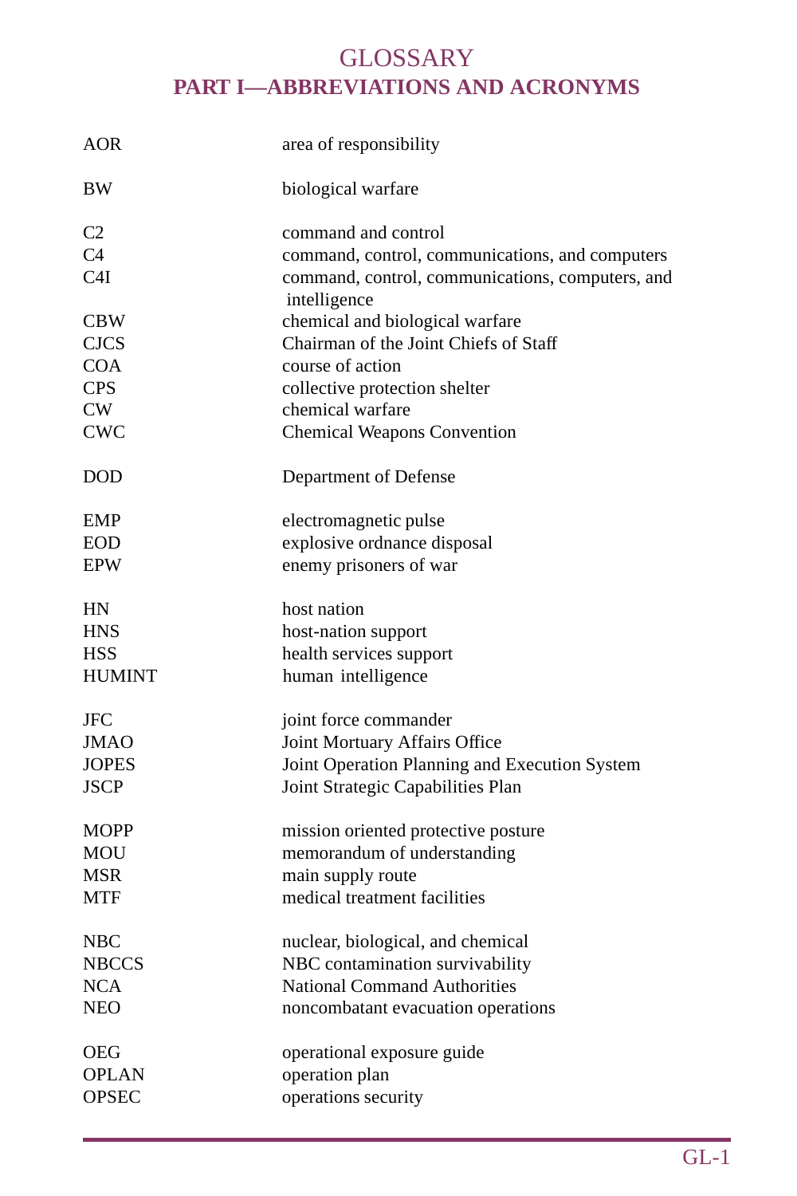# GLOSSARY
## PART I—ABBREVIATIONS AND ACRONYMS

| | |
|---|---|
| AOR | area of responsibility |
| BW | biological warfare |
| C2 | command and control |
| C4 | command, control, communications, and computers |
| C4I | command, control, communications, computers, and intelligence |
| CBW | chemical and biological warfare |
| CJCS | Chairman of the Joint Chiefs of Staff |
| COA | course of action |
| CPS | collective protection shelter |
| CW | chemical warfare |
| CWC | Chemical Weapons Convention |
| DOD | Department of Defense |
| EMP | electromagnetic pulse |
| EOD | explosive ordnance disposal |
| EPW | enemy prisoners of war |
| HN | host nation |
| HNS | host-nation support |
| HSS | health services support |
| HUMINT | human intelligence |
| JFC | joint force commander |
| JMAO | Joint Mortuary Affairs Office |
| JOPES | Joint Operation Planning and Execution System |
| JSCP | Joint Strategic Capabilities Plan |
| MOPP | mission oriented protective posture |
| MOU | memorandum of understanding |
| MSR | main supply route |
| MTF | medical treatment facilities |
| NBC | nuclear, biological, and chemical |
| NBCCS | NBC contamination survivability |
| NCA | National Command Authorities |
| NEO | noncombatant evacuation operations |
| OEG | operational exposure guide |
| OPLAN | operation plan |
| OPSEC | operations security |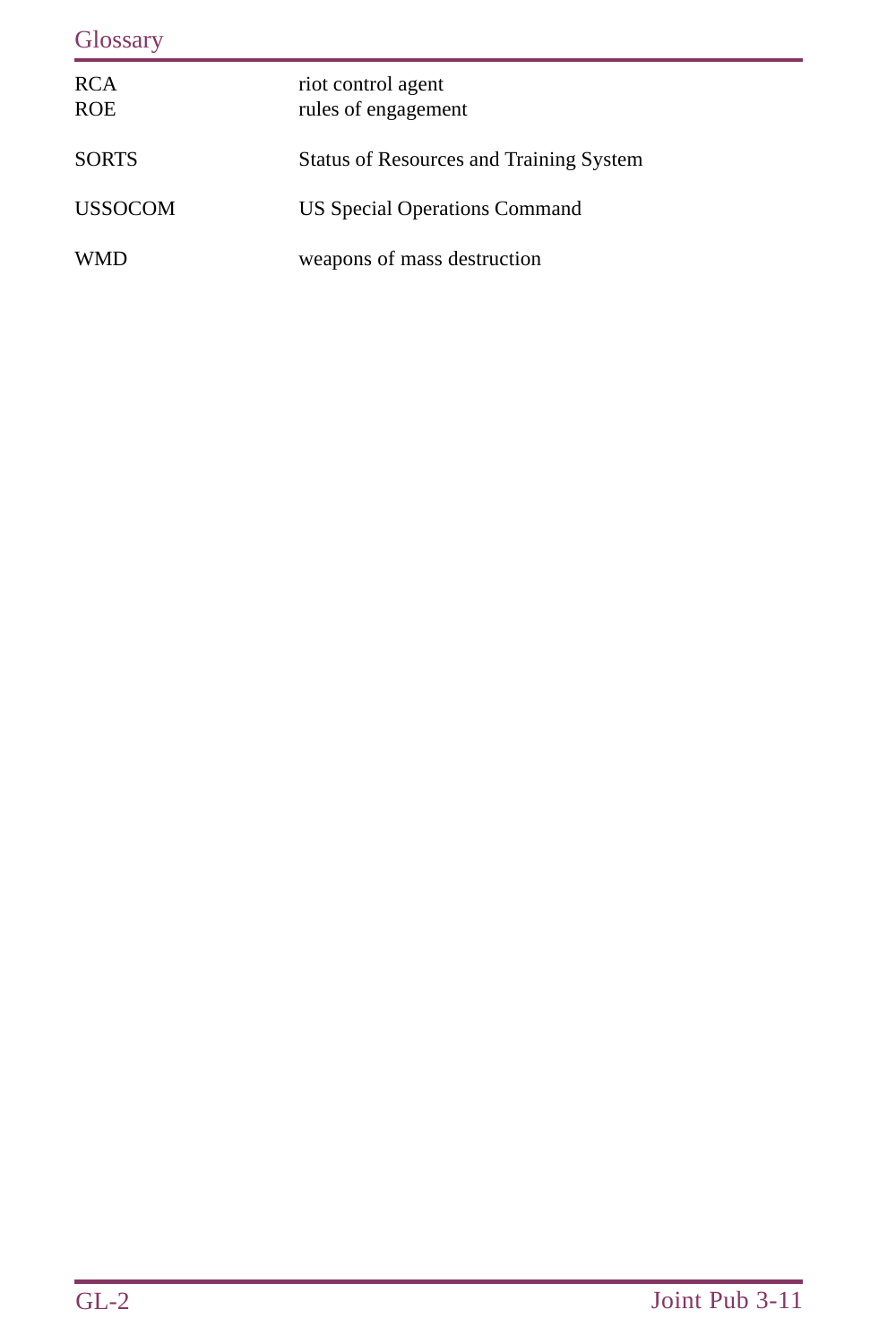| | |
|---|---|
| RCA | riot control agent |
| ROE | rules of engagement |
| SORTS | Status of Resources and Training System |
| USSOCOM | US Special Operations Command |
| WMD | weapons of mass destruction |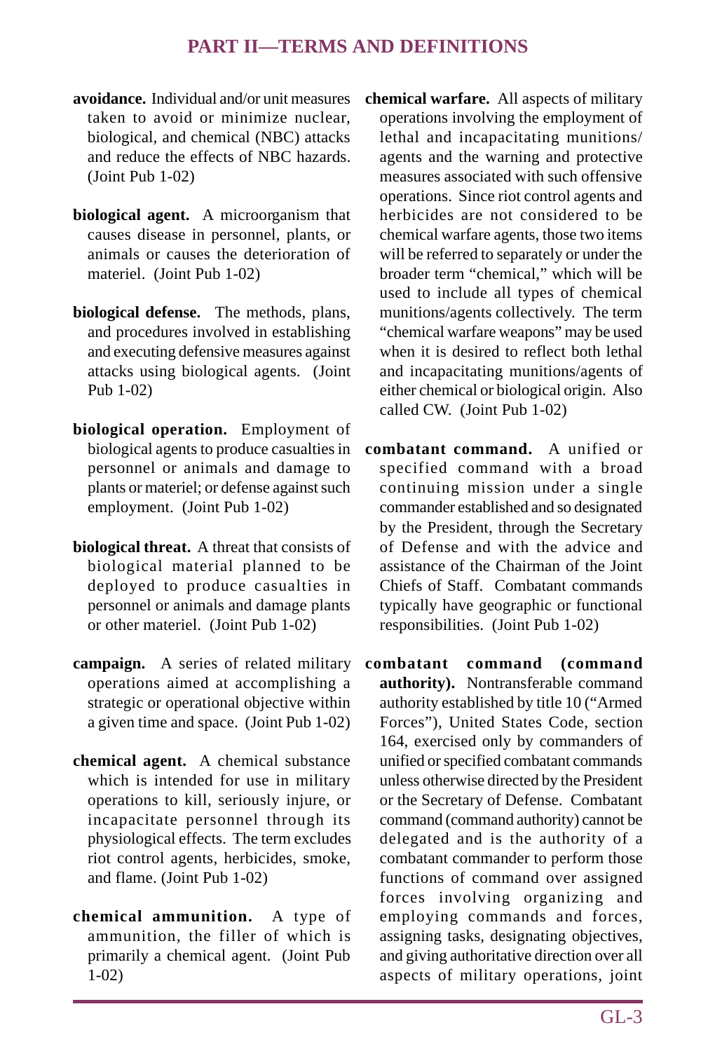## PART II—TERMS AND DEFINITIONS

**avoidance.** Individual and/or unit measures taken to avoid or minimize nuclear, biological, and chemical (NBC) attacks and reduce the effects of NBC hazards. (Joint Pub 1-02)

**biological agent.** A microorganism that causes disease in personnel, plants, or animals or causes the deterioration of materiel. (Joint Pub 1-02)

**biological defense.** The methods, plans, and procedures involved in establishing and executing defensive measures against attacks using biological agents. (Joint Pub 1-02)

**biological operation.** Employment of biological agents to produce casualties in personnel or animals and damage to plants or materiel; or defense against such employment. (Joint Pub 1-02)

**biological threat.** A threat that consists of biological material planned to be deployed to produce casualties in personnel or animals and damage plants or other materiel. (Joint Pub 1-02)

**campaign.** A series of related military operations aimed at accomplishing a strategic or operational objective within a given time and space. (Joint Pub 1-02)

**chemical agent.** A chemical substance which is intended for use in military operations to kill, seriously injure, or incapacitate personnel through its physiological effects. The term excludes riot control agents, herbicides, smoke, and flame. (Joint Pub 1-02)

**chemical ammunition.** A type of ammunition, the filler of which is primarily a chemical agent. (Joint Pub 1-02)

**chemical warfare.** All aspects of military operations involving the employment of lethal and incapacitating munitions/agents and the warning and protective measures associated with such offensive operations. Since riot control agents and herbicides are not considered to be chemical warfare agents, those two items will be referred to separately or under the broader term "chemical," which will be used to include all types of chemical munitions/agents collectively. The term "chemical warfare weapons" may be used when it is desired to reflect both lethal and incapacitating munitions/agents of either chemical or biological origin. Also called CW. (Joint Pub 1-02)

**combatant command.** A unified or specified command with a broad continuing mission under a single commander established and so designated by the President, through the Secretary of Defense and with the advice and assistance of the Chairman of the Joint Chiefs of Staff. Combatant commands typically have geographic or functional responsibilities. (Joint Pub 1-02)

**combatant command (command authority).** Nontransferable command authority established by title 10 ("Armed Forces"), United States Code, section 164, exercised only by commanders of unified or specified combatant commands unless otherwise directed by the President or the Secretary of Defense. Combatant command (command authority) cannot be delegated and is the authority of a combatant commander to perform those functions of command over assigned forces involving organizing and employing commands and forces, assigning tasks, designating objectives, and giving authoritative direction over all aspects of military operations, joint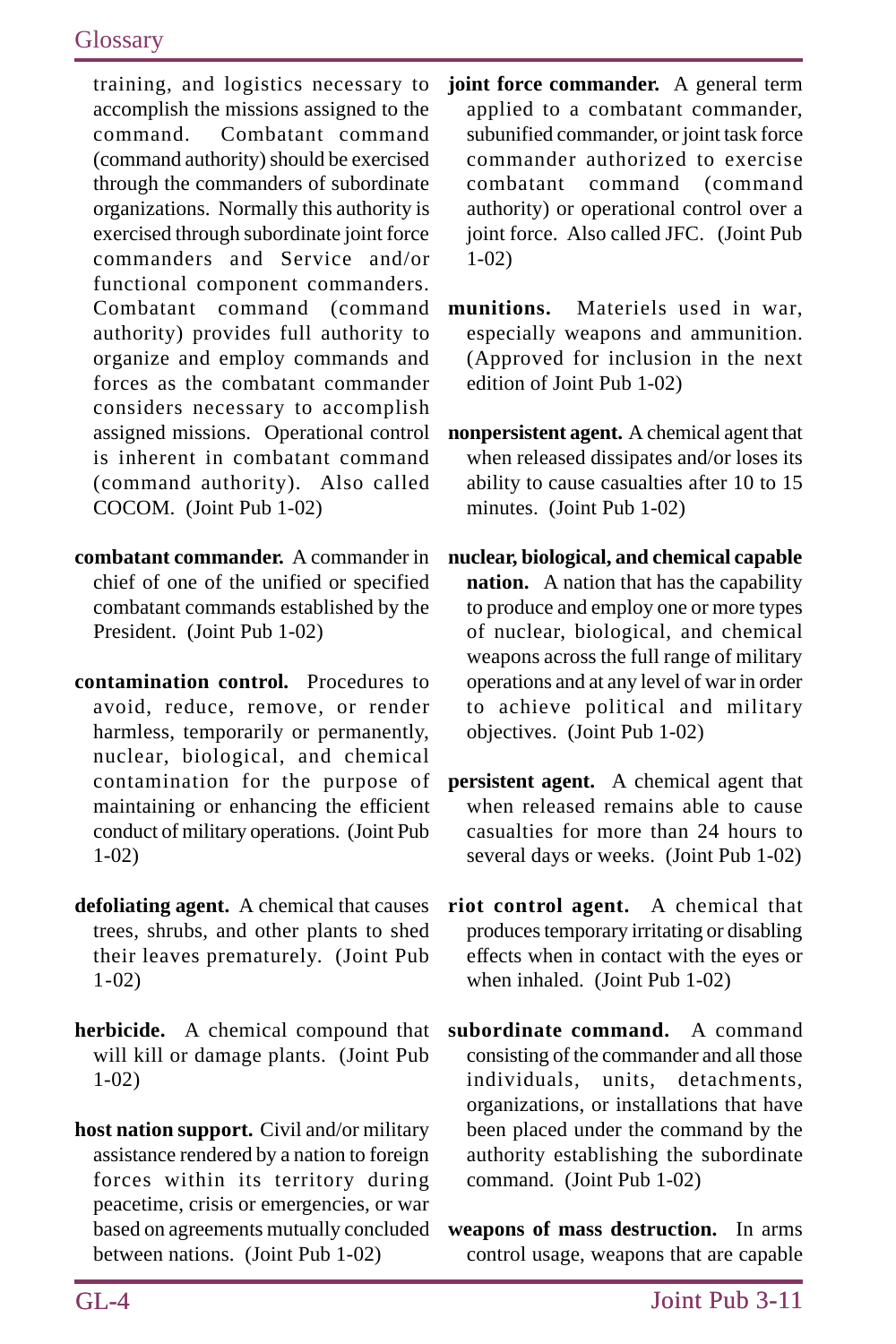training, and logistics necessary to accomplish the missions assigned to the command. Combatant command (command authority) should be exercised through the commanders of subordinate organizations. Normally this authority is exercised through subordinate joint force commanders and Service and/or functional component commanders. Combatant command (command authority) provides full authority to organize and employ commands and forces as the combatant commander considers necessary to accomplish assigned missions. Operational control is inherent in combatant command (command authority). Also called COCOM. (Joint Pub 1-02)

**combatant commander.** A commander in chief of one of the unified or specified combatant commands established by the President. (Joint Pub 1-02)

**contamination control.** Procedures to avoid, reduce, remove, or render harmless, temporarily or permanently, nuclear, biological, and chemical contamination for the purpose of maintaining or enhancing the efficient conduct of military operations. (Joint Pub 1-02)

**defoliating agent.** A chemical that causes trees, shrubs, and other plants to shed their leaves prematurely. (Joint Pub 1-02)

**herbicide.** A chemical compound that will kill or damage plants. (Joint Pub 1-02)

**host nation support.** Civil and/or military assistance rendered by a nation to foreign forces within its territory during peacetime, crisis or emergencies, or war based on agreements mutually concluded between nations. (Joint Pub 1-02)

**joint force commander.** A general term applied to a combatant commander, subunified commander, or joint task force commander authorized to exercise combatant command (command authority) or operational control over a joint force. Also called JFC. (Joint Pub 1-02)

**munitions.** Materiels used in war, especially weapons and ammunition. (Approved for inclusion in the next edition of Joint Pub 1-02)

**nonpersistent agent.** A chemical agent that when released dissipates and/or loses its ability to cause casualties after 10 to 15 minutes. (Joint Pub 1-02)

**nuclear, biological, and chemical capable nation.** A nation that has the capability to produce and employ one or more types of nuclear, biological, and chemical weapons across the full range of military operations and at any level of war in order to achieve political and military objectives. (Joint Pub 1-02)

**persistent agent.** A chemical agent that when released remains able to cause casualties for more than 24 hours to several days or weeks. (Joint Pub 1-02)

**riot control agent.** A chemical that produces temporary irritating or disabling effects when in contact with the eyes or when inhaled. (Joint Pub 1-02)

**subordinate command.** A command consisting of the commander and all those individuals, units, detachments, organizations, or installations that have been placed under the command by the authority establishing the subordinate command. (Joint Pub 1-02)

**weapons of mass destruction.** In arms control usage, weapons that are capable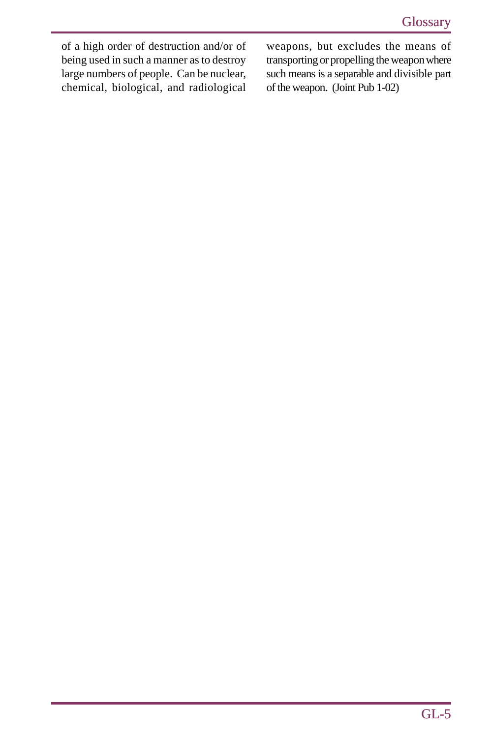of a high order of destruction and/or of being used in such a manner as to destroy large numbers of people. Can be nuclear, chemical, biological, and radiological weapons, but excludes the means of transporting or propelling the weapon where such means is a separable and divisible part of the weapon. (Joint Pub 1-02)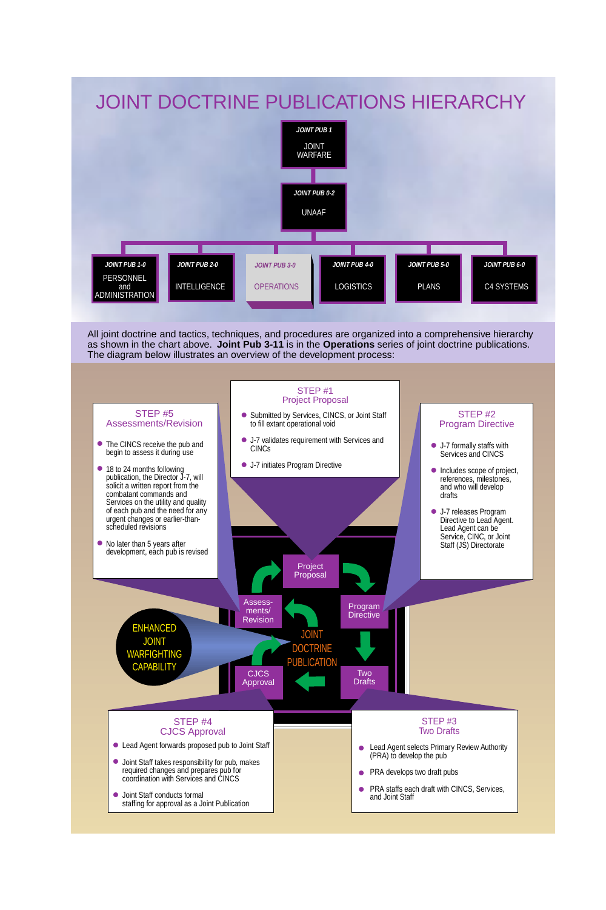# JOINT DOCTRINE PUBLICATIONS HIERARCHY

**JOINT PUB 1** — JOINT WARFARE

**JOINT PUB 0-2** — UNAAF

- **JOINT PUB 1-0** — PERSONNEL and ADMINISTRATION
- **JOINT PUB 2-0** — INTELLIGENCE
- **JOINT PUB 3-0** — OPERATIONS
- **JOINT PUB 4-0** — LOGISTICS
- **JOINT PUB 5-0** — PLANS
- **JOINT PUB 6-0** — C4 SYSTEMS

All joint doctrine and tactics, techniques, and procedures are organized into a comprehensive hierarchy as shown in the chart above. **Joint Pub 3-11** is in the **Operations** series of joint doctrine publications. The diagram below illustrates an overview of the development process:

## STEP #1 Project Proposal

- Submitted by Services, CINCS, or Joint Staff to fill extant operational void
- J-7 validates requirement with Services and CINCs
- J-7 initiates Program Directive

## STEP #2 Program Directive

- J-7 formally staffs with Services and CINCS
- Includes scope of project, references, milestones, and who will develop drafts
- J-7 releases Program Directive to Lead Agent. Lead Agent can be Service, CINC, or Joint Staff (JS) Directorate

## STEP #3 Two Drafts

- Lead Agent selects Primary Review Authority (PRA) to develop the pub
- PRA develops two draft pubs
- PRA staffs each draft with CINCS, Services, and Joint Staff

## STEP #4 CJCS Approval

- Lead Agent forwards proposed pub to Joint Staff
- Joint Staff takes responsibility for pub, makes required changes and prepares pub for coordination with Services and CINCS
- Joint Staff conducts formal staffing for approval as a Joint Publication

## STEP #5 Assessments/Revision

- The CINCS receive the pub and begin to assess it during use
- 18 to 24 months following publication, the Director J-7, will solicit a written report from the combatant commands and Services on the utility and quality of each pub and the need for any urgent changes or earlier-than-scheduled revisions
- No later than 5 years after development, each pub is revised

JOINT DOCTRINE PUBLICATION: Project Proposal → Program Directive → Two Drafts → CJCS Approval → Assessments/Revision

ENHANCED JOINT WARFIGHTING CAPABILITY